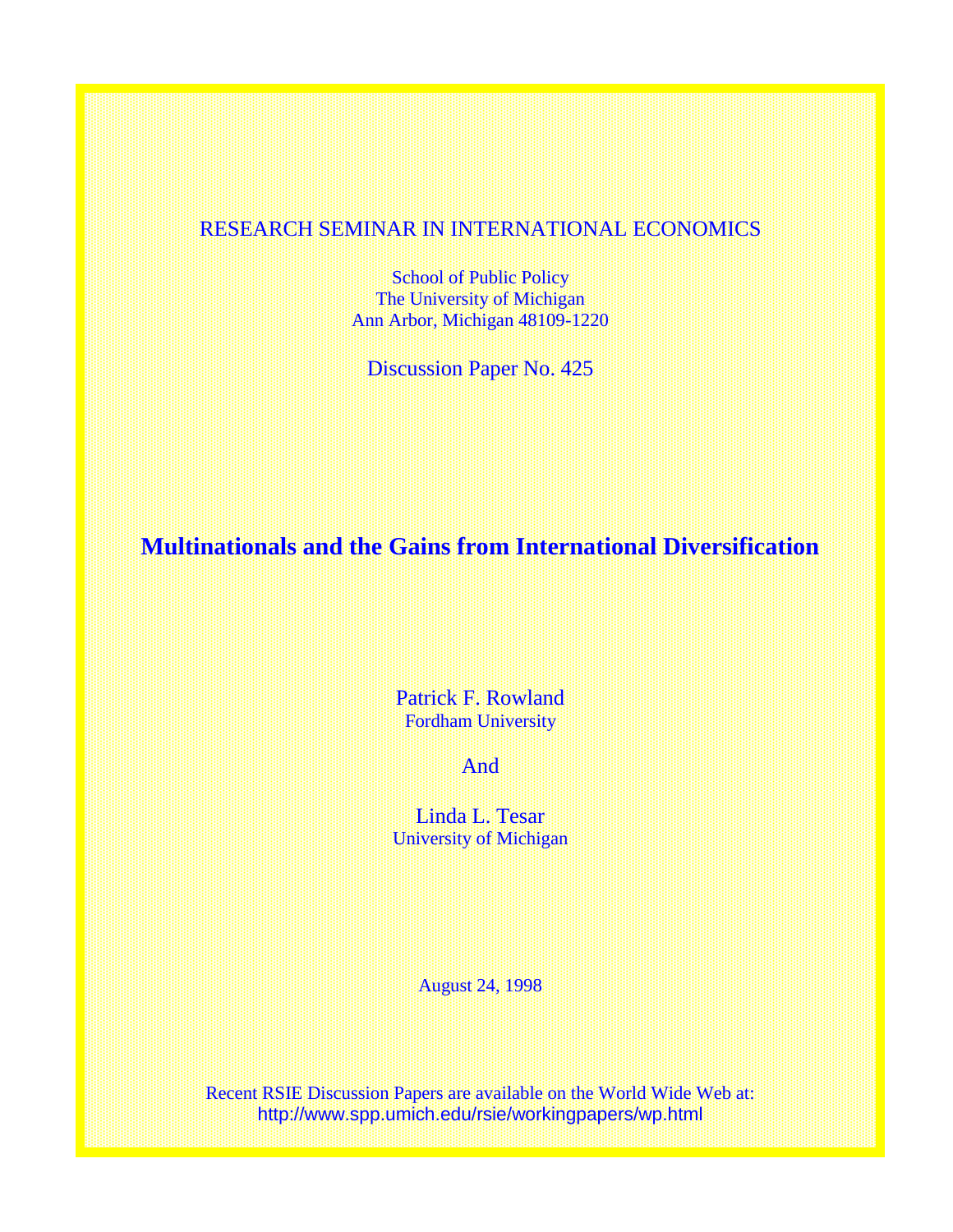RESEARCH SEMINAR IN INTERNATIONAL ECONOMICS

School of Public Policy
The University of Michigan
Ann Arbor, Michigan 48109-1220

Discussion Paper No. 425

# Multinationals and the Gains from International Diversification

Patrick F. Rowland
Fordham University

And

Linda L. Tesar
University of Michigan

August 24, 1998

Recent RSIE Discussion Papers are available on the World Wide Web at:
http://www.spp.umich.edu/rsie/workingpapers/wp.html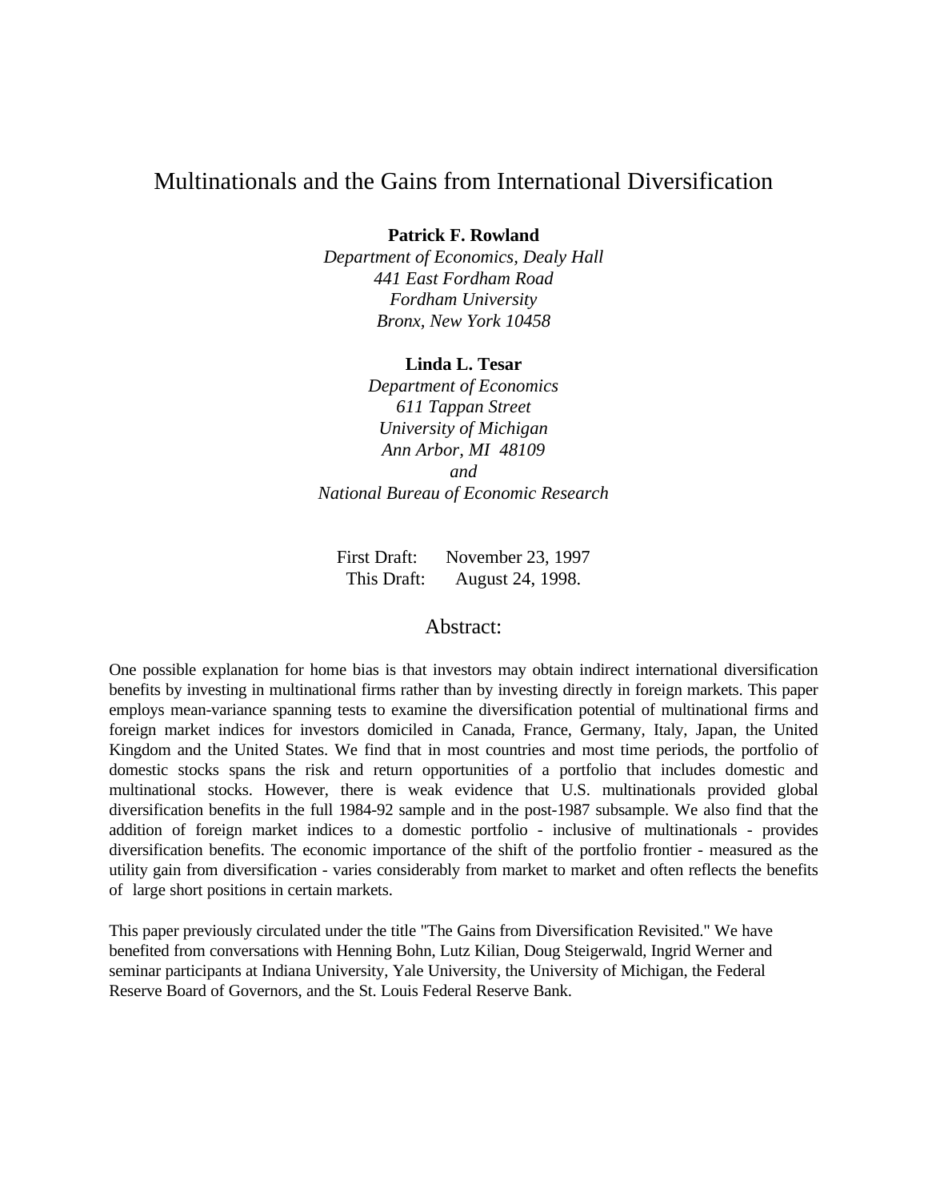# Multinationals and the Gains from International Diversification

**Patrick F. Rowland**
*Department of Economics, Dealy Hall*
*441 East Fordham Road*
*Fordham University*
*Bronx, New York 10458*

**Linda L. Tesar**
*Department of Economics*
*611 Tappan Street*
*University of Michigan*
*Ann Arbor, MI 48109*
*and*
*National Bureau of Economic Research*

First Draft: November 23, 1997
This Draft: August 24, 1998.

## Abstract:

One possible explanation for home bias is that investors may obtain indirect international diversification benefits by investing in multinational firms rather than by investing directly in foreign markets. This paper employs mean-variance spanning tests to examine the diversification potential of multinational firms and foreign market indices for investors domiciled in Canada, France, Germany, Italy, Japan, the United Kingdom and the United States. We find that in most countries and most time periods, the portfolio of domestic stocks spans the risk and return opportunities of a portfolio that includes domestic and multinational stocks. However, there is weak evidence that U.S. multinationals provided global diversification benefits in the full 1984-92 sample and in the post-1987 subsample. We also find that the addition of foreign market indices to a domestic portfolio - inclusive of multinationals - provides diversification benefits. The economic importance of the shift of the portfolio frontier - measured as the utility gain from diversification - varies considerably from market to market and often reflects the benefits of large short positions in certain markets.

This paper previously circulated under the title "The Gains from Diversification Revisited." We have benefited from conversations with Henning Bohn, Lutz Kilian, Doug Steigerwald, Ingrid Werner and seminar participants at Indiana University, Yale University, the University of Michigan, the Federal Reserve Board of Governors, and the St. Louis Federal Reserve Bank.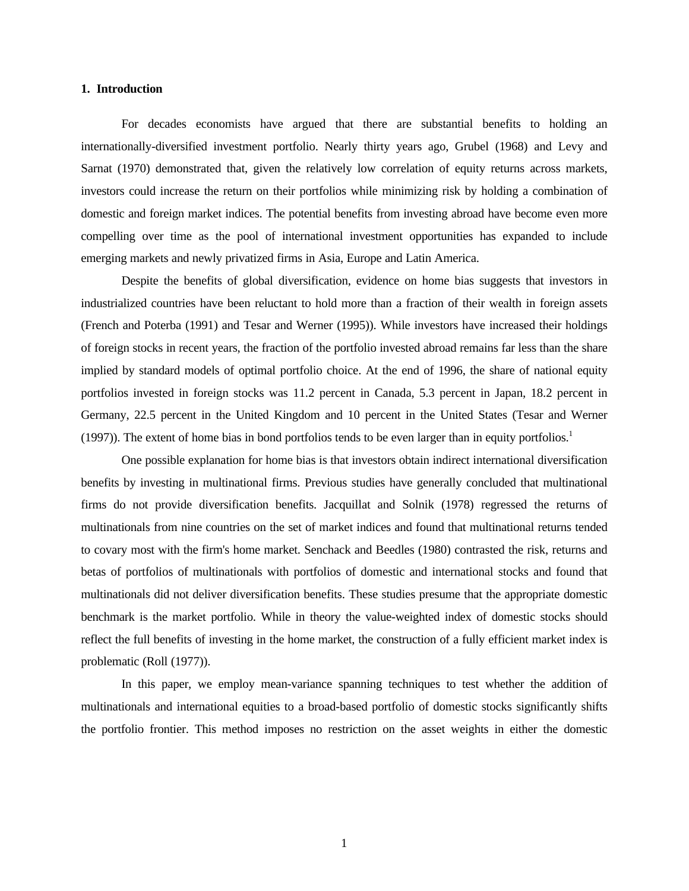## 1. Introduction

For decades economists have argued that there are substantial benefits to holding an internationally-diversified investment portfolio. Nearly thirty years ago, Grubel (1968) and Levy and Sarnat (1970) demonstrated that, given the relatively low correlation of equity returns across markets, investors could increase the return on their portfolios while minimizing risk by holding a combination of domestic and foreign market indices. The potential benefits from investing abroad have become even more compelling over time as the pool of international investment opportunities has expanded to include emerging markets and newly privatized firms in Asia, Europe and Latin America.

Despite the benefits of global diversification, evidence on home bias suggests that investors in industrialized countries have been reluctant to hold more than a fraction of their wealth in foreign assets (French and Poterba (1991) and Tesar and Werner (1995)). While investors have increased their holdings of foreign stocks in recent years, the fraction of the portfolio invested abroad remains far less than the share implied by standard models of optimal portfolio choice. At the end of 1996, the share of national equity portfolios invested in foreign stocks was 11.2 percent in Canada, 5.3 percent in Japan, 18.2 percent in Germany, 22.5 percent in the United Kingdom and 10 percent in the United States (Tesar and Werner (1997)). The extent of home bias in bond portfolios tends to be even larger than in equity portfolios.[1]

One possible explanation for home bias is that investors obtain indirect international diversification benefits by investing in multinational firms. Previous studies have generally concluded that multinational firms do not provide diversification benefits. Jacquillat and Solnik (1978) regressed the returns of multinationals from nine countries on the set of market indices and found that multinational returns tended to covary most with the firm's home market. Senchack and Beedles (1980) contrasted the risk, returns and betas of portfolios of multinationals with portfolios of domestic and international stocks and found that multinationals did not deliver diversification benefits. These studies presume that the appropriate domestic benchmark is the market portfolio. While in theory the value-weighted index of domestic stocks should reflect the full benefits of investing in the home market, the construction of a fully efficient market index is problematic (Roll (1977)).

In this paper, we employ mean-variance spanning techniques to test whether the addition of multinationals and international equities to a broad-based portfolio of domestic stocks significantly shifts the portfolio frontier. This method imposes no restriction on the asset weights in either the domestic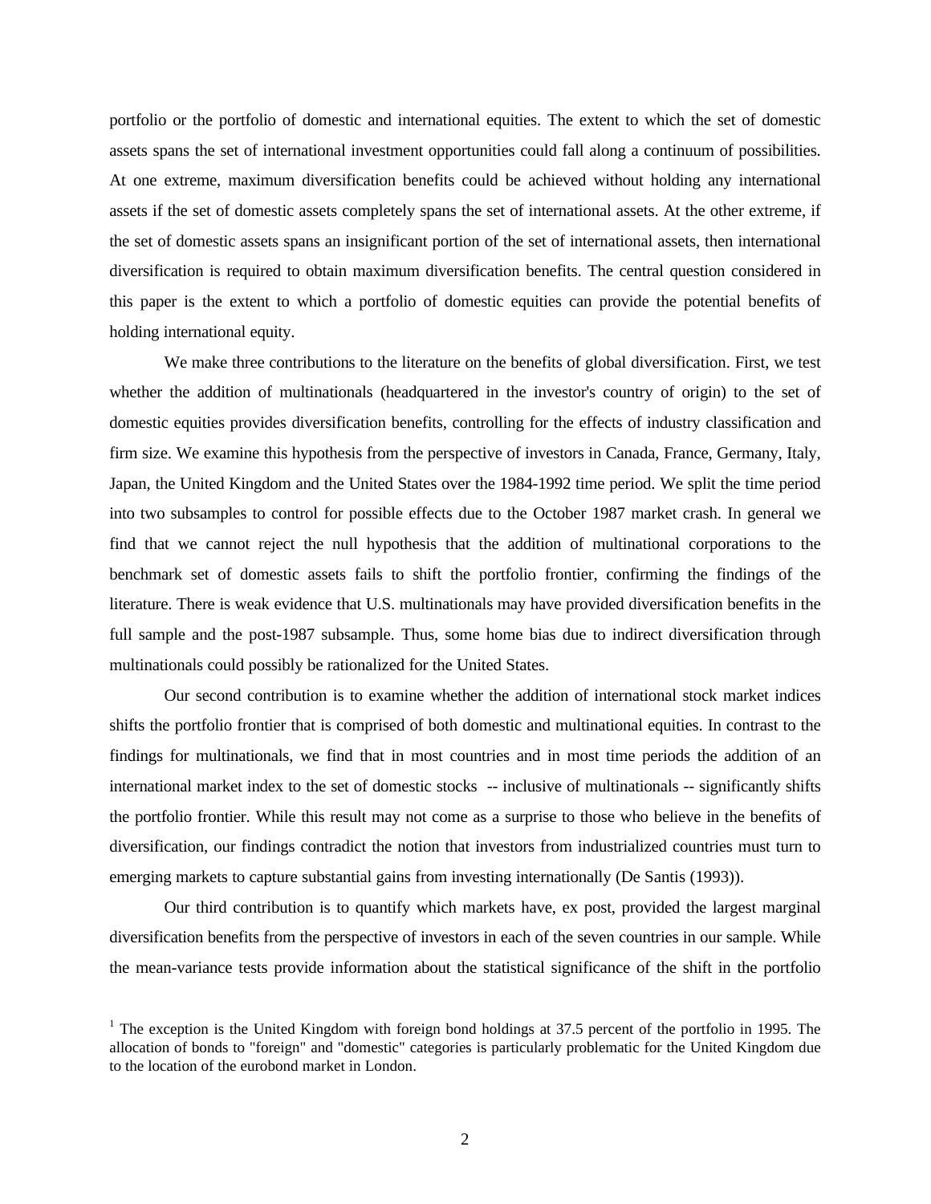portfolio or the portfolio of domestic and international equities. The extent to which the set of domestic assets spans the set of international investment opportunities could fall along a continuum of possibilities. At one extreme, maximum diversification benefits could be achieved without holding any international assets if the set of domestic assets completely spans the set of international assets. At the other extreme, if the set of domestic assets spans an insignificant portion of the set of international assets, then international diversification is required to obtain maximum diversification benefits. The central question considered in this paper is the extent to which a portfolio of domestic equities can provide the potential benefits of holding international equity.

We make three contributions to the literature on the benefits of global diversification. First, we test whether the addition of multinationals (headquartered in the investor's country of origin) to the set of domestic equities provides diversification benefits, controlling for the effects of industry classification and firm size. We examine this hypothesis from the perspective of investors in Canada, France, Germany, Italy, Japan, the United Kingdom and the United States over the 1984-1992 time period. We split the time period into two subsamples to control for possible effects due to the October 1987 market crash. In general we find that we cannot reject the null hypothesis that the addition of multinational corporations to the benchmark set of domestic assets fails to shift the portfolio frontier, confirming the findings of the literature. There is weak evidence that U.S. multinationals may have provided diversification benefits in the full sample and the post-1987 subsample. Thus, some home bias due to indirect diversification through multinationals could possibly be rationalized for the United States.

Our second contribution is to examine whether the addition of international stock market indices shifts the portfolio frontier that is comprised of both domestic and multinational equities. In contrast to the findings for multinationals, we find that in most countries and in most time periods the addition of an international market index to the set of domestic stocks -- inclusive of multinationals -- significantly shifts the portfolio frontier. While this result may not come as a surprise to those who believe in the benefits of diversification, our findings contradict the notion that investors from industrialized countries must turn to emerging markets to capture substantial gains from investing internationally (De Santis (1993)).

Our third contribution is to quantify which markets have, ex post, provided the largest marginal diversification benefits from the perspective of investors in each of the seven countries in our sample. While the mean-variance tests provide information about the statistical significance of the shift in the portfolio

[1] The exception is the United Kingdom with foreign bond holdings at 37.5 percent of the portfolio in 1995. The allocation of bonds to "foreign" and "domestic" categories is particularly problematic for the United Kingdom due to the location of the eurobond market in London.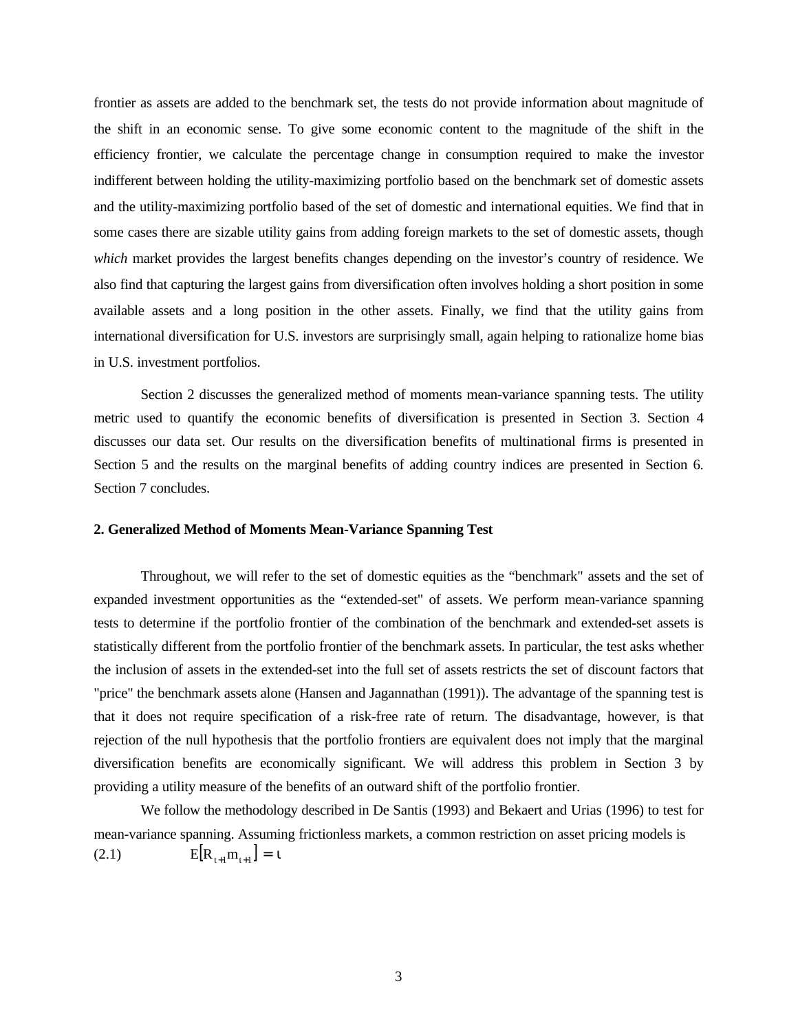frontier as assets are added to the benchmark set, the tests do not provide information about magnitude of the shift in an economic sense. To give some economic content to the magnitude of the shift in the efficiency frontier, we calculate the percentage change in consumption required to make the investor indifferent between holding the utility-maximizing portfolio based on the benchmark set of domestic assets and the utility-maximizing portfolio based of the set of domestic and international equities. We find that in some cases there are sizable utility gains from adding foreign markets to the set of domestic assets, though *which* market provides the largest benefits changes depending on the investor's country of residence. We also find that capturing the largest gains from diversification often involves holding a short position in some available assets and a long position in the other assets. Finally, we find that the utility gains from international diversification for U.S. investors are surprisingly small, again helping to rationalize home bias in U.S. investment portfolios.

Section 2 discusses the generalized method of moments mean-variance spanning tests. The utility metric used to quantify the economic benefits of diversification is presented in Section 3. Section 4 discusses our data set. Our results on the diversification benefits of multinational firms is presented in Section 5 and the results on the marginal benefits of adding country indices are presented in Section 6. Section 7 concludes.

## 2. Generalized Method of Moments Mean-Variance Spanning Test

Throughout, we will refer to the set of domestic equities as the "benchmark" assets and the set of expanded investment opportunities as the "extended-set" of assets. We perform mean-variance spanning tests to determine if the portfolio frontier of the combination of the benchmark and extended-set assets is statistically different from the portfolio frontier of the benchmark assets. In particular, the test asks whether the inclusion of assets in the extended-set into the full set of assets restricts the set of discount factors that "price" the benchmark assets alone (Hansen and Jagannathan (1991)). The advantage of the spanning test is that it does not require specification of a risk-free rate of return. The disadvantage, however, is that rejection of the null hypothesis that the portfolio frontiers are equivalent does not imply that the marginal diversification benefits are economically significant. We will address this problem in Section 3 by providing a utility measure of the benefits of an outward shift of the portfolio frontier.

We follow the methodology described in De Santis (1993) and Bekaert and Urias (1996) to test for mean-variance spanning. Assuming frictionless markets, a common restriction on asset pricing models is

$$E[R_{t+1} m_{t+1}] = \iota \tag{2.1}$$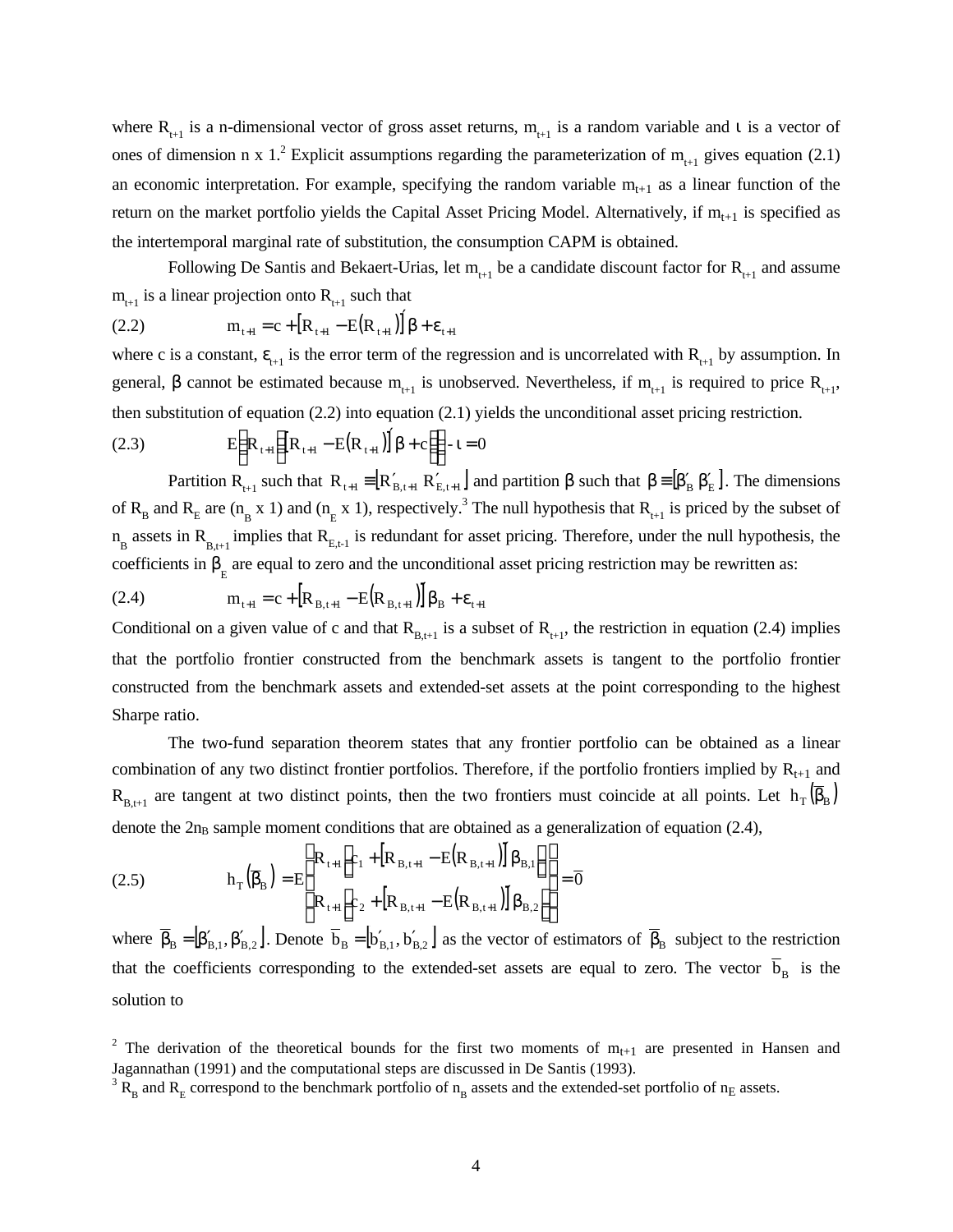where $R_{t+1}$ is a n-dimensional vector of gross asset returns, $m_{t+1}$ is a random variable and $\iota$ is a vector of ones of dimension n x 1.[2] Explicit assumptions regarding the parameterization of $m_{t+1}$ gives equation (2.1) an economic interpretation. For example, specifying the random variable $m_{t+1}$ as a linear function of the return on the market portfolio yields the Capital Asset Pricing Model. Alternatively, if $m_{t+1}$ is specified as the intertemporal marginal rate of substitution, the consumption CAPM is obtained.

Following De Santis and Bekaert-Urias, let $m_{t+1}$ be a candidate discount factor for $R_{t+1}$ and assume $m_{t+1}$ is a linear projection onto $R_{t+1}$ such that

$$(2.2) \qquad m_{t+1} = c + \left[R_{t+1} - E\left(R_{t+1}\right)\right]'\beta + \varepsilon_{t+1}$$

where c is a constant, $\varepsilon_{t+1}$ is the error term of the regression and is uncorrelated with $R_{t+1}$ by assumption. In general, $\beta$ cannot be estimated because $m_{t+1}$ is unobserved. Nevertheless, if $m_{t+1}$ is required to price $R_{t+1}$, then substitution of equation (2.2) into equation (2.1) yields the unconditional asset pricing restriction.

$$(2.3) \qquad E\left\{R_{t+1}\left(\left[R_{t+1} - E\left(R_{t+1}\right)\right]'\beta + c\right)\right\} - \iota = 0$$

Partition $R_{t+1}$ such that $R_{t+1} \equiv \left[R'_{B,t+1}\ R'_{E,t+1}\right]$ and partition $\beta$ such that $\beta \equiv \left[\beta'_B\ \beta'_E\right]$. The dimensions of $R_B$ and $R_E$ are ($n_B$ x 1) and ($n_E$ x 1), respectively.[3] The null hypothesis that $R_{t+1}$ is priced by the subset of $n_B$ assets in $R_{B,t+1}$ implies that $R_{E,t-1}$ is redundant for asset pricing. Therefore, under the null hypothesis, the coefficients in $\beta_E$ are equal to zero and the unconditional asset pricing restriction may be rewritten as:

$$(2.4) \qquad m_{t+1} = c + \left[R_{B,t+1} - E\left(R_{B,t+1}\right)\right]'\beta_B + \varepsilon_{t+1}$$

Conditional on a given value of c and that $R_{B,t+1}$ is a subset of $R_{t+1}$, the restriction in equation (2.4) implies that the portfolio frontier constructed from the benchmark assets is tangent to the portfolio frontier constructed from the benchmark assets and extended-set assets at the point corresponding to the highest Sharpe ratio.

The two-fund separation theorem states that any frontier portfolio can be obtained as a linear combination of any two distinct frontier portfolios. Therefore, if the portfolio frontiers implied by $R_{t+1}$ and $R_{B,t+1}$ are tangent at two distinct points, then the two frontiers must coincide at all points. Let $h_T\left(\bar{\beta}_B\right)$ denote the $2n_B$ sample moment conditions that are obtained as a generalization of equation (2.4),

$$(2.5) \qquad h_T\left(\bar{\beta}_B\right) = E\begin{bmatrix} R_{t+1}\left(c_1 + \left[R_{B,t+1} - E\left(R_{B,t+1}\right)\right]'\beta_{B,1}\right) \\ R_{t+1}\left(c_2 + \left[R_{B,t+1} - E\left(R_{B,t+1}\right)\right]'\beta_{B,2}\right) \end{bmatrix} = \bar{0}$$

where $\bar{\beta}_B = \left[\beta'_{B,1}, \beta'_{B,2}\right]$. Denote $\bar{b}_B = \left[b'_{B,1}, b'_{B,2}\right]$ as the vector of estimators of $\bar{\beta}_B$ subject to the restriction that the coefficients corresponding to the extended-set assets are equal to zero. The vector $\bar{b}_B$ is the solution to

[2] The derivation of the theoretical bounds for the first two moments of $m_{t+1}$ are presented in Hansen and Jagannathan (1991) and the computational steps are discussed in De Santis (1993).

[3] $R_B$ and $R_E$ correspond to the benchmark portfolio of $n_B$ assets and the extended-set portfolio of $n_E$ assets.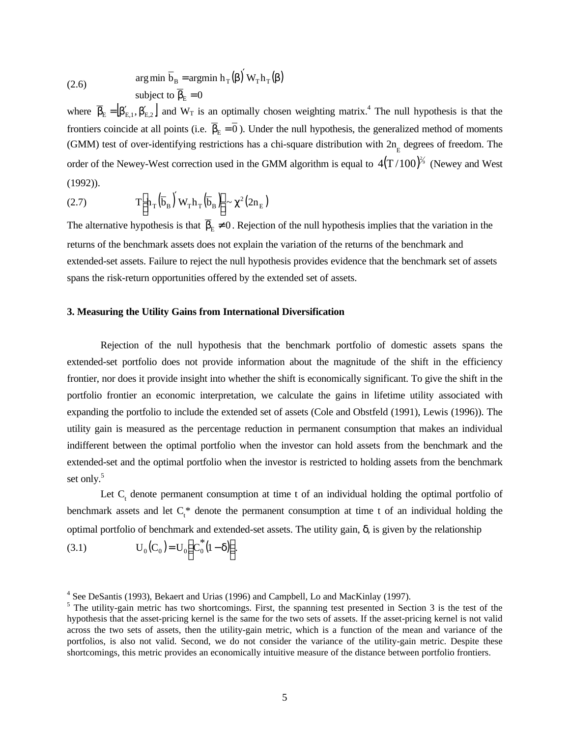$$\text{(2.6)} \qquad \arg\min \bar{b}_B = \arg\min h_T(\beta)' W_T h_T(\beta)$$
$$\text{subject to } \bar{\beta}_E = 0$$

where $\bar{\beta}_E = [\beta'_{E,1}, \beta'_{E,2}]$ and $W_T$ is an optimally chosen weighting matrix.[4] The null hypothesis is that the frontiers coincide at all points (i.e. $\bar{\beta}_E = \bar{0}$). Under the null hypothesis, the generalized method of moments (GMM) test of over-identifying restrictions has a chi-square distribution with $2n_E$ degrees of freedom. The order of the Newey-West correction used in the GMM algorithm is equal to $4(T/100)^{2/9}$ (Newey and West (1992)).

$$\text{(2.7)} \qquad T\left[h_T\left(\bar{b}_B\right)' W_T h_T\left(\bar{b}_B\right)\right] \sim \chi^2(2n_E)$$

The alternative hypothesis is that $\bar{\beta}_E \neq 0$. Rejection of the null hypothesis implies that the variation in the returns of the benchmark assets does not explain the variation of the returns of the benchmark and extended-set assets. Failure to reject the null hypothesis provides evidence that the benchmark set of assets spans the risk-return opportunities offered by the extended set of assets.

## 3. Measuring the Utility Gains from International Diversification

Rejection of the null hypothesis that the benchmark portfolio of domestic assets spans the extended-set portfolio does not provide information about the magnitude of the shift in the efficiency frontier, nor does it provide insight into whether the shift is economically significant. To give the shift in the portfolio frontier an economic interpretation, we calculate the gains in lifetime utility associated with expanding the portfolio to include the extended set of assets (Cole and Obstfeld (1991), Lewis (1996)). The utility gain is measured as the percentage reduction in permanent consumption that makes an individual indifferent between the optimal portfolio when the investor can hold assets from the benchmark and the extended-set and the optimal portfolio when the investor is restricted to holding assets from the benchmark set only.[5]

Let $C_t$ denote permanent consumption at time t of an individual holding the optimal portfolio of benchmark assets and let $C_t^*$ denote the permanent consumption at time t of an individual holding the optimal portfolio of benchmark and extended-set assets. The utility gain, $\delta$, is given by the relationship

$$\text{(3.1)} \qquad U_0(C_0) = U_0\left[C_0^*(1-\delta)\right].$$

---

[4] See DeSantis (1993), Bekaert and Urias (1996) and Campbell, Lo and MacKinlay (1997).

[5] The utility-gain metric has two shortcomings. First, the spanning test presented in Section 3 is the test of the hypothesis that the asset-pricing kernel is the same for the two sets of assets. If the asset-pricing kernel is not valid across the two sets of assets, then the utility-gain metric, which is a function of the mean and variance of the portfolios, is also not valid. Second, we do not consider the variance of the utility-gain metric. Despite these shortcomings, this metric provides an economically intuitive measure of the distance between portfolio frontiers.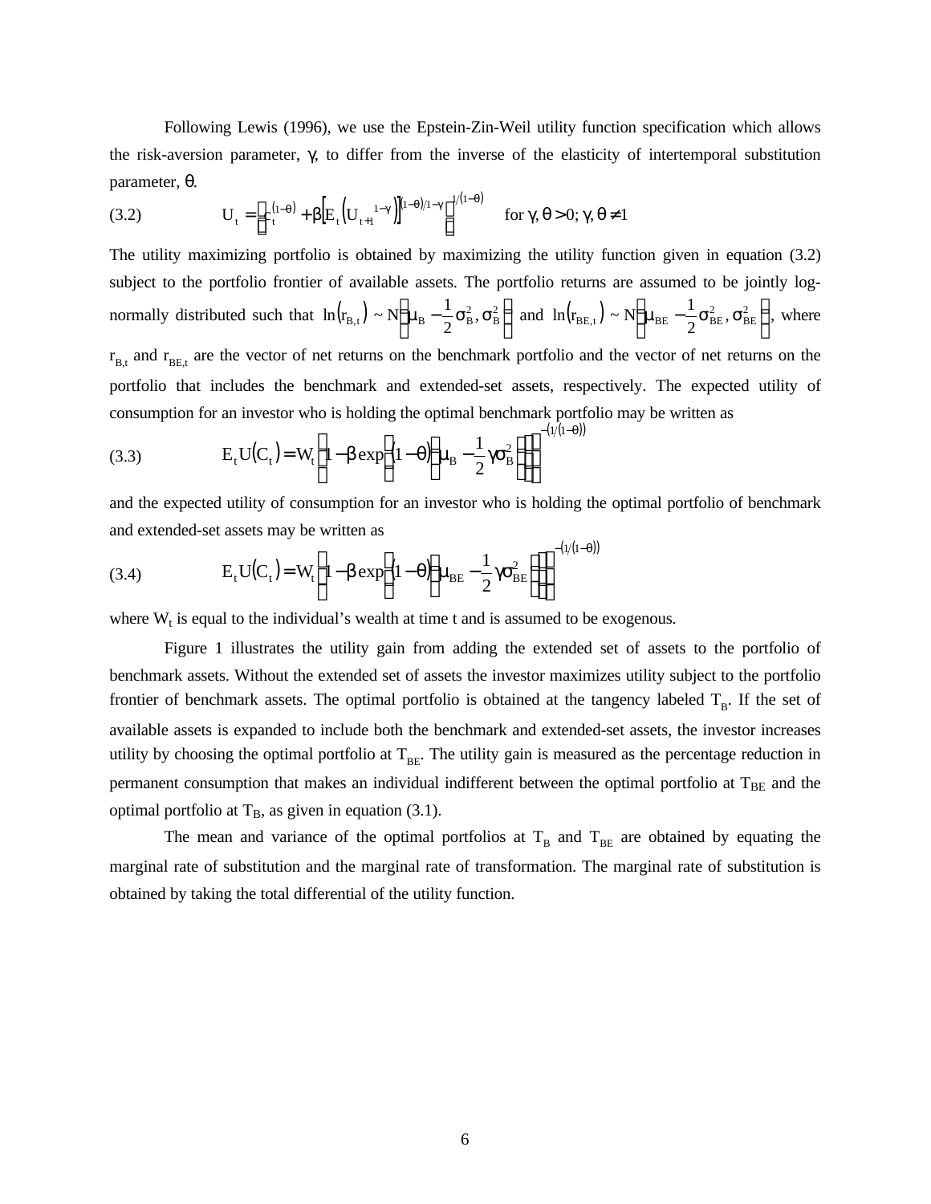Following Lewis (1996), we use the Epstein-Zin-Weil utility function specification which allows the risk-aversion parameter, $\gamma$, to differ from the inverse of the elasticity of intertemporal substitution parameter, $\theta$.

$$
(3.2) \qquad U_t = \left[ C_t^{(1-\theta)} + \beta \left[ E_t \left( U_{t+1}^{\;1-\gamma} \right) \right]^{(1-\theta)/1-\gamma} \right]^{1/(1-\theta)} \qquad \text{for } \gamma, \theta > 0; \gamma, \theta \neq 1
$$

The utility maximizing portfolio is obtained by maximizing the utility function given in equation (3.2) subject to the portfolio frontier of available assets. The portfolio returns are assumed to be jointly log-normally distributed such that $\ln(r_{B,t}) \sim N\left(\mu_B - \frac{1}{2}\sigma_B^2, \sigma_B^2\right)$ and $\ln(r_{BE,t}) \sim N\left(\mu_{BE} - \frac{1}{2}\sigma_{BE}^2, \sigma_{BE}^2\right)$, where $r_{B,t}$ and $r_{BE,t}$ are the vector of net returns on the benchmark portfolio and the vector of net returns on the portfolio that includes the benchmark and extended-set assets, respectively. The expected utility of consumption for an investor who is holding the optimal benchmark portfolio may be written as

$$
(3.3) \qquad E_t U(C_t) = W_t \left( 1 - \beta \exp\left( (1-\theta)\left( \mu_B - \frac{1}{2}\gamma\sigma_B^2 \right) \right) \right)^{-(1/(1-\theta))}
$$

and the expected utility of consumption for an investor who is holding the optimal portfolio of benchmark and extended-set assets may be written as

$$
(3.4) \qquad E_t U(C_t) = W_t \left( 1 - \beta \exp\left( (1-\theta)\left( \mu_{BE} - \frac{1}{2}\gamma\sigma_{BE}^2 \right) \right) \right)^{-(1/(1-\theta))}
$$

where $W_t$ is equal to the individual's wealth at time t and is assumed to be exogenous.

Figure 1 illustrates the utility gain from adding the extended set of assets to the portfolio of benchmark assets. Without the extended set of assets the investor maximizes utility subject to the portfolio frontier of benchmark assets. The optimal portfolio is obtained at the tangency labeled $T_B$. If the set of available assets is expanded to include both the benchmark and extended-set assets, the investor increases utility by choosing the optimal portfolio at $T_{BE}$. The utility gain is measured as the percentage reduction in permanent consumption that makes an individual indifferent between the optimal portfolio at $T_{BE}$ and the optimal portfolio at $T_B$, as given in equation (3.1).

The mean and variance of the optimal portfolios at $T_B$ and $T_{BE}$ are obtained by equating the marginal rate of substitution and the marginal rate of transformation. The marginal rate of substitution is obtained by taking the total differential of the utility function.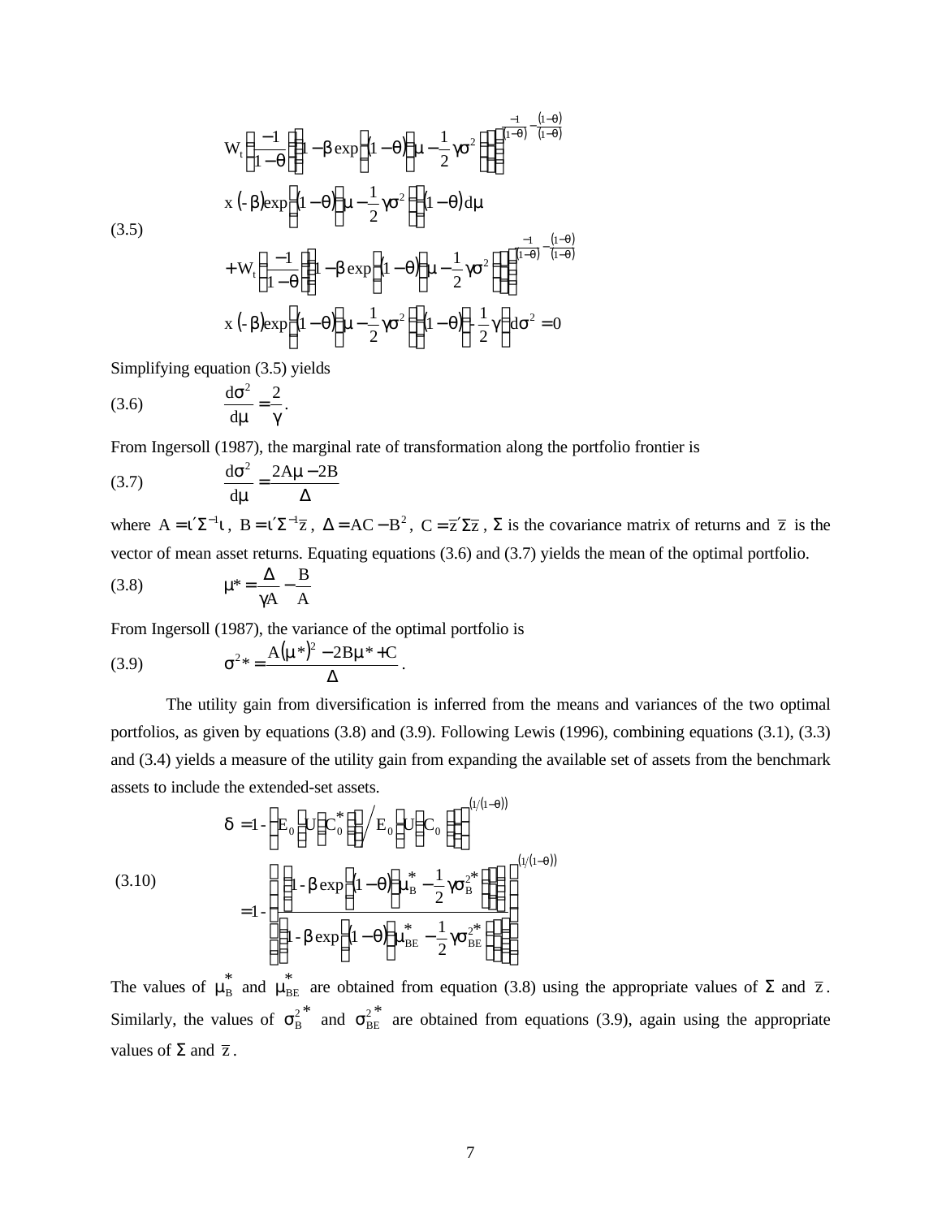$$
\begin{aligned}
&W_t\left(\frac{-1}{1-\theta}\right)\left(\left(1-\beta\exp\left((1-\theta)\left(\mu-\frac{1}{2}\gamma\sigma^2\right)\right)\right)^{\frac{-1}{(1-\theta)}-\frac{(1-\theta)}{(1-\theta)}}\right)\\
&x\,(-\beta)\exp\left((1-\theta)\left(\mu-\frac{1}{2}\gamma\sigma^2\right)\right)(1-\theta)\,d\mu\\
&+W_t\left(\frac{-1}{1-\theta}\right)\left(\left(1-\beta\exp\left((1-\theta)\left(\mu-\frac{1}{2}\gamma\sigma^2\right)\right)\right)^{\frac{-1}{(1-\theta)}-\frac{(1-\theta)}{(1-\theta)}}\right)\\
&x\,(-\beta)\exp\left((1-\theta)\left(\mu-\frac{1}{2}\gamma\sigma^2\right)\right)(1-\theta)\left(-\frac{1}{2}\gamma\right)d\sigma^2=0
\end{aligned}
\tag{3.5}
$$

Simplifying equation (3.5) yields

$$
\frac{d\sigma^2}{d\mu}=\frac{2}{\gamma}. \tag{3.6}
$$

From Ingersoll (1987), the marginal rate of transformation along the portfolio frontier is

$$
\frac{d\sigma^2}{d\mu}=\frac{2A\mu-2B}{\Delta} \tag{3.7}
$$

where $A=\iota'\Sigma^{-1}\iota$, $B=\iota'\Sigma^{-1}\bar{z}$, $\Delta=AC-B^2$, $C=\bar{z}'\Sigma\bar{z}$, $\Sigma$ is the covariance matrix of returns and $\bar{z}$ is the vector of mean asset returns. Equating equations (3.6) and (3.7) yields the mean of the optimal portfolio.

$$
\mu^*=\frac{\Delta}{\gamma A}-\frac{B}{A} \tag{3.8}
$$

From Ingersoll (1987), the variance of the optimal portfolio is

$$
\sigma^{2*}=\frac{A(\mu^*)^2-2B\mu^*+C}{\Delta}. \tag{3.9}
$$

The utility gain from diversification is inferred from the means and variances of the two optimal portfolios, as given by equations (3.8) and (3.9). Following Lewis (1996), combining equations (3.1), (3.3) and (3.4) yields a measure of the utility gain from expanding the available set of assets from the benchmark assets to include the extended-set assets.

$$
\begin{aligned}
\delta&=1-\left(E_0\left[U\left(C_0^*\right)\right]\Big/E_0\left[U\left(C_0\right)\right]\right)^{(1/(1-\theta))}\\
&=1-\left(\frac{\left(1-\beta\exp\left((1-\theta)\left(\mu_B^*-\frac{1}{2}\gamma\sigma_B^{2*}\right)\right)\right)}{\left(1-\beta\exp\left((1-\theta)\left(\mu_{BE}^*-\frac{1}{2}\gamma\sigma_{BE}^{2*}\right)\right)\right)}\right)^{(1/(1-\theta))}
\end{aligned}
\tag{3.10}
$$

The values of $\mu_B^*$ and $\mu_{BE}^*$ are obtained from equation (3.8) using the appropriate values of $\Sigma$ and $\bar{z}$. Similarly, the values of $\sigma_B^{2*}$ and $\sigma_{BE}^{2*}$ are obtained from equations (3.9), again using the appropriate values of $\Sigma$ and $\bar{z}$.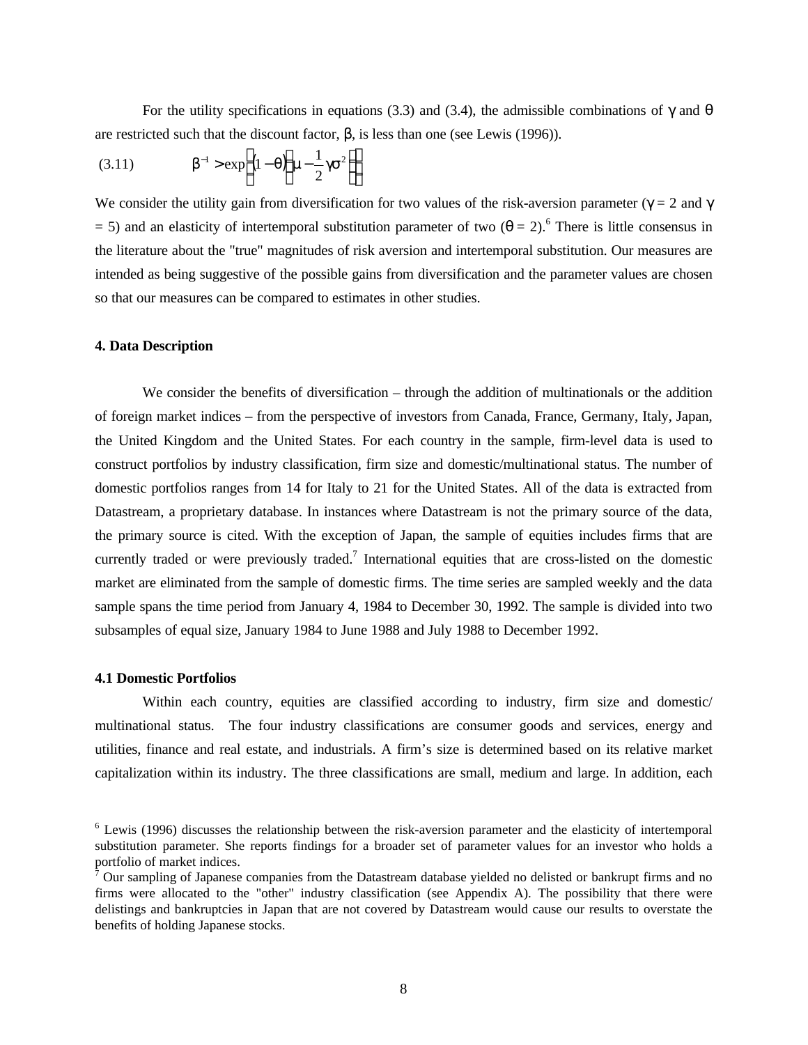For the utility specifications in equations (3.3) and (3.4), the admissible combinations of $\gamma$ and $\theta$ are restricted such that the discount factor, $\beta$, is less than one (see Lewis (1996)).

$$\beta^{-1} > \exp\left((1-\theta)\left(\mu - \frac{1}{2}\gamma\sigma^2\right)\right) \tag{3.11}$$

We consider the utility gain from diversification for two values of the risk-aversion parameter ($\gamma = 2$ and $\gamma = 5$) and an elasticity of intertemporal substitution parameter of two ($\theta = 2$).[6] There is little consensus in the literature about the "true" magnitudes of risk aversion and intertemporal substitution. Our measures are intended as being suggestive of the possible gains from diversification and the parameter values are chosen so that our measures can be compared to estimates in other studies.

## 4. Data Description

We consider the benefits of diversification – through the addition of multinationals or the addition of foreign market indices – from the perspective of investors from Canada, France, Germany, Italy, Japan, the United Kingdom and the United States. For each country in the sample, firm-level data is used to construct portfolios by industry classification, firm size and domestic/multinational status. The number of domestic portfolios ranges from 14 for Italy to 21 for the United States. All of the data is extracted from Datastream, a proprietary database. In instances where Datastream is not the primary source of the data, the primary source is cited. With the exception of Japan, the sample of equities includes firms that are currently traded or were previously traded.[7] International equities that are cross-listed on the domestic market are eliminated from the sample of domestic firms. The time series are sampled weekly and the data sample spans the time period from January 4, 1984 to December 30, 1992. The sample is divided into two subsamples of equal size, January 1984 to June 1988 and July 1988 to December 1992.

### 4.1 Domestic Portfolios

Within each country, equities are classified according to industry, firm size and domestic/ multinational status. The four industry classifications are consumer goods and services, energy and utilities, finance and real estate, and industrials. A firm's size is determined based on its relative market capitalization within its industry. The three classifications are small, medium and large. In addition, each

---

[6] Lewis (1996) discusses the relationship between the risk-aversion parameter and the elasticity of intertemporal substitution parameter. She reports findings for a broader set of parameter values for an investor who holds a portfolio of market indices.

[7] Our sampling of Japanese companies from the Datastream database yielded no delisted or bankrupt firms and no firms were allocated to the "other" industry classification (see Appendix A). The possibility that there were delistings and bankruptcies in Japan that are not covered by Datastream would cause our results to overstate the benefits of holding Japanese stocks.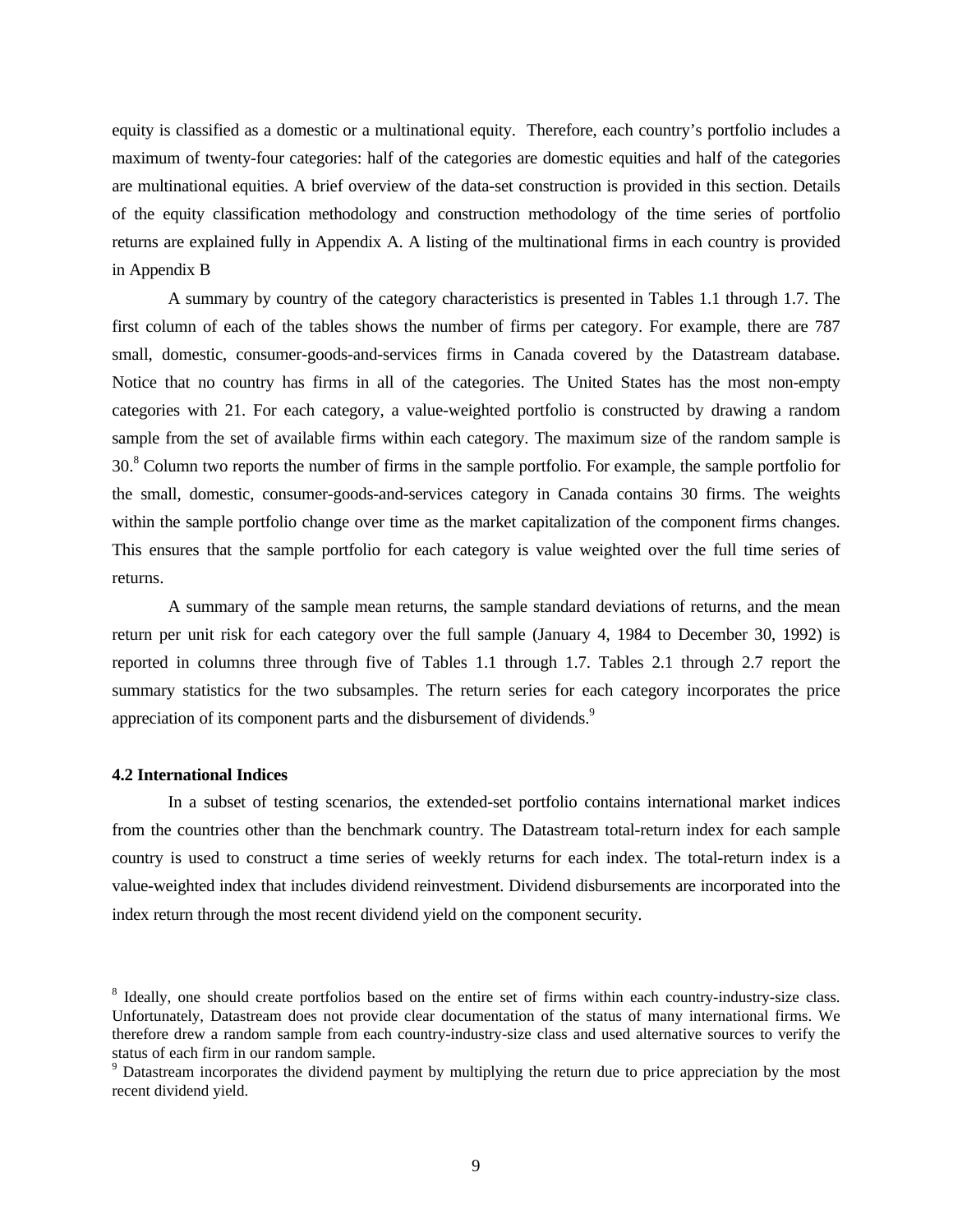equity is classified as a domestic or a multinational equity. Therefore, each country's portfolio includes a maximum of twenty-four categories: half of the categories are domestic equities and half of the categories are multinational equities. A brief overview of the data-set construction is provided in this section. Details of the equity classification methodology and construction methodology of the time series of portfolio returns are explained fully in Appendix A. A listing of the multinational firms in each country is provided in Appendix B

A summary by country of the category characteristics is presented in Tables 1.1 through 1.7. The first column of each of the tables shows the number of firms per category. For example, there are 787 small, domestic, consumer-goods-and-services firms in Canada covered by the Datastream database. Notice that no country has firms in all of the categories. The United States has the most non-empty categories with 21. For each category, a value-weighted portfolio is constructed by drawing a random sample from the set of available firms within each category. The maximum size of the random sample is 30.[8] Column two reports the number of firms in the sample portfolio. For example, the sample portfolio for the small, domestic, consumer-goods-and-services category in Canada contains 30 firms. The weights within the sample portfolio change over time as the market capitalization of the component firms changes. This ensures that the sample portfolio for each category is value weighted over the full time series of returns.

A summary of the sample mean returns, the sample standard deviations of returns, and the mean return per unit risk for each category over the full sample (January 4, 1984 to December 30, 1992) is reported in columns three through five of Tables 1.1 through 1.7. Tables 2.1 through 2.7 report the summary statistics for the two subsamples. The return series for each category incorporates the price appreciation of its component parts and the disbursement of dividends.[9]

**4.2 International Indices**

In a subset of testing scenarios, the extended-set portfolio contains international market indices from the countries other than the benchmark country. The Datastream total-return index for each sample country is used to construct a time series of weekly returns for each index. The total-return index is a value-weighted index that includes dividend reinvestment. Dividend disbursements are incorporated into the index return through the most recent dividend yield on the component security.

[8] Ideally, one should create portfolios based on the entire set of firms within each country-industry-size class. Unfortunately, Datastream does not provide clear documentation of the status of many international firms. We therefore drew a random sample from each country-industry-size class and used alternative sources to verify the status of each firm in our random sample.

[9] Datastream incorporates the dividend payment by multiplying the return due to price appreciation by the most recent dividend yield.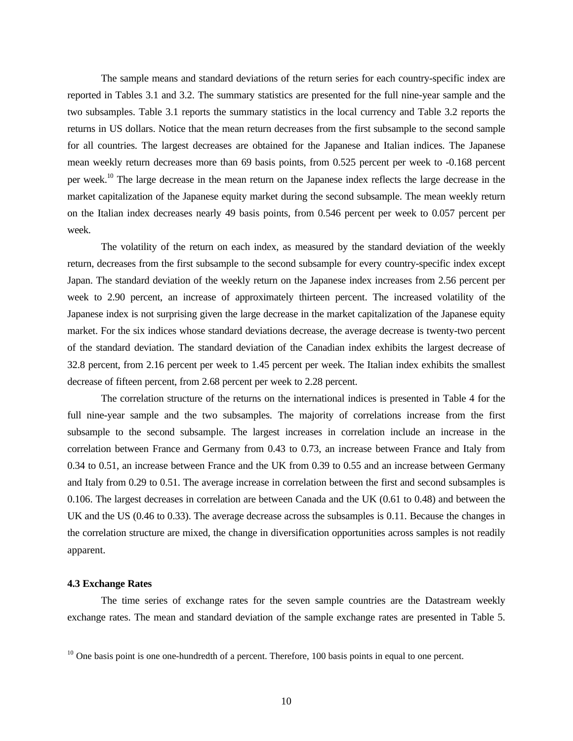The sample means and standard deviations of the return series for each country-specific index are reported in Tables 3.1 and 3.2. The summary statistics are presented for the full nine-year sample and the two subsamples. Table 3.1 reports the summary statistics in the local currency and Table 3.2 reports the returns in US dollars. Notice that the mean return decreases from the first subsample to the second sample for all countries. The largest decreases are obtained for the Japanese and Italian indices. The Japanese mean weekly return decreases more than 69 basis points, from 0.525 percent per week to -0.168 percent per week.[10] The large decrease in the mean return on the Japanese index reflects the large decrease in the market capitalization of the Japanese equity market during the second subsample. The mean weekly return on the Italian index decreases nearly 49 basis points, from 0.546 percent per week to 0.057 percent per week.

The volatility of the return on each index, as measured by the standard deviation of the weekly return, decreases from the first subsample to the second subsample for every country-specific index except Japan. The standard deviation of the weekly return on the Japanese index increases from 2.56 percent per week to 2.90 percent, an increase of approximately thirteen percent. The increased volatility of the Japanese index is not surprising given the large decrease in the market capitalization of the Japanese equity market. For the six indices whose standard deviations decrease, the average decrease is twenty-two percent of the standard deviation. The standard deviation of the Canadian index exhibits the largest decrease of 32.8 percent, from 2.16 percent per week to 1.45 percent per week. The Italian index exhibits the smallest decrease of fifteen percent, from 2.68 percent per week to 2.28 percent.

The correlation structure of the returns on the international indices is presented in Table 4 for the full nine-year sample and the two subsamples. The majority of correlations increase from the first subsample to the second subsample. The largest increases in correlation include an increase in the correlation between France and Germany from 0.43 to 0.73, an increase between France and Italy from 0.34 to 0.51, an increase between France and the UK from 0.39 to 0.55 and an increase between Germany and Italy from 0.29 to 0.51. The average increase in correlation between the first and second subsamples is 0.106. The largest decreases in correlation are between Canada and the UK (0.61 to 0.48) and between the UK and the US (0.46 to 0.33). The average decrease across the subsamples is 0.11. Because the changes in the correlation structure are mixed, the change in diversification opportunities across samples is not readily apparent.

### 4.3 Exchange Rates

The time series of exchange rates for the seven sample countries are the Datastream weekly exchange rates. The mean and standard deviation of the sample exchange rates are presented in Table 5.

[10] One basis point is one one-hundredth of a percent. Therefore, 100 basis points in equal to one percent.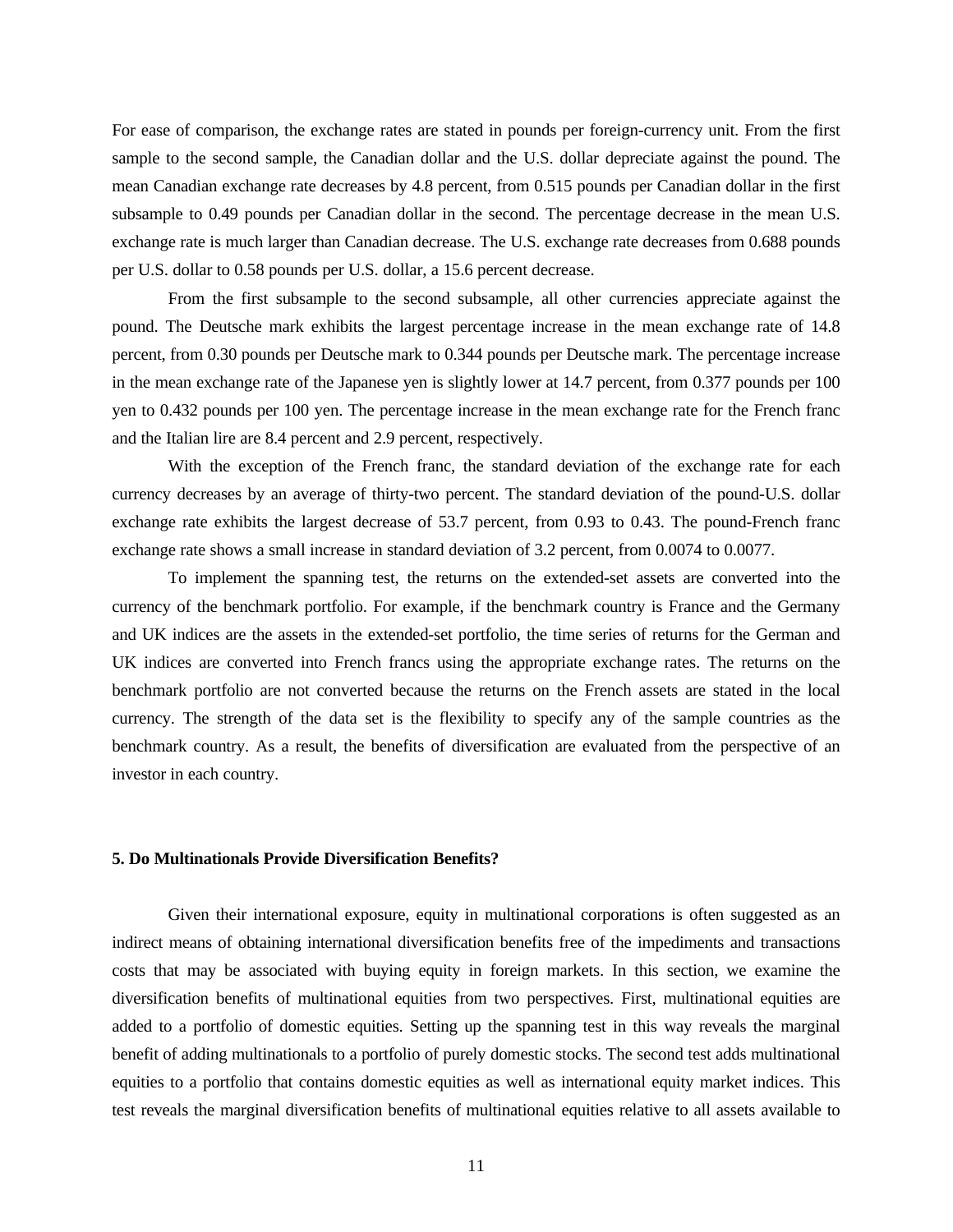For ease of comparison, the exchange rates are stated in pounds per foreign-currency unit. From the first sample to the second sample, the Canadian dollar and the U.S. dollar depreciate against the pound. The mean Canadian exchange rate decreases by 4.8 percent, from 0.515 pounds per Canadian dollar in the first subsample to 0.49 pounds per Canadian dollar in the second. The percentage decrease in the mean U.S. exchange rate is much larger than Canadian decrease. The U.S. exchange rate decreases from 0.688 pounds per U.S. dollar to 0.58 pounds per U.S. dollar, a 15.6 percent decrease.

From the first subsample to the second subsample, all other currencies appreciate against the pound. The Deutsche mark exhibits the largest percentage increase in the mean exchange rate of 14.8 percent, from 0.30 pounds per Deutsche mark to 0.344 pounds per Deutsche mark. The percentage increase in the mean exchange rate of the Japanese yen is slightly lower at 14.7 percent, from 0.377 pounds per 100 yen to 0.432 pounds per 100 yen. The percentage increase in the mean exchange rate for the French franc and the Italian lire are 8.4 percent and 2.9 percent, respectively.

With the exception of the French franc, the standard deviation of the exchange rate for each currency decreases by an average of thirty-two percent. The standard deviation of the pound-U.S. dollar exchange rate exhibits the largest decrease of 53.7 percent, from 0.93 to 0.43. The pound-French franc exchange rate shows a small increase in standard deviation of 3.2 percent, from 0.0074 to 0.0077.

To implement the spanning test, the returns on the extended-set assets are converted into the currency of the benchmark portfolio. For example, if the benchmark country is France and the Germany and UK indices are the assets in the extended-set portfolio, the time series of returns for the German and UK indices are converted into French francs using the appropriate exchange rates. The returns on the benchmark portfolio are not converted because the returns on the French assets are stated in the local currency. The strength of the data set is the flexibility to specify any of the sample countries as the benchmark country. As a result, the benefits of diversification are evaluated from the perspective of an investor in each country.

## 5. Do Multinationals Provide Diversification Benefits?

Given their international exposure, equity in multinational corporations is often suggested as an indirect means of obtaining international diversification benefits free of the impediments and transactions costs that may be associated with buying equity in foreign markets. In this section, we examine the diversification benefits of multinational equities from two perspectives. First, multinational equities are added to a portfolio of domestic equities. Setting up the spanning test in this way reveals the marginal benefit of adding multinationals to a portfolio of purely domestic stocks. The second test adds multinational equities to a portfolio that contains domestic equities as well as international equity market indices. This test reveals the marginal diversification benefits of multinational equities relative to all assets available to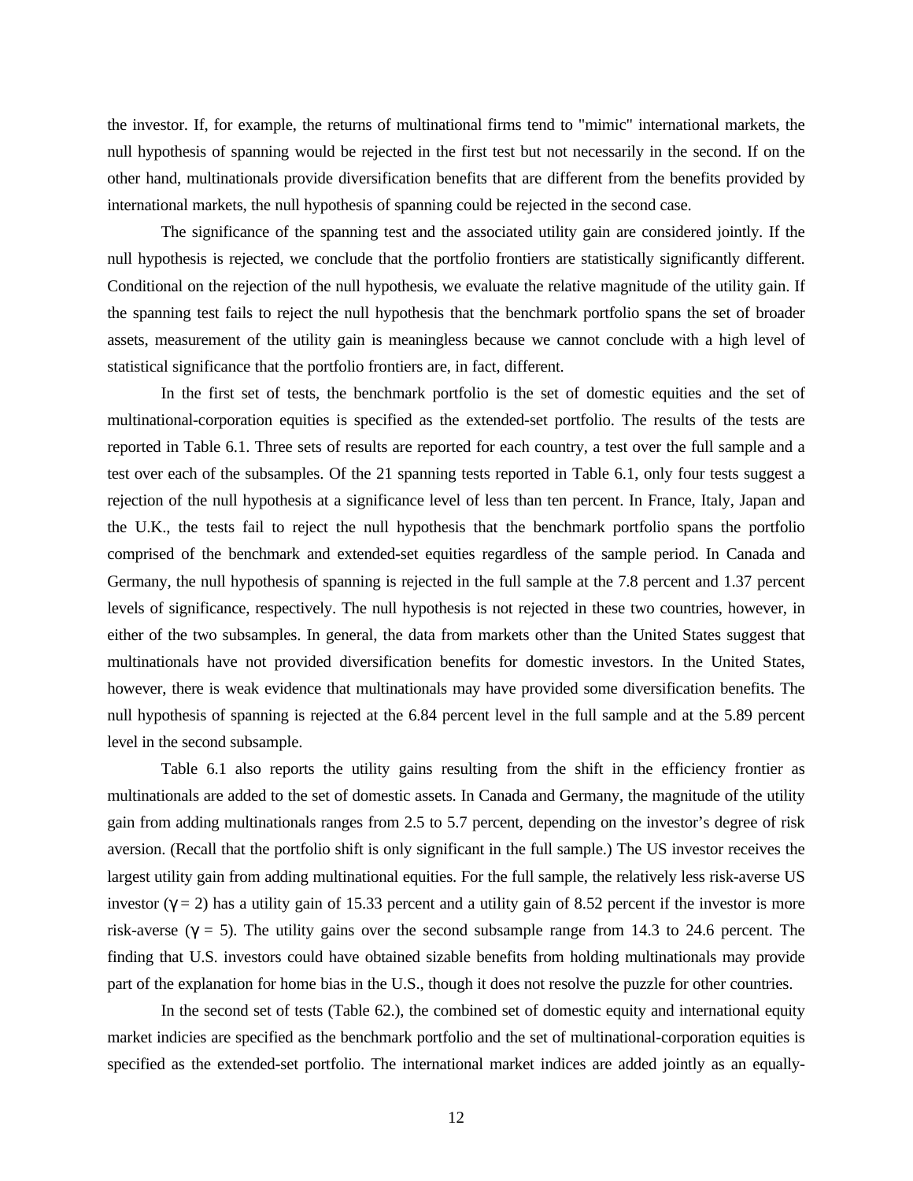the investor. If, for example, the returns of multinational firms tend to "mimic" international markets, the null hypothesis of spanning would be rejected in the first test but not necessarily in the second. If on the other hand, multinationals provide diversification benefits that are different from the benefits provided by international markets, the null hypothesis of spanning could be rejected in the second case.

The significance of the spanning test and the associated utility gain are considered jointly. If the null hypothesis is rejected, we conclude that the portfolio frontiers are statistically significantly different. Conditional on the rejection of the null hypothesis, we evaluate the relative magnitude of the utility gain. If the spanning test fails to reject the null hypothesis that the benchmark portfolio spans the set of broader assets, measurement of the utility gain is meaningless because we cannot conclude with a high level of statistical significance that the portfolio frontiers are, in fact, different.

In the first set of tests, the benchmark portfolio is the set of domestic equities and the set of multinational-corporation equities is specified as the extended-set portfolio. The results of the tests are reported in Table 6.1. Three sets of results are reported for each country, a test over the full sample and a test over each of the subsamples. Of the 21 spanning tests reported in Table 6.1, only four tests suggest a rejection of the null hypothesis at a significance level of less than ten percent. In France, Italy, Japan and the U.K., the tests fail to reject the null hypothesis that the benchmark portfolio spans the portfolio comprised of the benchmark and extended-set equities regardless of the sample period. In Canada and Germany, the null hypothesis of spanning is rejected in the full sample at the 7.8 percent and 1.37 percent levels of significance, respectively. The null hypothesis is not rejected in these two countries, however, in either of the two subsamples. In general, the data from markets other than the United States suggest that multinationals have not provided diversification benefits for domestic investors. In the United States, however, there is weak evidence that multinationals may have provided some diversification benefits. The null hypothesis of spanning is rejected at the 6.84 percent level in the full sample and at the 5.89 percent level in the second subsample.

Table 6.1 also reports the utility gains resulting from the shift in the efficiency frontier as multinationals are added to the set of domestic assets. In Canada and Germany, the magnitude of the utility gain from adding multinationals ranges from 2.5 to 5.7 percent, depending on the investor's degree of risk aversion. (Recall that the portfolio shift is only significant in the full sample.) The US investor receives the largest utility gain from adding multinational equities. For the full sample, the relatively less risk-averse US investor ($\gamma = 2$) has a utility gain of 15.33 percent and a utility gain of 8.52 percent if the investor is more risk-averse ($\gamma = 5$). The utility gains over the second subsample range from 14.3 to 24.6 percent. The finding that U.S. investors could have obtained sizable benefits from holding multinationals may provide part of the explanation for home bias in the U.S., though it does not resolve the puzzle for other countries.

In the second set of tests (Table 62.), the combined set of domestic equity and international equity market indicies are specified as the benchmark portfolio and the set of multinational-corporation equities is specified as the extended-set portfolio. The international market indices are added jointly as an equally-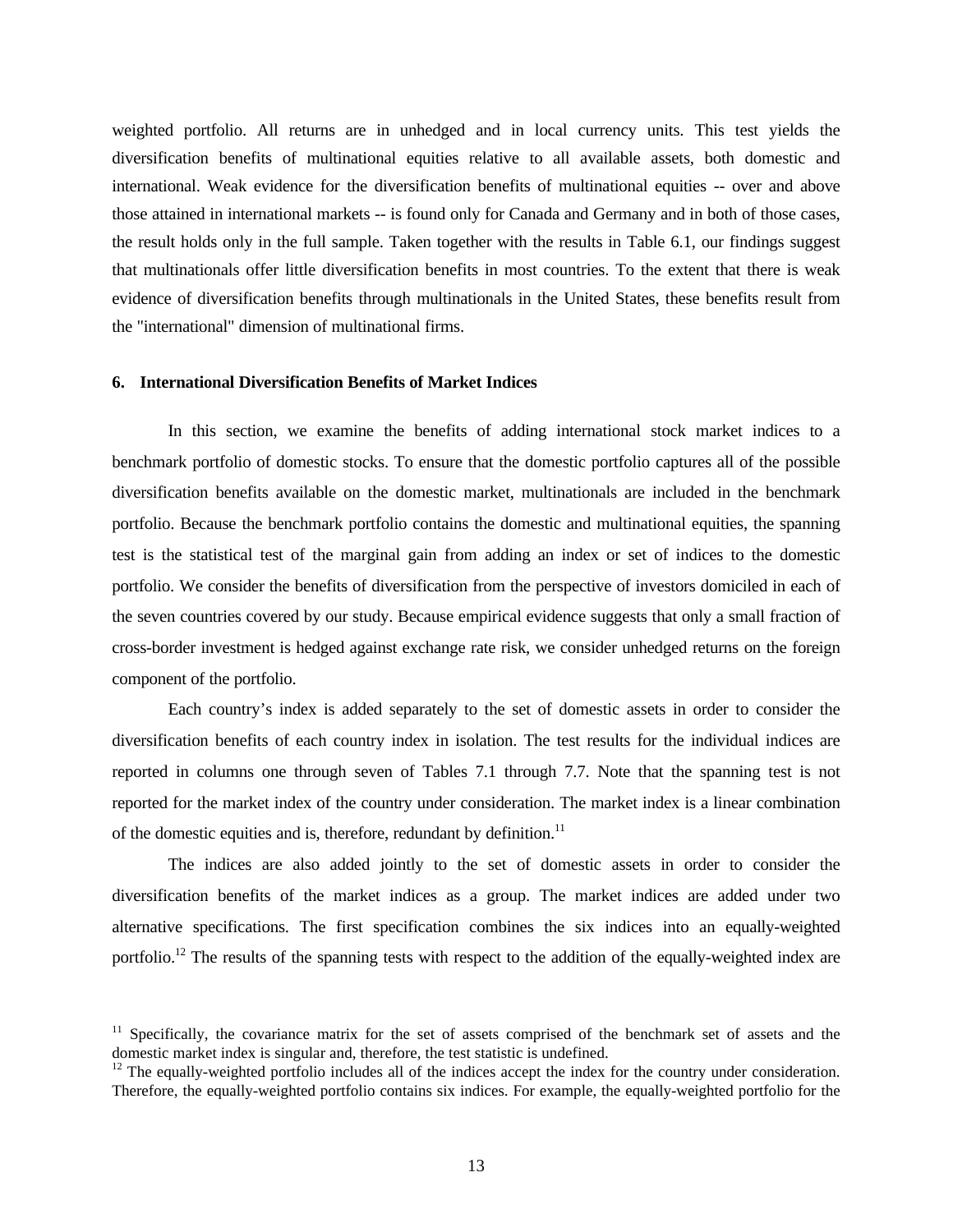weighted portfolio. All returns are in unhedged and in local currency units. This test yields the diversification benefits of multinational equities relative to all available assets, both domestic and international. Weak evidence for the diversification benefits of multinational equities -- over and above those attained in international markets -- is found only for Canada and Germany and in both of those cases, the result holds only in the full sample. Taken together with the results in Table 6.1, our findings suggest that multinationals offer little diversification benefits in most countries. To the extent that there is weak evidence of diversification benefits through multinationals in the United States, these benefits result from the "international" dimension of multinational firms.

## 6. International Diversification Benefits of Market Indices

In this section, we examine the benefits of adding international stock market indices to a benchmark portfolio of domestic stocks. To ensure that the domestic portfolio captures all of the possible diversification benefits available on the domestic market, multinationals are included in the benchmark portfolio. Because the benchmark portfolio contains the domestic and multinational equities, the spanning test is the statistical test of the marginal gain from adding an index or set of indices to the domestic portfolio. We consider the benefits of diversification from the perspective of investors domiciled in each of the seven countries covered by our study. Because empirical evidence suggests that only a small fraction of cross-border investment is hedged against exchange rate risk, we consider unhedged returns on the foreign component of the portfolio.

Each country's index is added separately to the set of domestic assets in order to consider the diversification benefits of each country index in isolation. The test results for the individual indices are reported in columns one through seven of Tables 7.1 through 7.7. Note that the spanning test is not reported for the market index of the country under consideration. The market index is a linear combination of the domestic equities and is, therefore, redundant by definition.[11]

The indices are also added jointly to the set of domestic assets in order to consider the diversification benefits of the market indices as a group. The market indices are added under two alternative specifications. The first specification combines the six indices into an equally-weighted portfolio.[12] The results of the spanning tests with respect to the addition of the equally-weighted index are

[11] Specifically, the covariance matrix for the set of assets comprised of the benchmark set of assets and the domestic market index is singular and, therefore, the test statistic is undefined.

[12] The equally-weighted portfolio includes all of the indices accept the index for the country under consideration. Therefore, the equally-weighted portfolio contains six indices. For example, the equally-weighted portfolio for the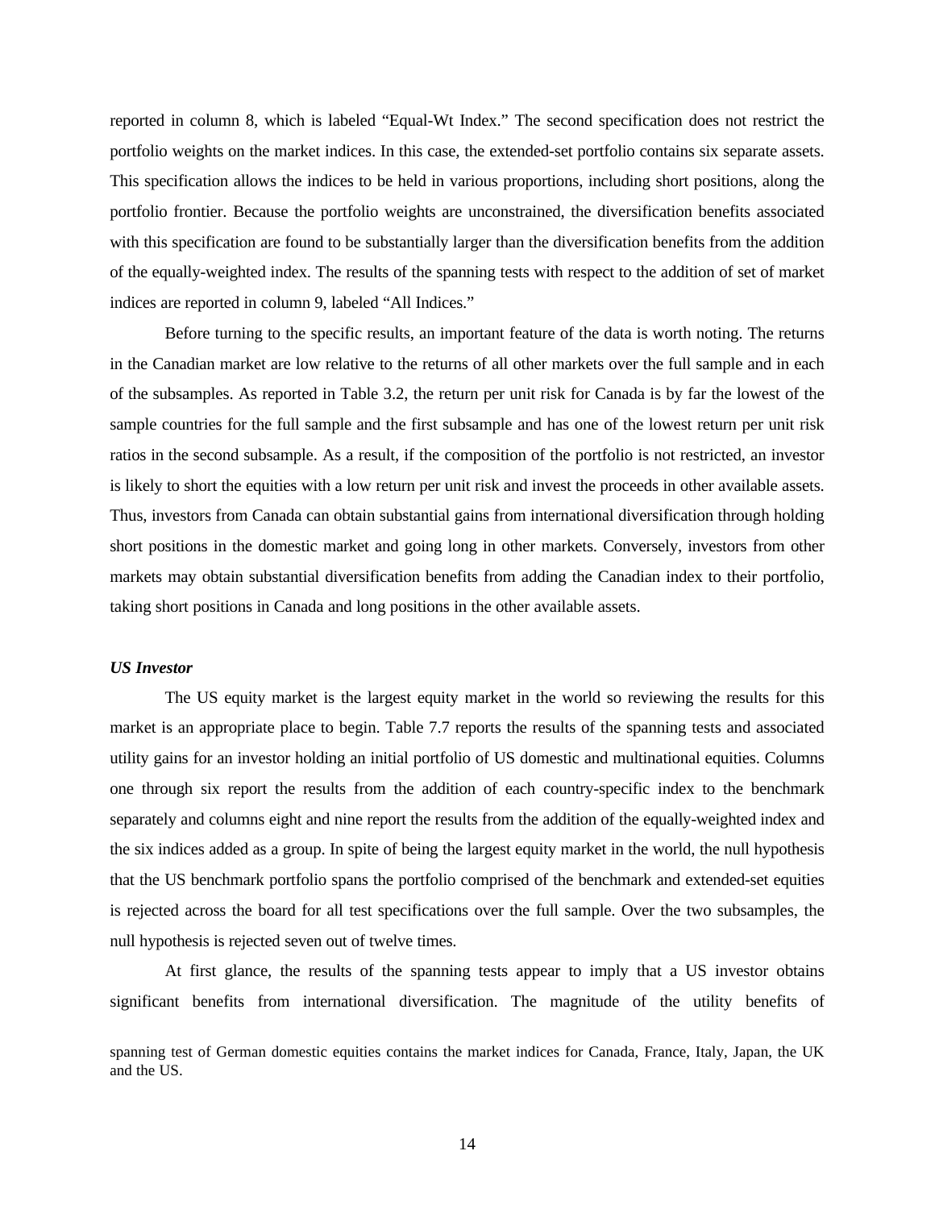reported in column 8, which is labeled "Equal-Wt Index." The second specification does not restrict the portfolio weights on the market indices. In this case, the extended-set portfolio contains six separate assets. This specification allows the indices to be held in various proportions, including short positions, along the portfolio frontier. Because the portfolio weights are unconstrained, the diversification benefits associated with this specification are found to be substantially larger than the diversification benefits from the addition of the equally-weighted index. The results of the spanning tests with respect to the addition of set of market indices are reported in column 9, labeled "All Indices."

Before turning to the specific results, an important feature of the data is worth noting. The returns in the Canadian market are low relative to the returns of all other markets over the full sample and in each of the subsamples. As reported in Table 3.2, the return per unit risk for Canada is by far the lowest of the sample countries for the full sample and the first subsample and has one of the lowest return per unit risk ratios in the second subsample. As a result, if the composition of the portfolio is not restricted, an investor is likely to short the equities with a low return per unit risk and invest the proceeds in other available assets. Thus, investors from Canada can obtain substantial gains from international diversification through holding short positions in the domestic market and going long in other markets. Conversely, investors from other markets may obtain substantial diversification benefits from adding the Canadian index to their portfolio, taking short positions in Canada and long positions in the other available assets.

***US Investor***

The US equity market is the largest equity market in the world so reviewing the results for this market is an appropriate place to begin. Table 7.7 reports the results of the spanning tests and associated utility gains for an investor holding an initial portfolio of US domestic and multinational equities. Columns one through six report the results from the addition of each country-specific index to the benchmark separately and columns eight and nine report the results from the addition of the equally-weighted index and the six indices added as a group. In spite of being the largest equity market in the world, the null hypothesis that the US benchmark portfolio spans the portfolio comprised of the benchmark and extended-set equities is rejected across the board for all test specifications over the full sample. Over the two subsamples, the null hypothesis is rejected seven out of twelve times.

At first glance, the results of the spanning tests appear to imply that a US investor obtains significant benefits from international diversification. The magnitude of the utility benefits of

spanning test of German domestic equities contains the market indices for Canada, France, Italy, Japan, the UK and the US.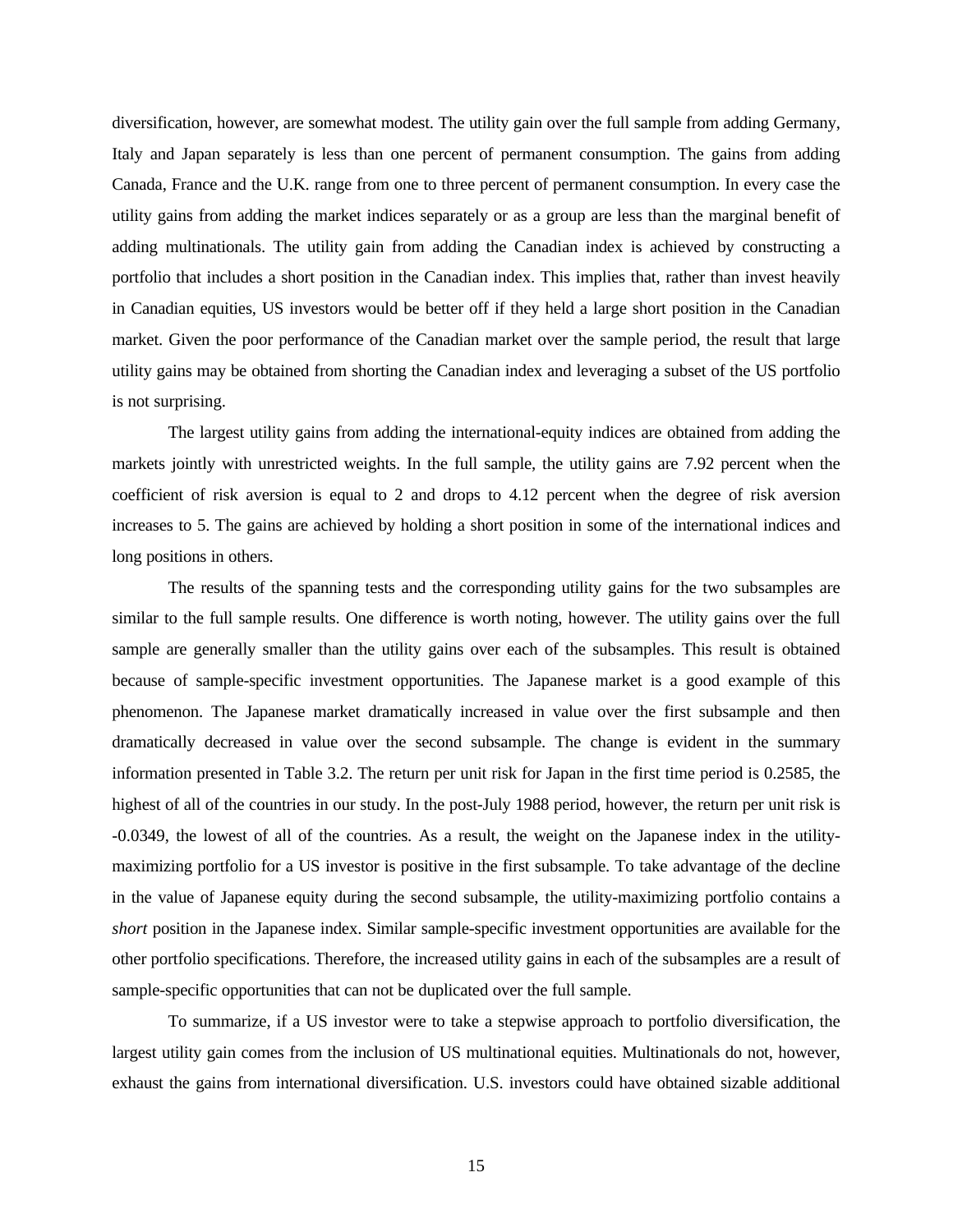diversification, however, are somewhat modest. The utility gain over the full sample from adding Germany, Italy and Japan separately is less than one percent of permanent consumption. The gains from adding Canada, France and the U.K. range from one to three percent of permanent consumption. In every case the utility gains from adding the market indices separately or as a group are less than the marginal benefit of adding multinationals. The utility gain from adding the Canadian index is achieved by constructing a portfolio that includes a short position in the Canadian index. This implies that, rather than invest heavily in Canadian equities, US investors would be better off if they held a large short position in the Canadian market. Given the poor performance of the Canadian market over the sample period, the result that large utility gains may be obtained from shorting the Canadian index and leveraging a subset of the US portfolio is not surprising.

The largest utility gains from adding the international-equity indices are obtained from adding the markets jointly with unrestricted weights. In the full sample, the utility gains are 7.92 percent when the coefficient of risk aversion is equal to 2 and drops to 4.12 percent when the degree of risk aversion increases to 5. The gains are achieved by holding a short position in some of the international indices and long positions in others.

The results of the spanning tests and the corresponding utility gains for the two subsamples are similar to the full sample results. One difference is worth noting, however. The utility gains over the full sample are generally smaller than the utility gains over each of the subsamples. This result is obtained because of sample-specific investment opportunities. The Japanese market is a good example of this phenomenon. The Japanese market dramatically increased in value over the first subsample and then dramatically decreased in value over the second subsample. The change is evident in the summary information presented in Table 3.2. The return per unit risk for Japan in the first time period is 0.2585, the highest of all of the countries in our study. In the post-July 1988 period, however, the return per unit risk is -0.0349, the lowest of all of the countries. As a result, the weight on the Japanese index in the utility-maximizing portfolio for a US investor is positive in the first subsample. To take advantage of the decline in the value of Japanese equity during the second subsample, the utility-maximizing portfolio contains a *short* position in the Japanese index. Similar sample-specific investment opportunities are available for the other portfolio specifications. Therefore, the increased utility gains in each of the subsamples are a result of sample-specific opportunities that can not be duplicated over the full sample.

To summarize, if a US investor were to take a stepwise approach to portfolio diversification, the largest utility gain comes from the inclusion of US multinational equities. Multinationals do not, however, exhaust the gains from international diversification. U.S. investors could have obtained sizable additional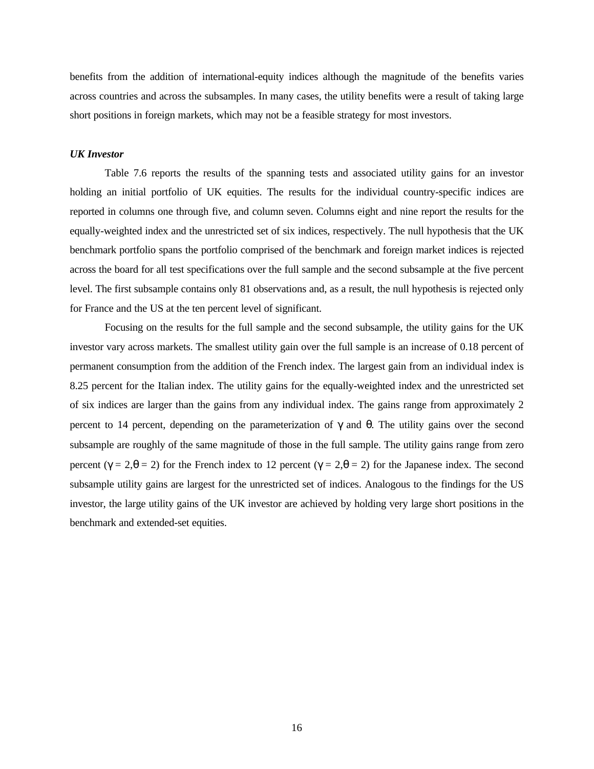benefits from the addition of international-equity indices although the magnitude of the benefits varies across countries and across the subsamples. In many cases, the utility benefits were a result of taking large short positions in foreign markets, which may not be a feasible strategy for most investors.

***UK Investor***

Table 7.6 reports the results of the spanning tests and associated utility gains for an investor holding an initial portfolio of UK equities. The results for the individual country-specific indices are reported in columns one through five, and column seven. Columns eight and nine report the results for the equally-weighted index and the unrestricted set of six indices, respectively. The null hypothesis that the UK benchmark portfolio spans the portfolio comprised of the benchmark and foreign market indices is rejected across the board for all test specifications over the full sample and the second subsample at the five percent level. The first subsample contains only 81 observations and, as a result, the null hypothesis is rejected only for France and the US at the ten percent level of significant.

Focusing on the results for the full sample and the second subsample, the utility gains for the UK investor vary across markets. The smallest utility gain over the full sample is an increase of 0.18 percent of permanent consumption from the addition of the French index. The largest gain from an individual index is 8.25 percent for the Italian index. The utility gains for the equally-weighted index and the unrestricted set of six indices are larger than the gains from any individual index. The gains range from approximately 2 percent to 14 percent, depending on the parameterization of $\gamma$ and $\theta$. The utility gains over the second subsample are roughly of the same magnitude of those in the full sample. The utility gains range from zero percent ($\gamma = 2, \theta = 2$) for the French index to 12 percent ($\gamma = 2, \theta = 2$) for the Japanese index. The second subsample utility gains are largest for the unrestricted set of indices. Analogous to the findings for the US investor, the large utility gains of the UK investor are achieved by holding very large short positions in the benchmark and extended-set equities.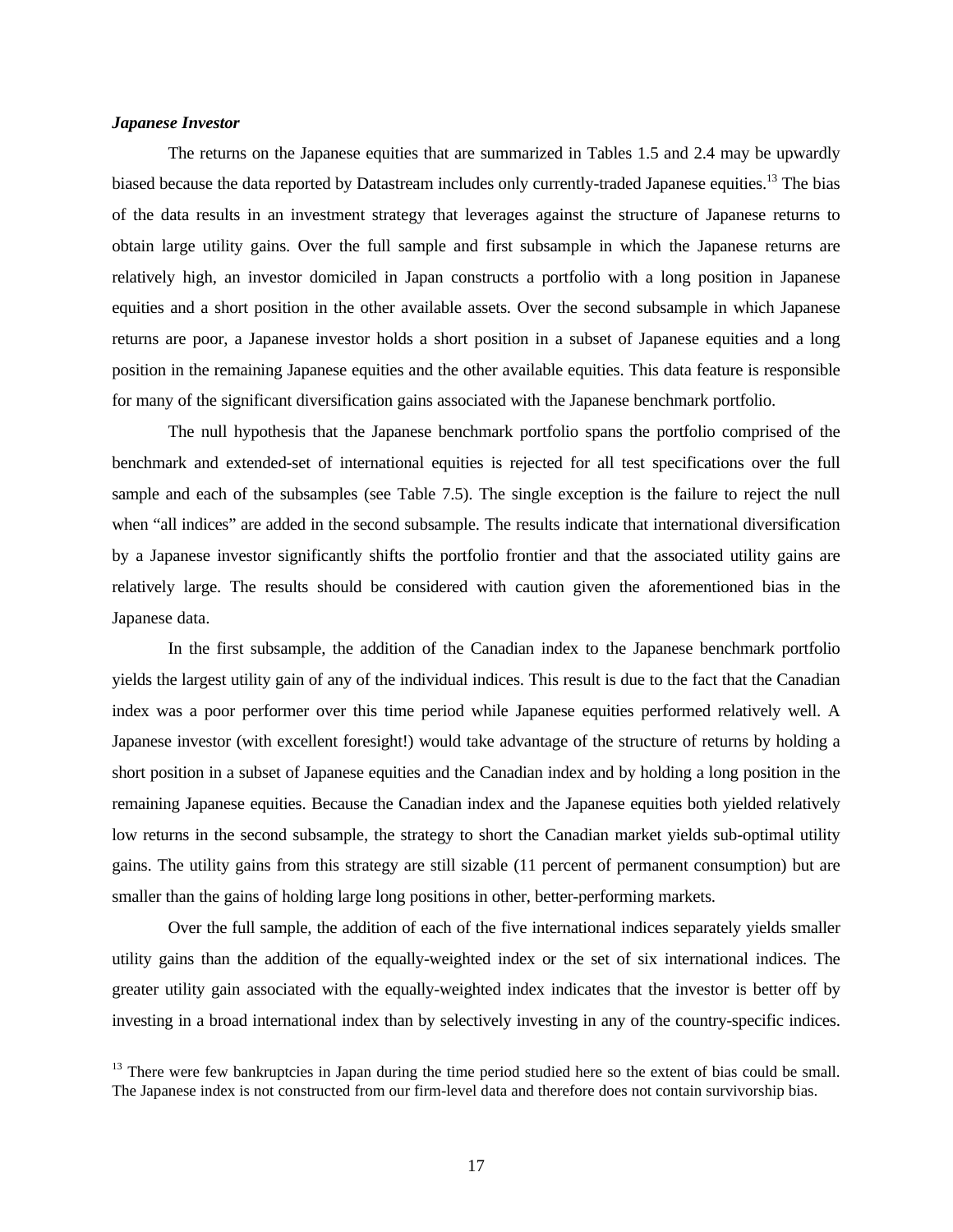***Japanese Investor***

The returns on the Japanese equities that are summarized in Tables 1.5 and 2.4 may be upwardly biased because the data reported by Datastream includes only currently-traded Japanese equities.[13] The bias of the data results in an investment strategy that leverages against the structure of Japanese returns to obtain large utility gains. Over the full sample and first subsample in which the Japanese returns are relatively high, an investor domiciled in Japan constructs a portfolio with a long position in Japanese equities and a short position in the other available assets. Over the second subsample in which Japanese returns are poor, a Japanese investor holds a short position in a subset of Japanese equities and a long position in the remaining Japanese equities and the other available equities. This data feature is responsible for many of the significant diversification gains associated with the Japanese benchmark portfolio.

The null hypothesis that the Japanese benchmark portfolio spans the portfolio comprised of the benchmark and extended-set of international equities is rejected for all test specifications over the full sample and each of the subsamples (see Table 7.5). The single exception is the failure to reject the null when "all indices" are added in the second subsample. The results indicate that international diversification by a Japanese investor significantly shifts the portfolio frontier and that the associated utility gains are relatively large. The results should be considered with caution given the aforementioned bias in the Japanese data.

In the first subsample, the addition of the Canadian index to the Japanese benchmark portfolio yields the largest utility gain of any of the individual indices. This result is due to the fact that the Canadian index was a poor performer over this time period while Japanese equities performed relatively well. A Japanese investor (with excellent foresight!) would take advantage of the structure of returns by holding a short position in a subset of Japanese equities and the Canadian index and by holding a long position in the remaining Japanese equities. Because the Canadian index and the Japanese equities both yielded relatively low returns in the second subsample, the strategy to short the Canadian market yields sub-optimal utility gains. The utility gains from this strategy are still sizable (11 percent of permanent consumption) but are smaller than the gains of holding large long positions in other, better-performing markets.

Over the full sample, the addition of each of the five international indices separately yields smaller utility gains than the addition of the equally-weighted index or the set of six international indices. The greater utility gain associated with the equally-weighted index indicates that the investor is better off by investing in a broad international index than by selectively investing in any of the country-specific indices.

[13] There were few bankruptcies in Japan during the time period studied here so the extent of bias could be small. The Japanese index is not constructed from our firm-level data and therefore does not contain survivorship bias.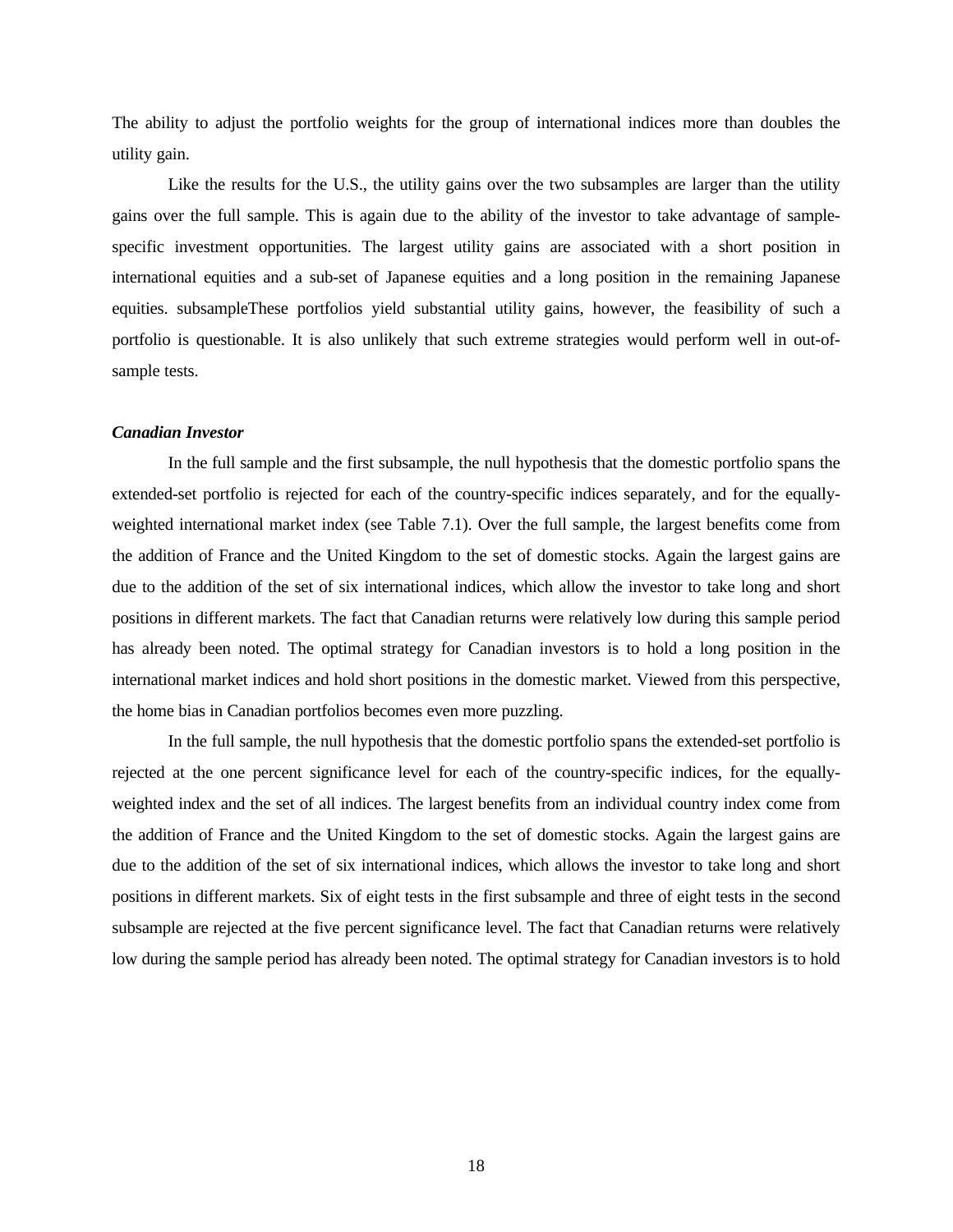The ability to adjust the portfolio weights for the group of international indices more than doubles the utility gain.

Like the results for the U.S., the utility gains over the two subsamples are larger than the utility gains over the full sample. This is again due to the ability of the investor to take advantage of sample-specific investment opportunities. The largest utility gains are associated with a short position in international equities and a sub-set of Japanese equities and a long position in the remaining Japanese equities. subsampleThese portfolios yield substantial utility gains, however, the feasibility of such a portfolio is questionable. It is also unlikely that such extreme strategies would perform well in out-of-sample tests.

***Canadian Investor***

In the full sample and the first subsample, the null hypothesis that the domestic portfolio spans the extended-set portfolio is rejected for each of the country-specific indices separately, and for the equally-weighted international market index (see Table 7.1). Over the full sample, the largest benefits come from the addition of France and the United Kingdom to the set of domestic stocks. Again the largest gains are due to the addition of the set of six international indices, which allow the investor to take long and short positions in different markets. The fact that Canadian returns were relatively low during this sample period has already been noted. The optimal strategy for Canadian investors is to hold a long position in the international market indices and hold short positions in the domestic market. Viewed from this perspective, the home bias in Canadian portfolios becomes even more puzzling.

In the full sample, the null hypothesis that the domestic portfolio spans the extended-set portfolio is rejected at the one percent significance level for each of the country-specific indices, for the equally-weighted index and the set of all indices. The largest benefits from an individual country index come from the addition of France and the United Kingdom to the set of domestic stocks. Again the largest gains are due to the addition of the set of six international indices, which allows the investor to take long and short positions in different markets. Six of eight tests in the first subsample and three of eight tests in the second subsample are rejected at the five percent significance level. The fact that Canadian returns were relatively low during the sample period has already been noted. The optimal strategy for Canadian investors is to hold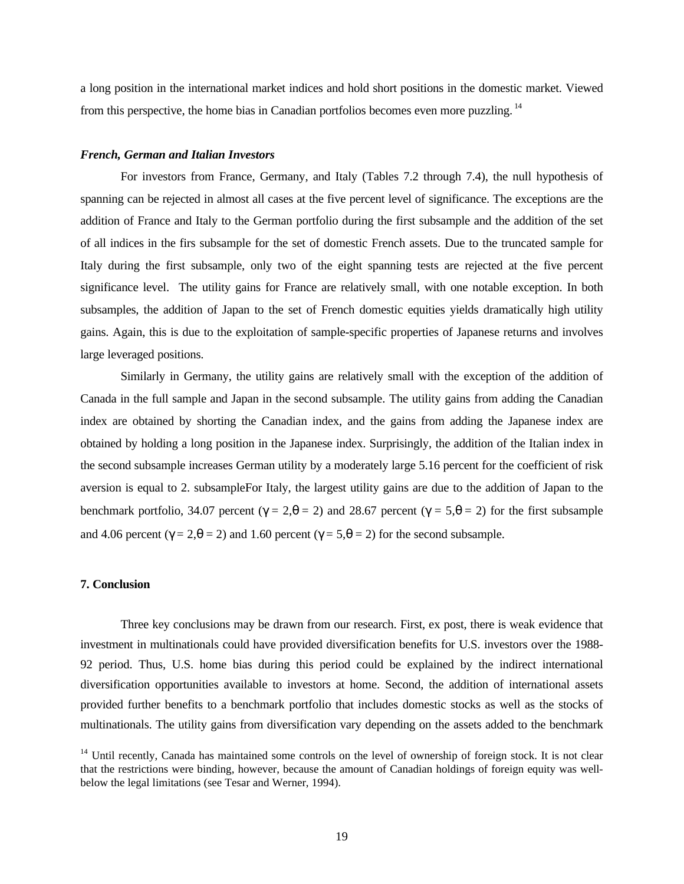a long position in the international market indices and hold short positions in the domestic market. Viewed from this perspective, the home bias in Canadian portfolios becomes even more puzzling.[14]

### *French, German and Italian Investors*

For investors from France, Germany, and Italy (Tables 7.2 through 7.4), the null hypothesis of spanning can be rejected in almost all cases at the five percent level of significance. The exceptions are the addition of France and Italy to the German portfolio during the first subsample and the addition of the set of all indices in the firs subsample for the set of domestic French assets. Due to the truncated sample for Italy during the first subsample, only two of the eight spanning tests are rejected at the five percent significance level. The utility gains for France are relatively small, with one notable exception. In both subsamples, the addition of Japan to the set of French domestic equities yields dramatically high utility gains. Again, this is due to the exploitation of sample-specific properties of Japanese returns and involves large leveraged positions.

Similarly in Germany, the utility gains are relatively small with the exception of the addition of Canada in the full sample and Japan in the second subsample. The utility gains from adding the Canadian index are obtained by shorting the Canadian index, and the gains from adding the Japanese index are obtained by holding a long position in the Japanese index. Surprisingly, the addition of the Italian index in the second subsample increases German utility by a moderately large 5.16 percent for the coefficient of risk aversion is equal to 2. subsampleFor Italy, the largest utility gains are due to the addition of Japan to the benchmark portfolio, 34.07 percent ($\gamma = 2, \theta = 2$) and 28.67 percent ($\gamma = 5, \theta = 2$) for the first subsample and 4.06 percent ($\gamma = 2, \theta = 2$) and 1.60 percent ($\gamma = 5, \theta = 2$) for the second subsample.

## 7. Conclusion

Three key conclusions may be drawn from our research. First, ex post, there is weak evidence that investment in multinationals could have provided diversification benefits for U.S. investors over the 1988-92 period. Thus, U.S. home bias during this period could be explained by the indirect international diversification opportunities available to investors at home. Second, the addition of international assets provided further benefits to a benchmark portfolio that includes domestic stocks as well as the stocks of multinationals. The utility gains from diversification vary depending on the assets added to the benchmark

[14] Until recently, Canada has maintained some controls on the level of ownership of foreign stock. It is not clear that the restrictions were binding, however, because the amount of Canadian holdings of foreign equity was well-below the legal limitations (see Tesar and Werner, 1994).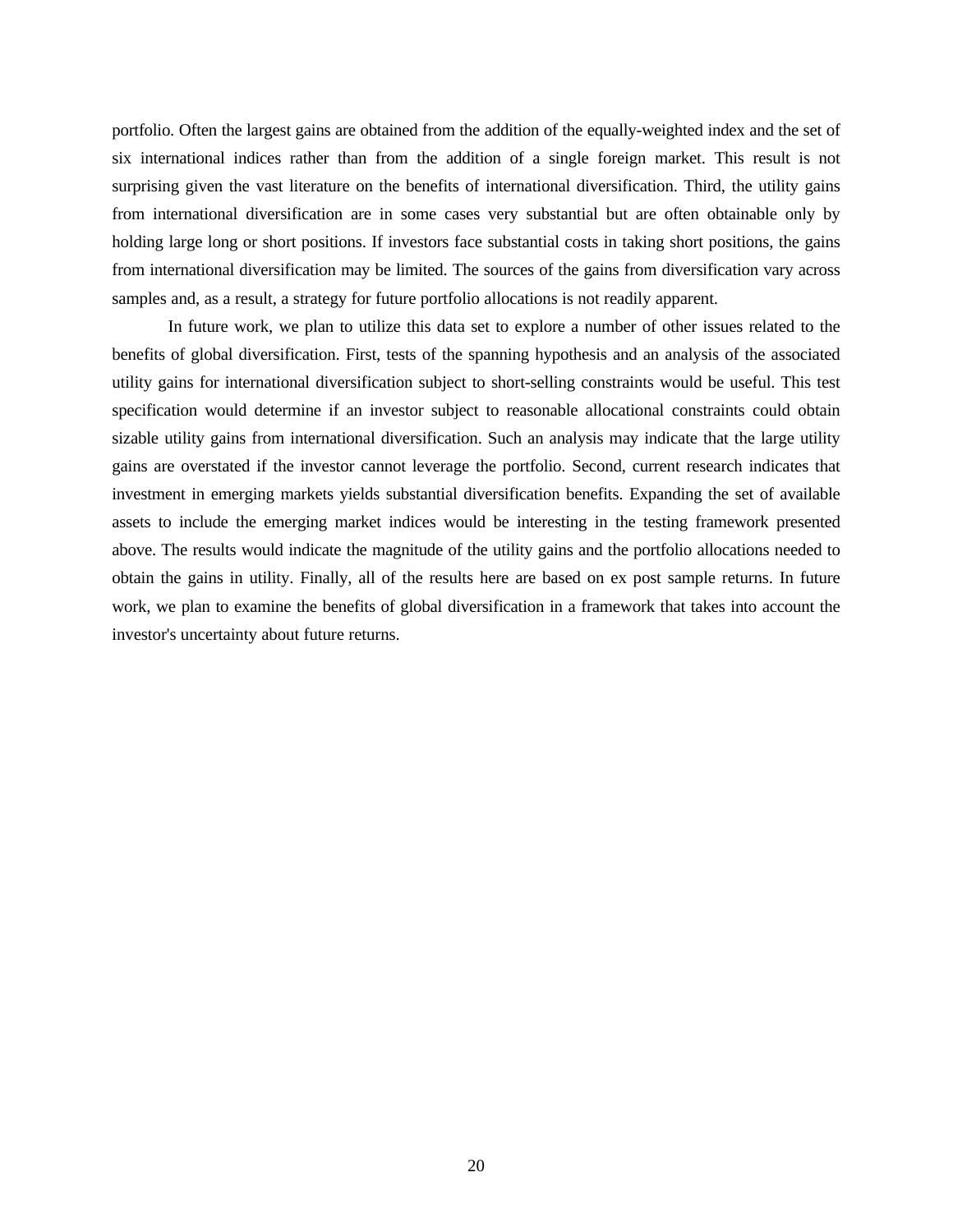portfolio. Often the largest gains are obtained from the addition of the equally-weighted index and the set of six international indices rather than from the addition of a single foreign market. This result is not surprising given the vast literature on the benefits of international diversification. Third, the utility gains from international diversification are in some cases very substantial but are often obtainable only by holding large long or short positions. If investors face substantial costs in taking short positions, the gains from international diversification may be limited. The sources of the gains from diversification vary across samples and, as a result, a strategy for future portfolio allocations is not readily apparent.

In future work, we plan to utilize this data set to explore a number of other issues related to the benefits of global diversification. First, tests of the spanning hypothesis and an analysis of the associated utility gains for international diversification subject to short-selling constraints would be useful. This test specification would determine if an investor subject to reasonable allocational constraints could obtain sizable utility gains from international diversification. Such an analysis may indicate that the large utility gains are overstated if the investor cannot leverage the portfolio. Second, current research indicates that investment in emerging markets yields substantial diversification benefits. Expanding the set of available assets to include the emerging market indices would be interesting in the testing framework presented above. The results would indicate the magnitude of the utility gains and the portfolio allocations needed to obtain the gains in utility. Finally, all of the results here are based on ex post sample returns. In future work, we plan to examine the benefits of global diversification in a framework that takes into account the investor's uncertainty about future returns.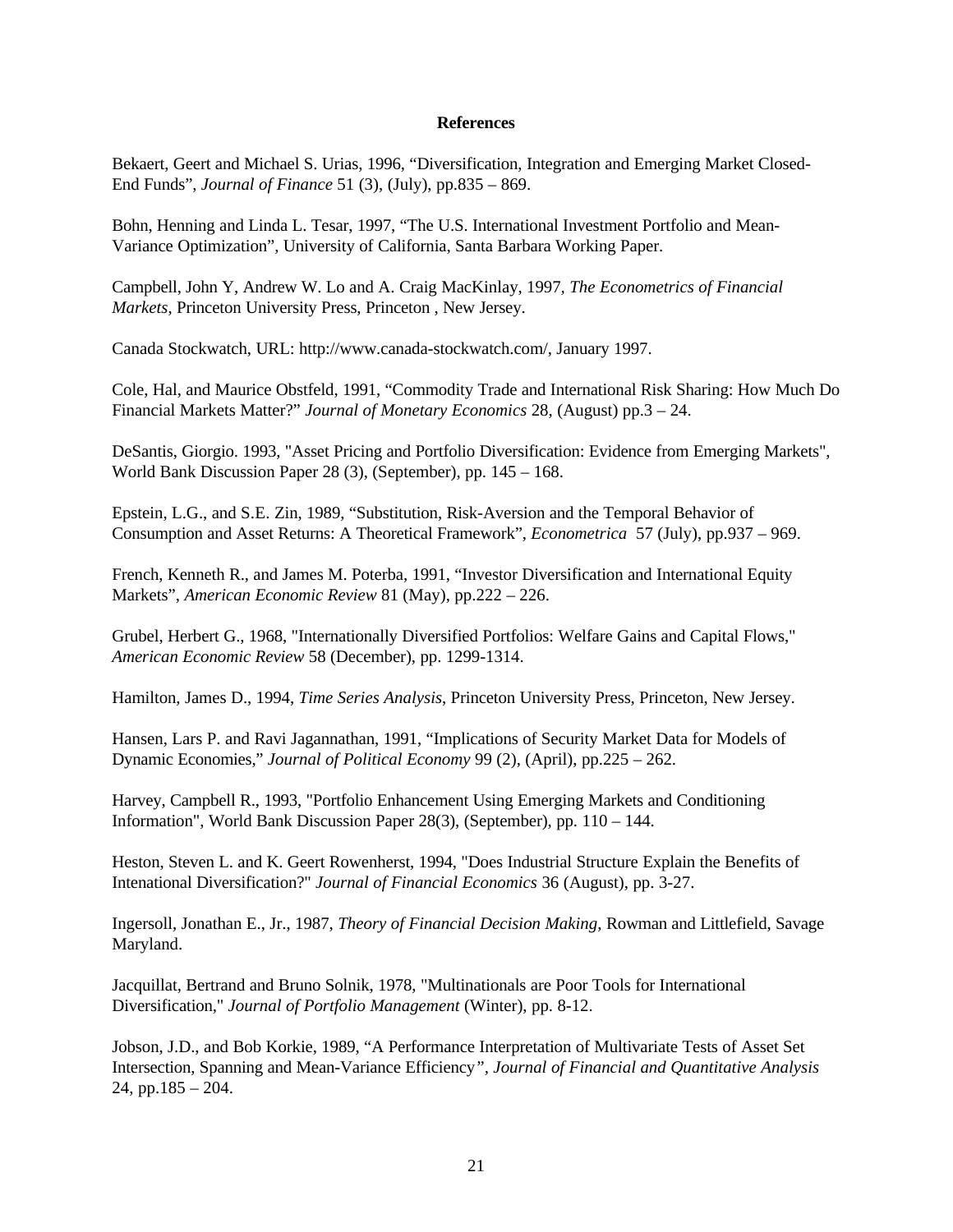**References**

Bekaert, Geert and Michael S. Urias, 1996, "Diversification, Integration and Emerging Market Closed-End Funds", *Journal of Finance* 51 (3), (July), pp.835 – 869.

Bohn, Henning and Linda L. Tesar, 1997, "The U.S. International Investment Portfolio and Mean-Variance Optimization", University of California, Santa Barbara Working Paper.

Campbell, John Y, Andrew W. Lo and A. Craig MacKinlay, 1997, *The Econometrics of Financial Markets*, Princeton University Press, Princeton , New Jersey.

Canada Stockwatch, URL: http://www.canada-stockwatch.com/, January 1997.

Cole, Hal, and Maurice Obstfeld, 1991, "Commodity Trade and International Risk Sharing: How Much Do Financial Markets Matter?" *Journal of Monetary Economics* 28, (August) pp.3 – 24.

DeSantis, Giorgio. 1993, "Asset Pricing and Portfolio Diversification: Evidence from Emerging Markets", World Bank Discussion Paper 28 (3), (September), pp. 145 – 168.

Epstein, L.G., and S.E. Zin, 1989, "Substitution, Risk-Aversion and the Temporal Behavior of Consumption and Asset Returns: A Theoretical Framework", *Econometrica* 57 (July), pp.937 – 969.

French, Kenneth R., and James M. Poterba, 1991, "Investor Diversification and International Equity Markets", *American Economic Review* 81 (May), pp.222 – 226.

Grubel, Herbert G., 1968, "Internationally Diversified Portfolios: Welfare Gains and Capital Flows," *American Economic Review* 58 (December), pp. 1299-1314.

Hamilton, James D., 1994, *Time Series Analysis*, Princeton University Press, Princeton, New Jersey.

Hansen, Lars P. and Ravi Jagannathan, 1991, "Implications of Security Market Data for Models of Dynamic Economies," *Journal of Political Economy* 99 (2), (April), pp.225 – 262.

Harvey, Campbell R., 1993, "Portfolio Enhancement Using Emerging Markets and Conditioning Information", World Bank Discussion Paper 28(3), (September), pp. 110 – 144.

Heston, Steven L. and K. Geert Rowenherst, 1994, "Does Industrial Structure Explain the Benefits of Intenational Diversification?" *Journal of Financial Economics* 36 (August), pp. 3-27.

Ingersoll, Jonathan E., Jr., 1987, *Theory of Financial Decision Making*, Rowman and Littlefield, Savage Maryland.

Jacquillat, Bertrand and Bruno Solnik, 1978, "Multinationals are Poor Tools for International Diversification," *Journal of Portfolio Management* (Winter), pp. 8-12.

Jobson, J.D., and Bob Korkie, 1989, "A Performance Interpretation of Multivariate Tests of Asset Set Intersection, Spanning and Mean-Variance Efficiency", *Journal of Financial and Quantitative Analysis* 24, pp.185 – 204.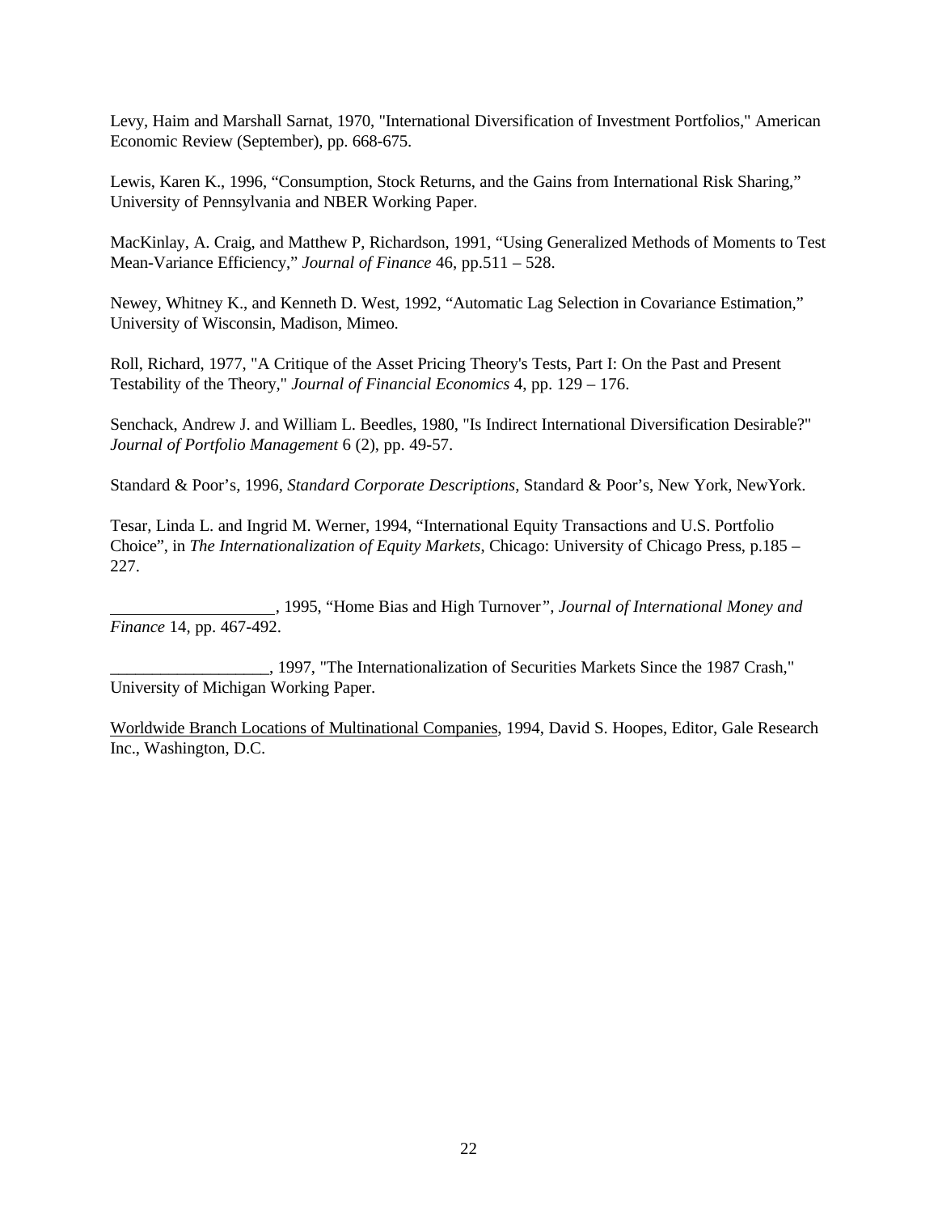Levy, Haim and Marshall Sarnat, 1970, "International Diversification of Investment Portfolios," American Economic Review (September), pp. 668-675.

Lewis, Karen K., 1996, "Consumption, Stock Returns, and the Gains from International Risk Sharing," University of Pennsylvania and NBER Working Paper.

MacKinlay, A. Craig, and Matthew P, Richardson, 1991, "Using Generalized Methods of Moments to Test Mean-Variance Efficiency," *Journal of Finance* 46, pp.511 – 528.

Newey, Whitney K., and Kenneth D. West, 1992, "Automatic Lag Selection in Covariance Estimation," University of Wisconsin, Madison, Mimeo.

Roll, Richard, 1977, "A Critique of the Asset Pricing Theory's Tests, Part I: On the Past and Present Testability of the Theory," *Journal of Financial Economics* 4, pp. 129 – 176.

Senchack, Andrew J. and William L. Beedles, 1980, "Is Indirect International Diversification Desirable?" *Journal of Portfolio Management* 6 (2), pp. 49-57.

Standard & Poor's, 1996, *Standard Corporate Descriptions*, Standard & Poor's, New York, NewYork.

Tesar, Linda L. and Ingrid M. Werner, 1994, "International Equity Transactions and U.S. Portfolio Choice", in *The Internationalization of Equity Markets*, Chicago: University of Chicago Press, p.185 – 227.

___________________, 1995, "Home Bias and High Turnover", *Journal of International Money and Finance* 14, pp. 467-492.

___________________, 1997, "The Internationalization of Securities Markets Since the 1987 Crash," University of Michigan Working Paper.

Worldwide Branch Locations of Multinational Companies, 1994, David S. Hoopes, Editor, Gale Research Inc., Washington, D.C.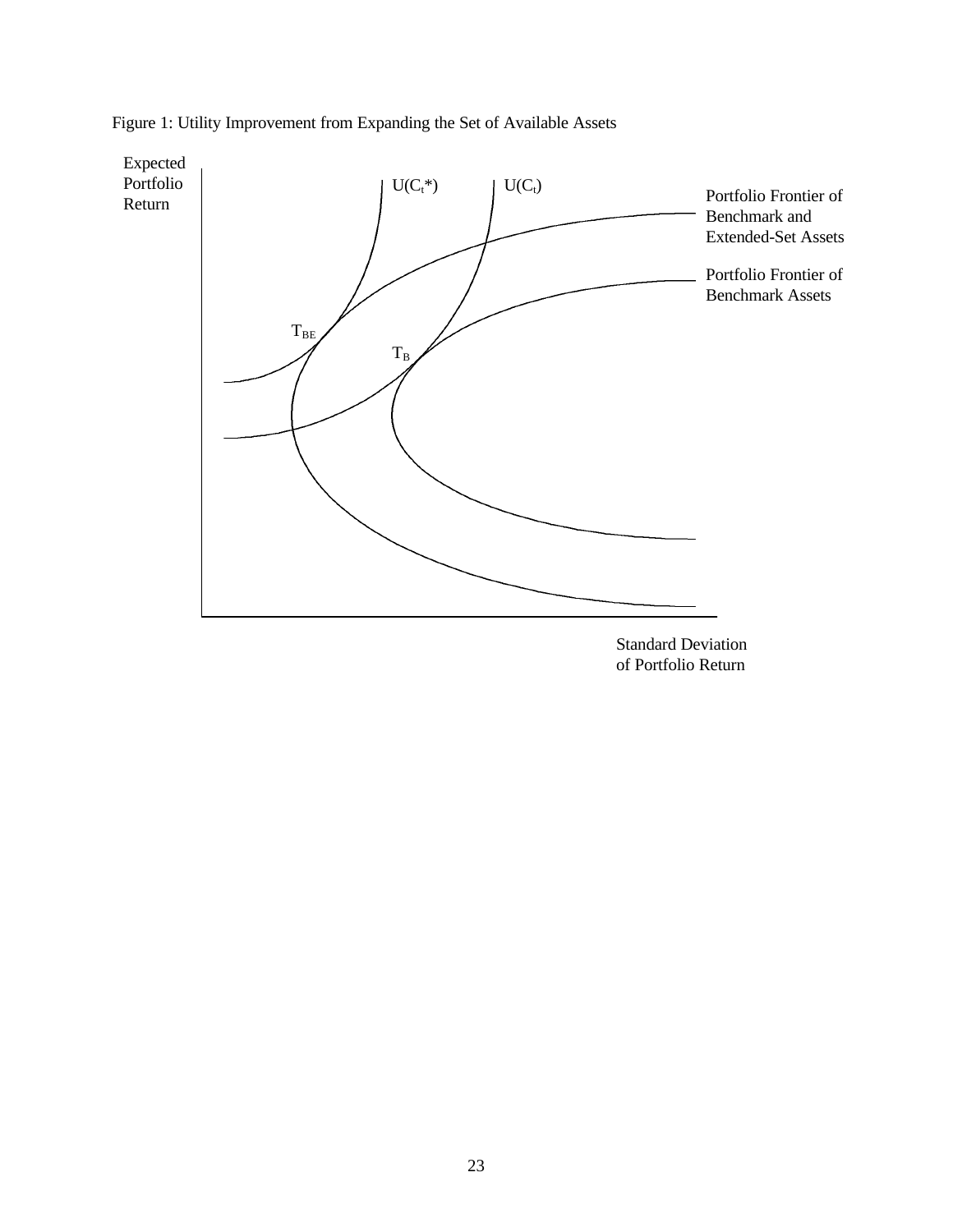Figure 1: Utility Improvement from Expanding the Set of Available Assets

Expected Portfolio Return

$U(C_t^*)$ $U(C_t)$

Portfolio Frontier of Benchmark and Extended-Set Assets

Portfolio Frontier of Benchmark Assets

$T_{BE}$

$T_B$

Standard Deviation of Portfolio Return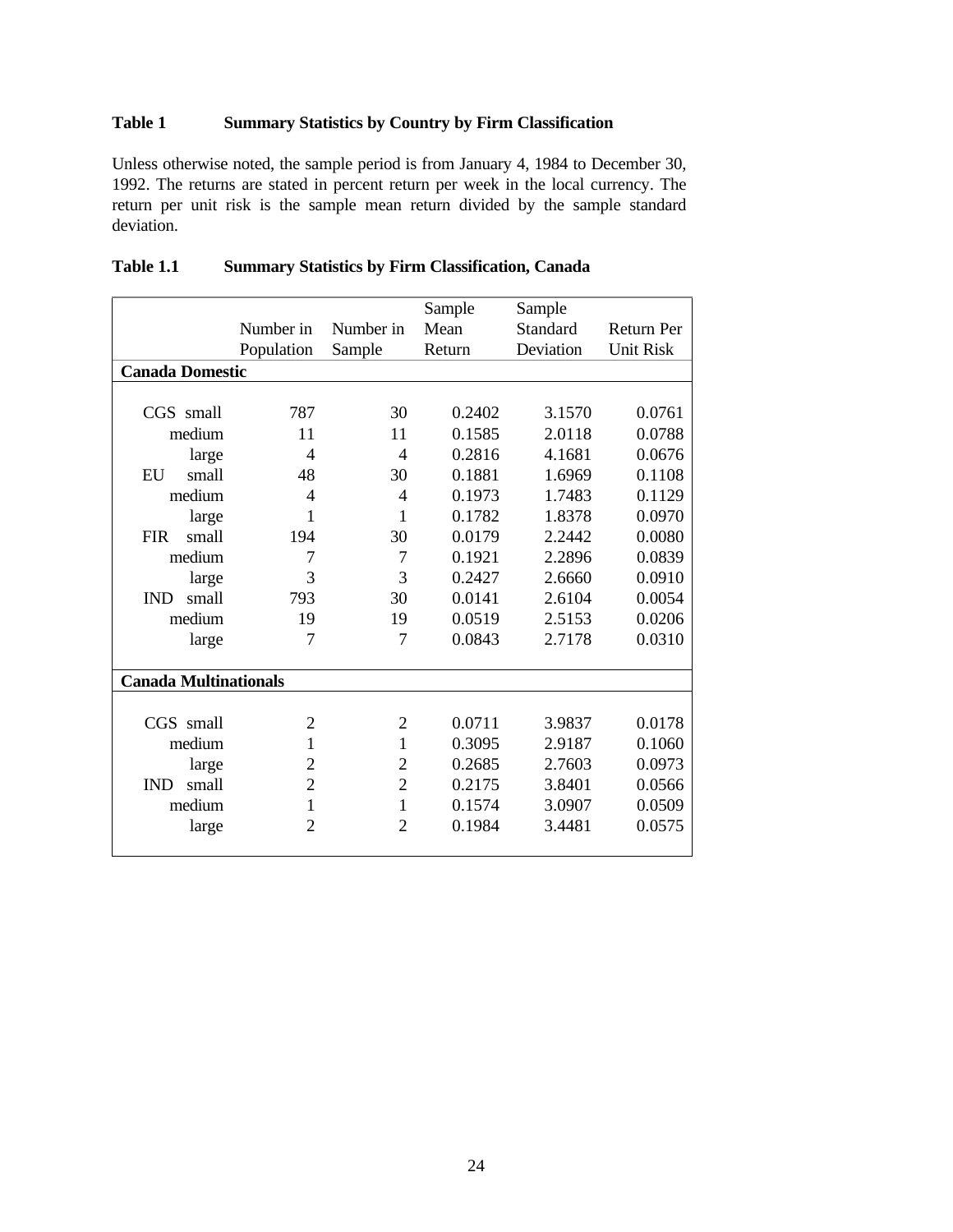**Table 1 Summary Statistics by Country by Firm Classification**

Unless otherwise noted, the sample period is from January 4, 1984 to December 30, 1992. The returns are stated in percent return per week in the local currency. The return per unit risk is the sample mean return divided by the sample standard deviation.

**Table 1.1 Summary Statistics by Firm Classification, Canada**

| | Number in Population | Number in Sample | Sample Mean Return | Sample Standard Deviation | Return Per Unit Risk |
|---|---|---|---|---|---|
| **Canada Domestic** | | | | | |
| CGS small | 787 | 30 | 0.2402 | 3.1570 | 0.0761 |
| medium | 11 | 11 | 0.1585 | 2.0118 | 0.0788 |
| large | 4 | 4 | 0.2816 | 4.1681 | 0.0676 |
| EU small | 48 | 30 | 0.1881 | 1.6969 | 0.1108 |
| medium | 4 | 4 | 0.1973 | 1.7483 | 0.1129 |
| large | 1 | 1 | 0.1782 | 1.8378 | 0.0970 |
| FIR small | 194 | 30 | 0.0179 | 2.2442 | 0.0080 |
| medium | 7 | 7 | 0.1921 | 2.2896 | 0.0839 |
| large | 3 | 3 | 0.2427 | 2.6660 | 0.0910 |
| IND small | 793 | 30 | 0.0141 | 2.6104 | 0.0054 |
| medium | 19 | 19 | 0.0519 | 2.5153 | 0.0206 |
| large | 7 | 7 | 0.0843 | 2.7178 | 0.0310 |
| **Canada Multinationals** | | | | | |
| CGS small | 2 | 2 | 0.0711 | 3.9837 | 0.0178 |
| medium | 1 | 1 | 0.3095 | 2.9187 | 0.1060 |
| large | 2 | 2 | 0.2685 | 2.7603 | 0.0973 |
| IND small | 2 | 2 | 0.2175 | 3.8401 | 0.0566 |
| medium | 1 | 1 | 0.1574 | 3.0907 | 0.0509 |
| large | 2 | 2 | 0.1984 | 3.4481 | 0.0575 |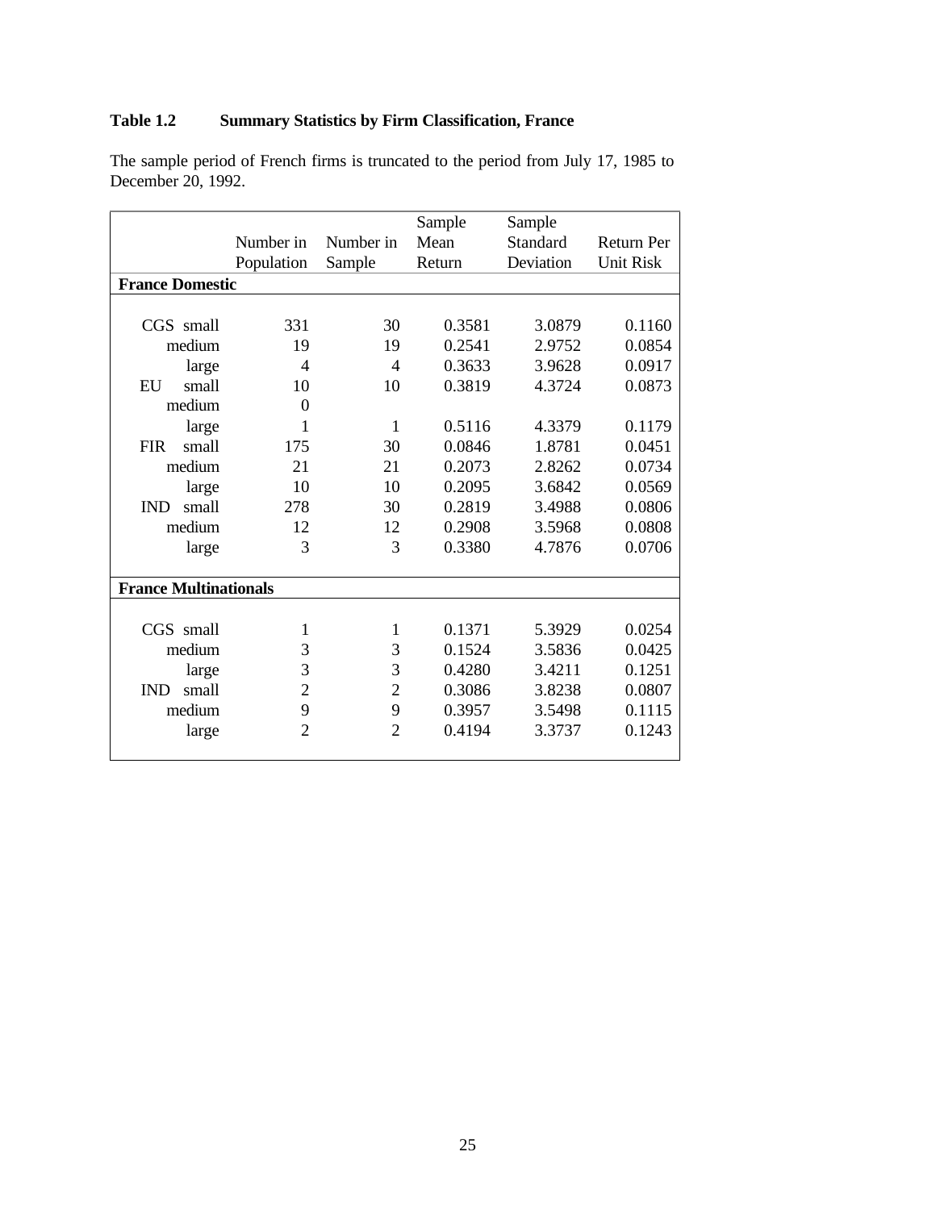**Table 1.2 Summary Statistics by Firm Classification, France**

The sample period of French firms is truncated to the period from July 17, 1985 to December 20, 1992.

| | Number in Population | Number in Sample | Sample Mean Return | Sample Standard Deviation | Return Per Unit Risk |
|---|---|---|---|---|---|
| **France Domestic** | | | | | |
| CGS small | 331 | 30 | 0.3581 | 3.0879 | 0.1160 |
| medium | 19 | 19 | 0.2541 | 2.9752 | 0.0854 |
| large | 4 | 4 | 0.3633 | 3.9628 | 0.0917 |
| EU small | 10 | 10 | 0.3819 | 4.3724 | 0.0873 |
| medium | 0 | | | | |
| large | 1 | 1 | 0.5116 | 4.3379 | 0.1179 |
| FIR small | 175 | 30 | 0.0846 | 1.8781 | 0.0451 |
| medium | 21 | 21 | 0.2073 | 2.8262 | 0.0734 |
| large | 10 | 10 | 0.2095 | 3.6842 | 0.0569 |
| IND small | 278 | 30 | 0.2819 | 3.4988 | 0.0806 |
| medium | 12 | 12 | 0.2908 | 3.5968 | 0.0808 |
| large | 3 | 3 | 0.3380 | 4.7876 | 0.0706 |
| **France Multinationals** | | | | | |
| CGS small | 1 | 1 | 0.1371 | 5.3929 | 0.0254 |
| medium | 3 | 3 | 0.1524 | 3.5836 | 0.0425 |
| large | 3 | 3 | 0.4280 | 3.4211 | 0.1251 |
| IND small | 2 | 2 | 0.3086 | 3.8238 | 0.0807 |
| medium | 9 | 9 | 0.3957 | 3.5498 | 0.1115 |
| large | 2 | 2 | 0.4194 | 3.3737 | 0.1243 |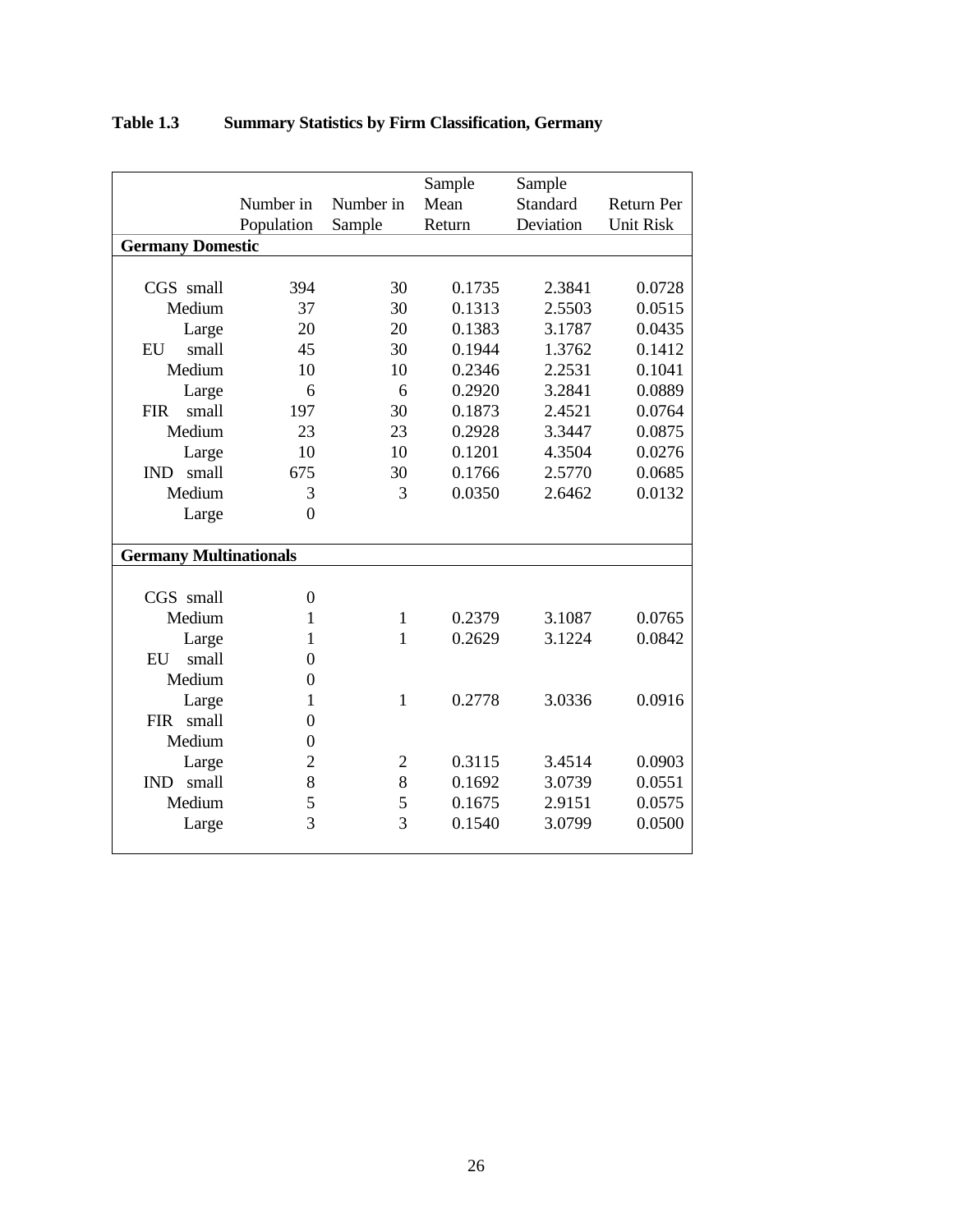**Table 1.3 Summary Statistics by Firm Classification, Germany**

| | Number in Population | Number in Sample | Sample Mean Return | Sample Standard Deviation | Return Per Unit Risk |
|---|---|---|---|---|---|
| **Germany Domestic** | | | | | |
| CGS small | 394 | 30 | 0.1735 | 2.3841 | 0.0728 |
| Medium | 37 | 30 | 0.1313 | 2.5503 | 0.0515 |
| Large | 20 | 20 | 0.1383 | 3.1787 | 0.0435 |
| EU small | 45 | 30 | 0.1944 | 1.3762 | 0.1412 |
| Medium | 10 | 10 | 0.2346 | 2.2531 | 0.1041 |
| Large | 6 | 6 | 0.2920 | 3.2841 | 0.0889 |
| FIR small | 197 | 30 | 0.1873 | 2.4521 | 0.0764 |
| Medium | 23 | 23 | 0.2928 | 3.3447 | 0.0875 |
| Large | 10 | 10 | 0.1201 | 4.3504 | 0.0276 |
| IND small | 675 | 30 | 0.1766 | 2.5770 | 0.0685 |
| Medium | 3 | 3 | 0.0350 | 2.6462 | 0.0132 |
| Large | 0 | | | | |
| **Germany Multinationals** | | | | | |
| CGS small | 0 | | | | |
| Medium | 1 | 1 | 0.2379 | 3.1087 | 0.0765 |
| Large | 1 | 1 | 0.2629 | 3.1224 | 0.0842 |
| EU small | 0 | | | | |
| Medium | 0 | | | | |
| Large | 1 | 1 | 0.2778 | 3.0336 | 0.0916 |
| FIR small | 0 | | | | |
| Medium | 0 | | | | |
| Large | 2 | 2 | 0.3115 | 3.4514 | 0.0903 |
| IND small | 8 | 8 | 0.1692 | 3.0739 | 0.0551 |
| Medium | 5 | 5 | 0.1675 | 2.9151 | 0.0575 |
| Large | 3 | 3 | 0.1540 | 3.0799 | 0.0500 |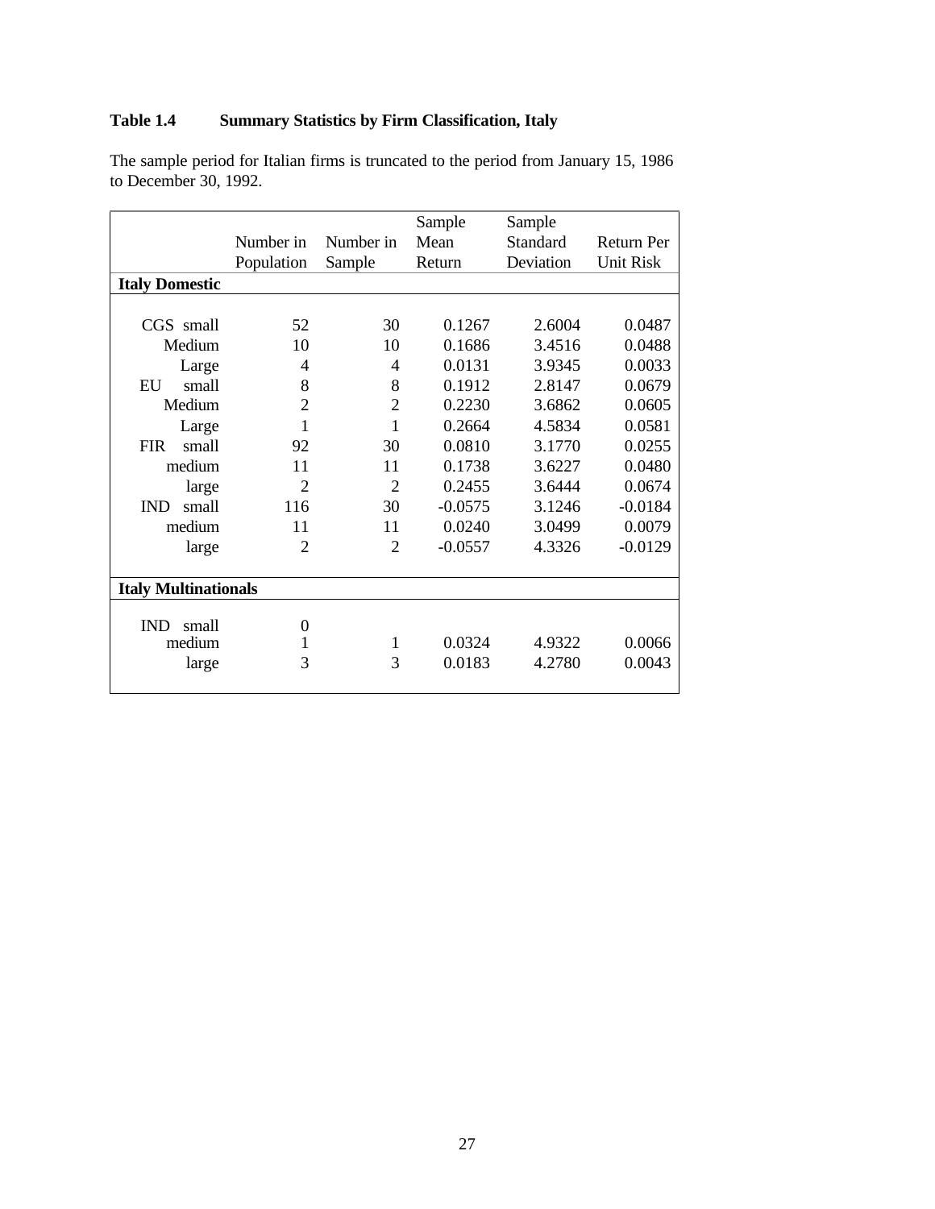**Table 1.4 Summary Statistics by Firm Classification, Italy**

The sample period for Italian firms is truncated to the period from January 15, 1986 to December 30, 1992.

| | Number in Population | Number in Sample | Sample Mean Return | Sample Standard Deviation | Return Per Unit Risk |
|---|---|---|---|---|---|
| **Italy Domestic** | | | | | |
| CGS small | 52 | 30 | 0.1267 | 2.6004 | 0.0487 |
| Medium | 10 | 10 | 0.1686 | 3.4516 | 0.0488 |
| Large | 4 | 4 | 0.0131 | 3.9345 | 0.0033 |
| EU small | 8 | 8 | 0.1912 | 2.8147 | 0.0679 |
| Medium | 2 | 2 | 0.2230 | 3.6862 | 0.0605 |
| Large | 1 | 1 | 0.2664 | 4.5834 | 0.0581 |
| FIR small | 92 | 30 | 0.0810 | 3.1770 | 0.0255 |
| medium | 11 | 11 | 0.1738 | 3.6227 | 0.0480 |
| large | 2 | 2 | 0.2455 | 3.6444 | 0.0674 |
| IND small | 116 | 30 | -0.0575 | 3.1246 | -0.0184 |
| medium | 11 | 11 | 0.0240 | 3.0499 | 0.0079 |
| large | 2 | 2 | -0.0557 | 4.3326 | -0.0129 |
| **Italy Multinationals** | | | | | |
| IND small | 0 | | | | |
| medium | 1 | 1 | 0.0324 | 4.9322 | 0.0066 |
| large | 3 | 3 | 0.0183 | 4.2780 | 0.0043 |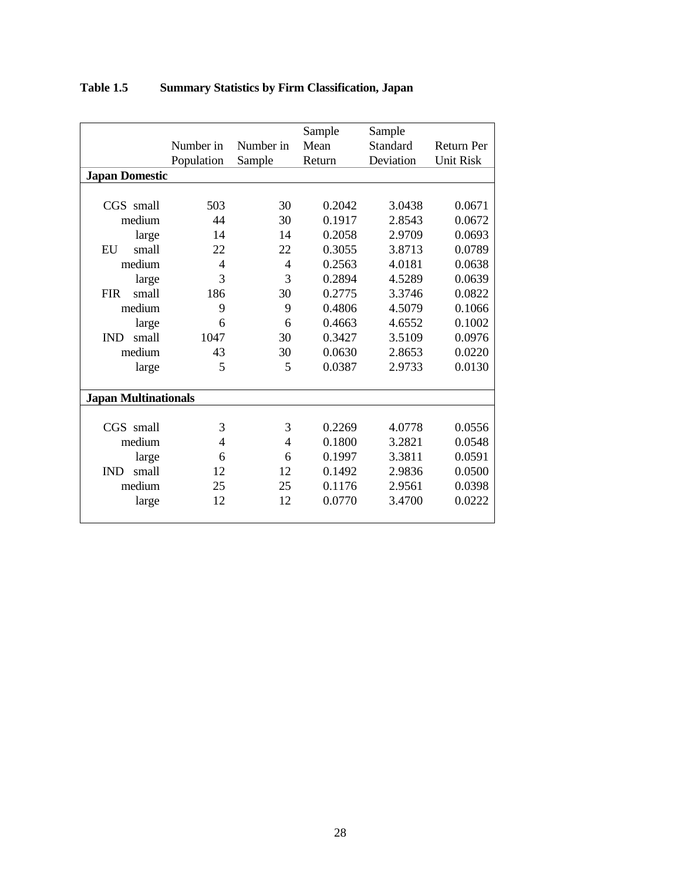**Table 1.5 Summary Statistics by Firm Classification, Japan**

| | Number in Population | Number in Sample | Sample Mean Return | Sample Standard Deviation | Return Per Unit Risk |
|---|---|---|---|---|---|
| **Japan Domestic** | | | | | |
| CGS small | 503 | 30 | 0.2042 | 3.0438 | 0.0671 |
| medium | 44 | 30 | 0.1917 | 2.8543 | 0.0672 |
| large | 14 | 14 | 0.2058 | 2.9709 | 0.0693 |
| EU small | 22 | 22 | 0.3055 | 3.8713 | 0.0789 |
| medium | 4 | 4 | 0.2563 | 4.0181 | 0.0638 |
| large | 3 | 3 | 0.2894 | 4.5289 | 0.0639 |
| FIR small | 186 | 30 | 0.2775 | 3.3746 | 0.0822 |
| medium | 9 | 9 | 0.4806 | 4.5079 | 0.1066 |
| large | 6 | 6 | 0.4663 | 4.6552 | 0.1002 |
| IND small | 1047 | 30 | 0.3427 | 3.5109 | 0.0976 |
| medium | 43 | 30 | 0.0630 | 2.8653 | 0.0220 |
| large | 5 | 5 | 0.0387 | 2.9733 | 0.0130 |
| **Japan Multinationals** | | | | | |
| CGS small | 3 | 3 | 0.2269 | 4.0778 | 0.0556 |
| medium | 4 | 4 | 0.1800 | 3.2821 | 0.0548 |
| large | 6 | 6 | 0.1997 | 3.3811 | 0.0591 |
| IND small | 12 | 12 | 0.1492 | 2.9836 | 0.0500 |
| medium | 25 | 25 | 0.1176 | 2.9561 | 0.0398 |
| large | 12 | 12 | 0.0770 | 3.4700 | 0.0222 |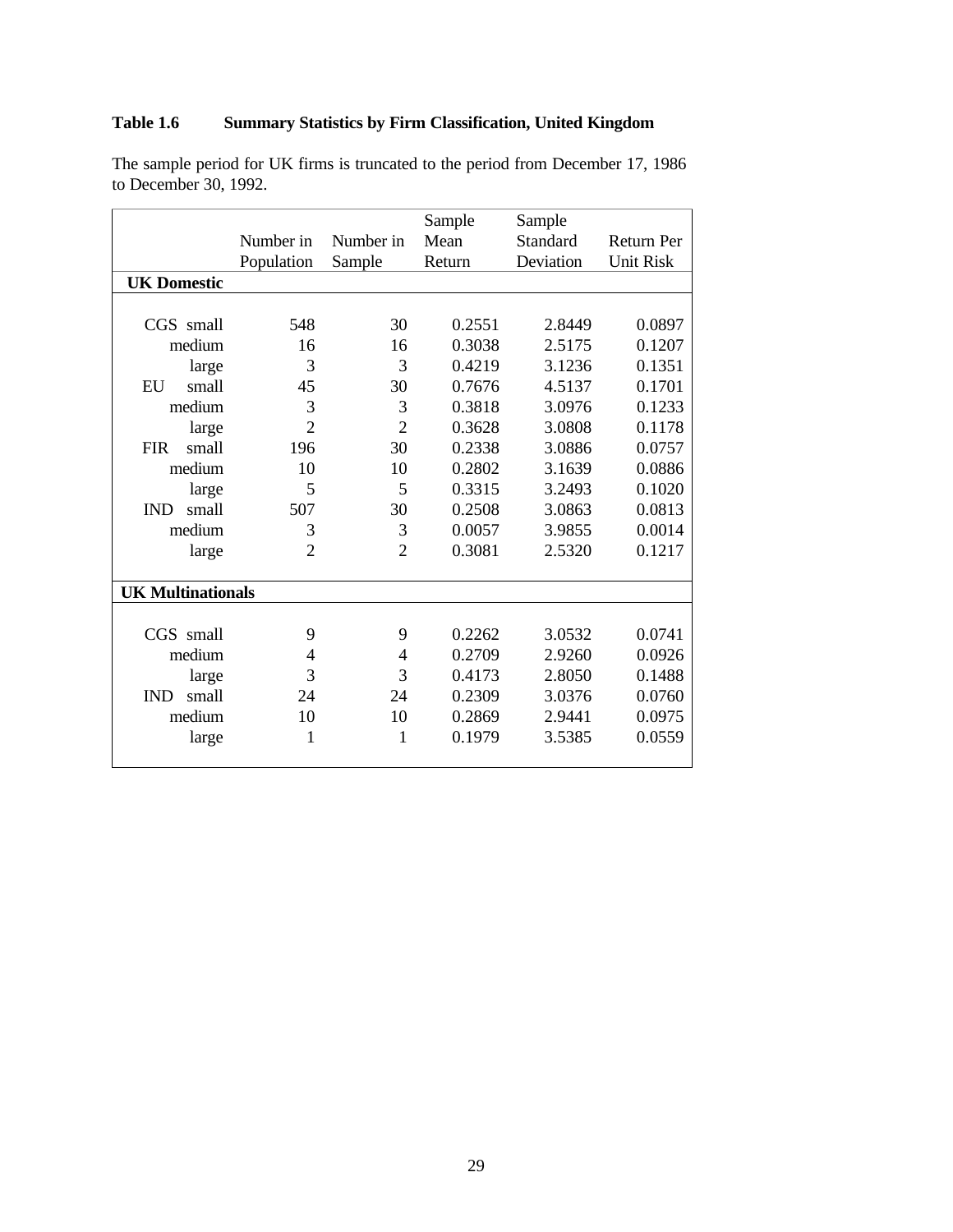**Table 1.6 Summary Statistics by Firm Classification, United Kingdom**

The sample period for UK firms is truncated to the period from December 17, 1986 to December 30, 1992.

| | Number in Population | Number in Sample | Sample Mean Return | Sample Standard Deviation | Return Per Unit Risk |
|---|---|---|---|---|---|
| **UK Domestic** | | | | | |
| CGS small | 548 | 30 | 0.2551 | 2.8449 | 0.0897 |
| medium | 16 | 16 | 0.3038 | 2.5175 | 0.1207 |
| large | 3 | 3 | 0.4219 | 3.1236 | 0.1351 |
| EU small | 45 | 30 | 0.7676 | 4.5137 | 0.1701 |
| medium | 3 | 3 | 0.3818 | 3.0976 | 0.1233 |
| large | 2 | 2 | 0.3628 | 3.0808 | 0.1178 |
| FIR small | 196 | 30 | 0.2338 | 3.0886 | 0.0757 |
| medium | 10 | 10 | 0.2802 | 3.1639 | 0.0886 |
| large | 5 | 5 | 0.3315 | 3.2493 | 0.1020 |
| IND small | 507 | 30 | 0.2508 | 3.0863 | 0.0813 |
| medium | 3 | 3 | 0.0057 | 3.9855 | 0.0014 |
| large | 2 | 2 | 0.3081 | 2.5320 | 0.1217 |
| **UK Multinationals** | | | | | |
| CGS small | 9 | 9 | 0.2262 | 3.0532 | 0.0741 |
| medium | 4 | 4 | 0.2709 | 2.9260 | 0.0926 |
| large | 3 | 3 | 0.4173 | 2.8050 | 0.1488 |
| IND small | 24 | 24 | 0.2309 | 3.0376 | 0.0760 |
| medium | 10 | 10 | 0.2869 | 2.9441 | 0.0975 |
| large | 1 | 1 | 0.1979 | 3.5385 | 0.0559 |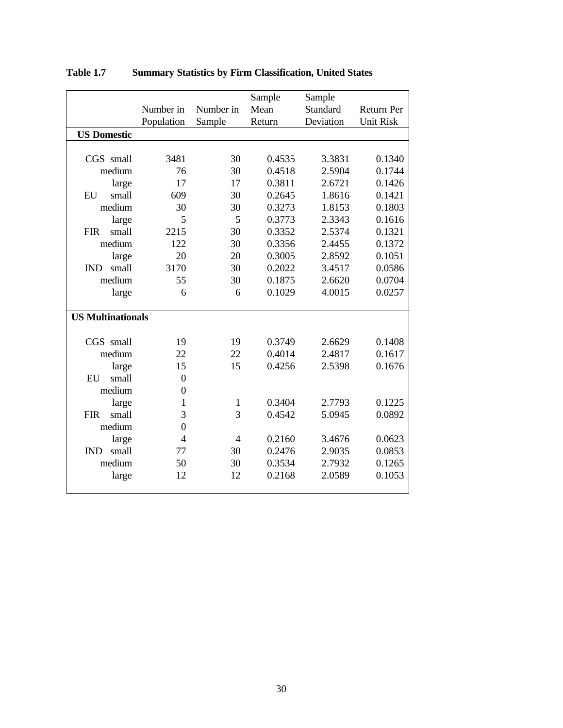**Table 1.7 Summary Statistics by Firm Classification, United States**

| | Number in Population | Number in Sample | Sample Mean Return | Sample Standard Deviation | Return Per Unit Risk |
|---|---|---|---|---|---|
| **US Domestic** | | | | | |
| CGS small | 3481 | 30 | 0.4535 | 3.3831 | 0.1340 |
| medium | 76 | 30 | 0.4518 | 2.5904 | 0.1744 |
| large | 17 | 17 | 0.3811 | 2.6721 | 0.1426 |
| EU small | 609 | 30 | 0.2645 | 1.8616 | 0.1421 |
| medium | 30 | 30 | 0.3273 | 1.8153 | 0.1803 |
| large | 5 | 5 | 0.3773 | 2.3343 | 0.1616 |
| FIR small | 2215 | 30 | 0.3352 | 2.5374 | 0.1321 |
| medium | 122 | 30 | 0.3356 | 2.4455 | 0.1372 |
| large | 20 | 20 | 0.3005 | 2.8592 | 0.1051 |
| IND small | 3170 | 30 | 0.2022 | 3.4517 | 0.0586 |
| medium | 55 | 30 | 0.1875 | 2.6620 | 0.0704 |
| large | 6 | 6 | 0.1029 | 4.0015 | 0.0257 |
| **US Multinationals** | | | | | |
| CGS small | 19 | 19 | 0.3749 | 2.6629 | 0.1408 |
| medium | 22 | 22 | 0.4014 | 2.4817 | 0.1617 |
| large | 15 | 15 | 0.4256 | 2.5398 | 0.1676 |
| EU small | 0 | | | | |
| medium | 0 | | | | |
| large | 1 | 1 | 0.3404 | 2.7793 | 0.1225 |
| FIR small | 3 | 3 | 0.4542 | 5.0945 | 0.0892 |
| medium | 0 | | | | |
| large | 4 | 4 | 0.2160 | 3.4676 | 0.0623 |
| IND small | 77 | 30 | 0.2476 | 2.9035 | 0.0853 |
| medium | 50 | 30 | 0.3534 | 2.7932 | 0.1265 |
| large | 12 | 12 | 0.2168 | 2.0589 | 0.1053 |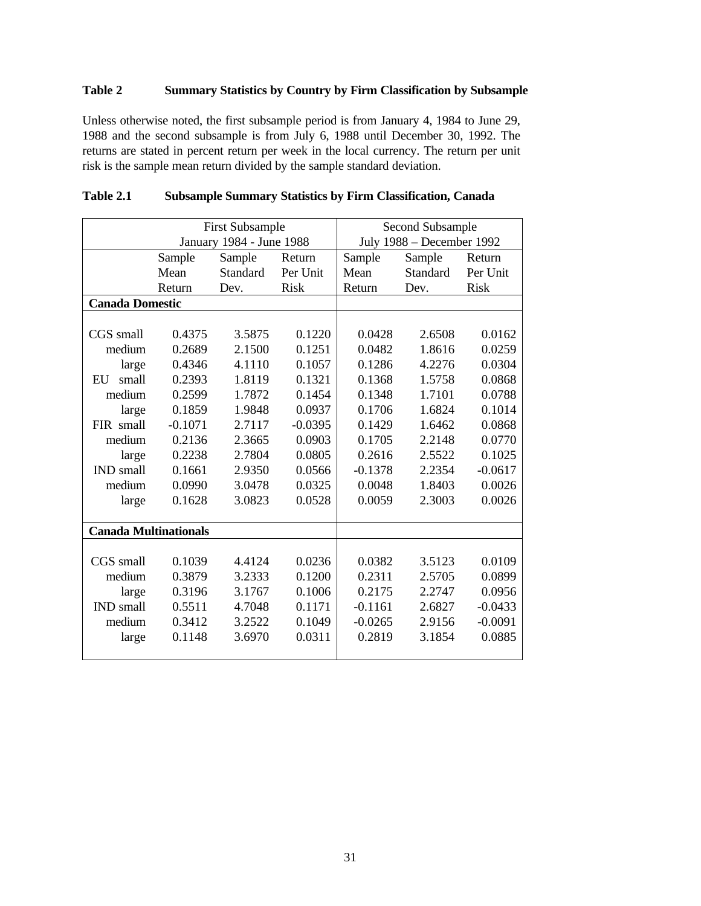**Table 2  Summary Statistics by Country by Firm Classification by Subsample**

Unless otherwise noted, the first subsample period is from January 4, 1984 to June 29, 1988 and the second subsample is from July 6, 1988 until December 30, 1992. The returns are stated in percent return per week in the local currency. The return per unit risk is the sample mean return divided by the sample standard deviation.

**Table 2.1  Subsample Summary Statistics by Firm Classification, Canada**

| | First Subsample January 1984 - June 1988 | | | Second Subsample July 1988 – December 1992 | | |
|---|---|---|---|---|---|---|
| | Sample Mean Return | Sample Standard Dev. | Return Per Unit Risk | Sample Mean Return | Sample Standard Dev. | Return Per Unit Risk |
| **Canada Domestic** | | | | | | |
| CGS small | 0.4375 | 3.5875 | 0.1220 | 0.0428 | 2.6508 | 0.0162 |
| medium | 0.2689 | 2.1500 | 0.1251 | 0.0482 | 1.8616 | 0.0259 |
| large | 0.4346 | 4.1110 | 0.1057 | 0.1286 | 4.2276 | 0.0304 |
| EU small | 0.2393 | 1.8119 | 0.1321 | 0.1368 | 1.5758 | 0.0868 |
| medium | 0.2599 | 1.7872 | 0.1454 | 0.1348 | 1.7101 | 0.0788 |
| large | 0.1859 | 1.9848 | 0.0937 | 0.1706 | 1.6824 | 0.1014 |
| FIR small | -0.1071 | 2.7117 | -0.0395 | 0.1429 | 1.6462 | 0.0868 |
| medium | 0.2136 | 2.3665 | 0.0903 | 0.1705 | 2.2148 | 0.0770 |
| large | 0.2238 | 2.7804 | 0.0805 | 0.2616 | 2.5522 | 0.1025 |
| IND small | 0.1661 | 2.9350 | 0.0566 | -0.1378 | 2.2354 | -0.0617 |
| medium | 0.0990 | 3.0478 | 0.0325 | 0.0048 | 1.8403 | 0.0026 |
| large | 0.1628 | 3.0823 | 0.0528 | 0.0059 | 2.3003 | 0.0026 |
| **Canada Multinationals** | | | | | | |
| CGS small | 0.1039 | 4.4124 | 0.0236 | 0.0382 | 3.5123 | 0.0109 |
| medium | 0.3879 | 3.2333 | 0.1200 | 0.2311 | 2.5705 | 0.0899 |
| large | 0.3196 | 3.1767 | 0.1006 | 0.2175 | 2.2747 | 0.0956 |
| IND small | 0.5511 | 4.7048 | 0.1171 | -0.1161 | 2.6827 | -0.0433 |
| medium | 0.3412 | 3.2522 | 0.1049 | -0.0265 | 2.9156 | -0.0091 |
| large | 0.1148 | 3.6970 | 0.0311 | 0.2819 | 3.1854 | 0.0885 |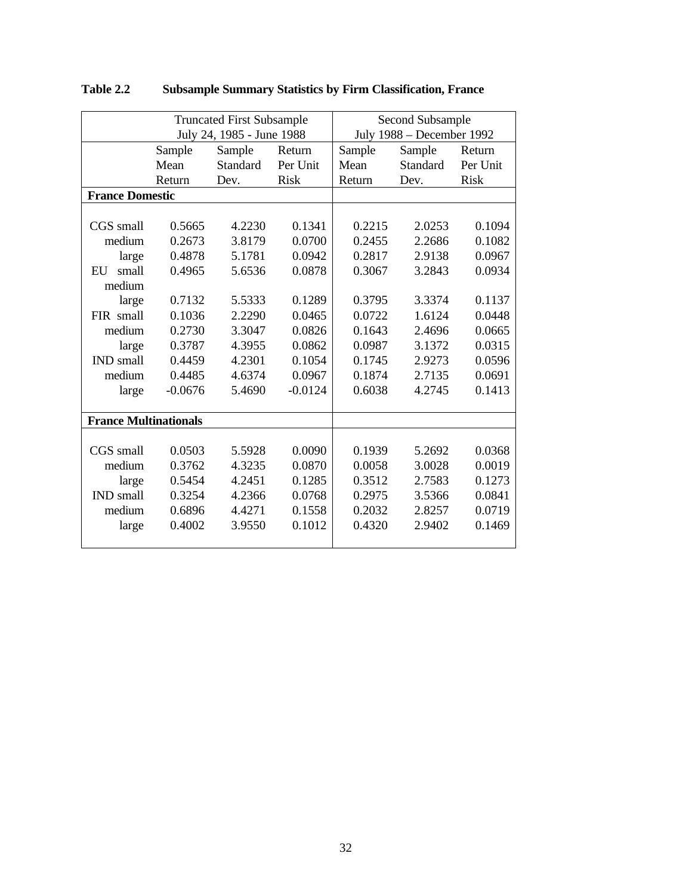**Table 2.2 Subsample Summary Statistics by Firm Classification, France**

| | Truncated First Subsample July 24, 1985 - June 1988 | | | Second Subsample July 1988 – December 1992 | | |
|---|---|---|---|---|---|---|
| | Sample Mean Return | Sample Standard Dev. | Return Per Unit Risk | Sample Mean Return | Sample Standard Dev. | Return Per Unit Risk |
| **France Domestic** | | | | | | |
| CGS small | 0.5665 | 4.2230 | 0.1341 | 0.2215 | 2.0253 | 0.1094 |
| medium | 0.2673 | 3.8179 | 0.0700 | 0.2455 | 2.2686 | 0.1082 |
| large | 0.4878 | 5.1781 | 0.0942 | 0.2817 | 2.9138 | 0.0967 |
| EU small | 0.4965 | 5.6536 | 0.0878 | 0.3067 | 3.2843 | 0.0934 |
| medium | | | | | | |
| large | 0.7132 | 5.5333 | 0.1289 | 0.3795 | 3.3374 | 0.1137 |
| FIR small | 0.1036 | 2.2290 | 0.0465 | 0.0722 | 1.6124 | 0.0448 |
| medium | 0.2730 | 3.3047 | 0.0826 | 0.1643 | 2.4696 | 0.0665 |
| large | 0.3787 | 4.3955 | 0.0862 | 0.0987 | 3.1372 | 0.0315 |
| IND small | 0.4459 | 4.2301 | 0.1054 | 0.1745 | 2.9273 | 0.0596 |
| medium | 0.4485 | 4.6374 | 0.0967 | 0.1874 | 2.7135 | 0.0691 |
| large | -0.0676 | 5.4690 | -0.0124 | 0.6038 | 4.2745 | 0.1413 |
| **France Multinationals** | | | | | | |
| CGS small | 0.0503 | 5.5928 | 0.0090 | 0.1939 | 5.2692 | 0.0368 |
| medium | 0.3762 | 4.3235 | 0.0870 | 0.0058 | 3.0028 | 0.0019 |
| large | 0.5454 | 4.2451 | 0.1285 | 0.3512 | 2.7583 | 0.1273 |
| IND small | 0.3254 | 4.2366 | 0.0768 | 0.2975 | 3.5366 | 0.0841 |
| medium | 0.6896 | 4.4271 | 0.1558 | 0.2032 | 2.8257 | 0.0719 |
| large | 0.4002 | 3.9550 | 0.1012 | 0.4320 | 2.9402 | 0.1469 |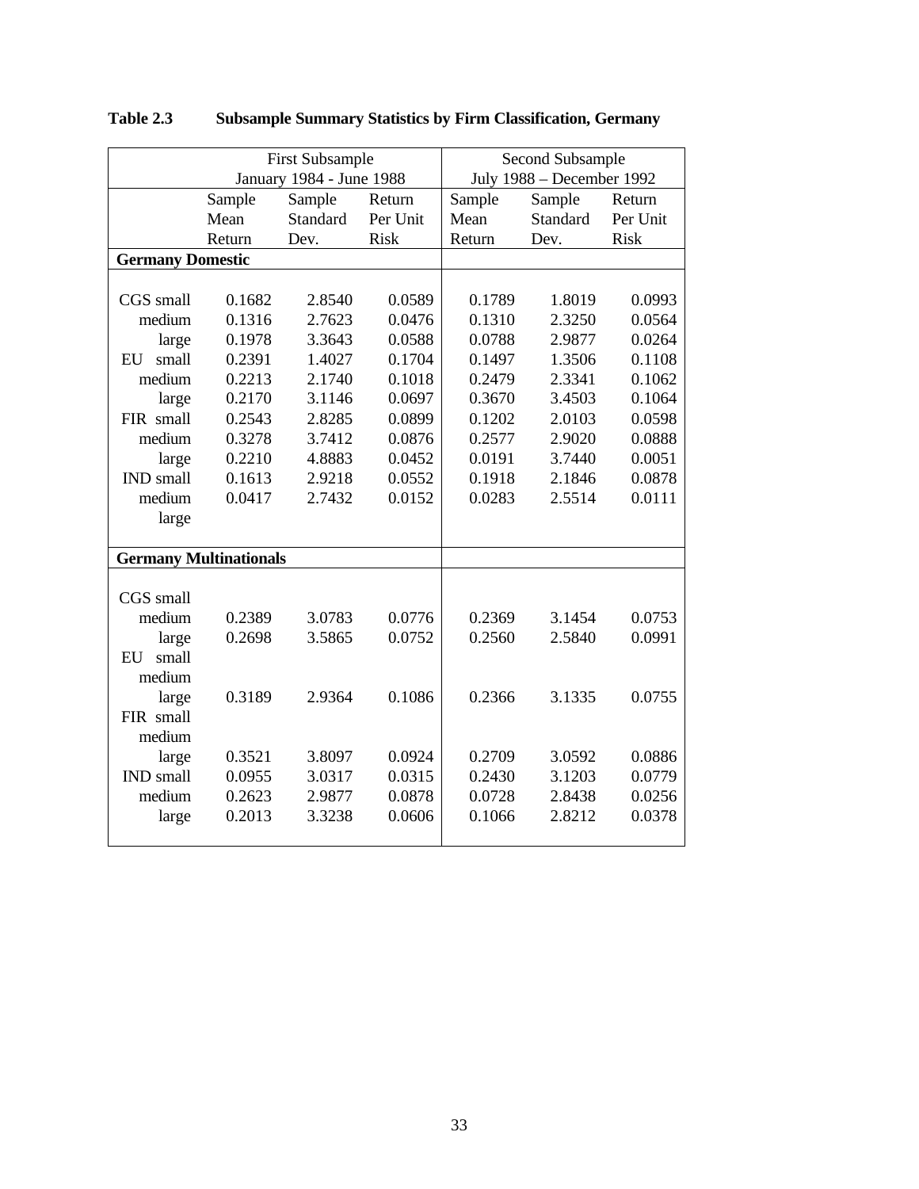**Table 2.3 Subsample Summary Statistics by Firm Classification, Germany**

| | First Subsample January 1984 - June 1988 | | | Second Subsample July 1988 – December 1992 | | |
|---|---|---|---|---|---|---|
| | Sample Mean Return | Sample Standard Dev. | Return Per Unit Risk | Sample Mean Return | Sample Standard Dev. | Return Per Unit Risk |
| **Germany Domestic** | | | | | | |
| CGS small | 0.1682 | 2.8540 | 0.0589 | 0.1789 | 1.8019 | 0.0993 |
| medium | 0.1316 | 2.7623 | 0.0476 | 0.1310 | 2.3250 | 0.0564 |
| large | 0.1978 | 3.3643 | 0.0588 | 0.0788 | 2.9877 | 0.0264 |
| EU small | 0.2391 | 1.4027 | 0.1704 | 0.1497 | 1.3506 | 0.1108 |
| medium | 0.2213 | 2.1740 | 0.1018 | 0.2479 | 2.3341 | 0.1062 |
| large | 0.2170 | 3.1146 | 0.0697 | 0.3670 | 3.4503 | 0.1064 |
| FIR small | 0.2543 | 2.8285 | 0.0899 | 0.1202 | 2.0103 | 0.0598 |
| medium | 0.3278 | 3.7412 | 0.0876 | 0.2577 | 2.9020 | 0.0888 |
| large | 0.2210 | 4.8883 | 0.0452 | 0.0191 | 3.7440 | 0.0051 |
| IND small | 0.1613 | 2.9218 | 0.0552 | 0.1918 | 2.1846 | 0.0878 |
| medium | 0.0417 | 2.7432 | 0.0152 | 0.0283 | 2.5514 | 0.0111 |
| large | | | | | | |
| **Germany Multinationals** | | | | | | |
| CGS small | | | | | | |
| medium | 0.2389 | 3.0783 | 0.0776 | 0.2369 | 3.1454 | 0.0753 |
| large | 0.2698 | 3.5865 | 0.0752 | 0.2560 | 2.5840 | 0.0991 |
| EU small | | | | | | |
| medium | | | | | | |
| large | 0.3189 | 2.9364 | 0.1086 | 0.2366 | 3.1335 | 0.0755 |
| FIR small | | | | | | |
| medium | | | | | | |
| large | 0.3521 | 3.8097 | 0.0924 | 0.2709 | 3.0592 | 0.0886 |
| IND small | 0.0955 | 3.0317 | 0.0315 | 0.2430 | 3.1203 | 0.0779 |
| medium | 0.2623 | 2.9877 | 0.0878 | 0.0728 | 2.8438 | 0.0256 |
| large | 0.2013 | 3.3238 | 0.0606 | 0.1066 | 2.8212 | 0.0378 |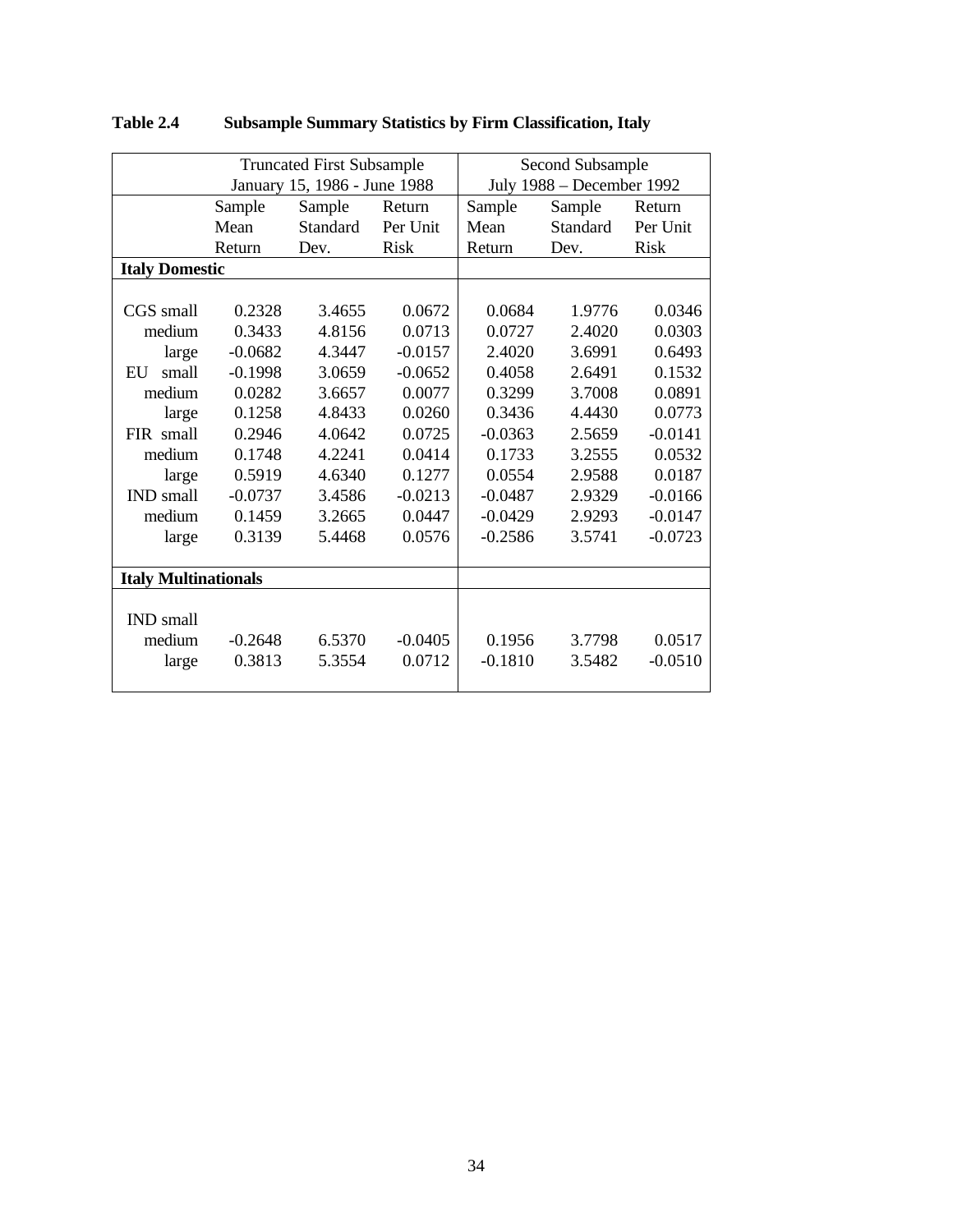**Table 2.4 Subsample Summary Statistics by Firm Classification, Italy**

| | Truncated First Subsample January 15, 1986 - June 1988 | | | Second Subsample July 1988 – December 1992 | | |
|---|---|---|---|---|---|---|
| | Sample Mean Return | Sample Standard Dev. | Return Per Unit Risk | Sample Mean Return | Sample Standard Dev. | Return Per Unit Risk |
| **Italy Domestic** | | | | | | |
| CGS small | 0.2328 | 3.4655 | 0.0672 | 0.0684 | 1.9776 | 0.0346 |
| medium | 0.3433 | 4.8156 | 0.0713 | 0.0727 | 2.4020 | 0.0303 |
| large | -0.0682 | 4.3447 | -0.0157 | 2.4020 | 3.6991 | 0.6493 |
| EU small | -0.1998 | 3.0659 | -0.0652 | 0.4058 | 2.6491 | 0.1532 |
| medium | 0.0282 | 3.6657 | 0.0077 | 0.3299 | 3.7008 | 0.0891 |
| large | 0.1258 | 4.8433 | 0.0260 | 0.3436 | 4.4430 | 0.0773 |
| FIR small | 0.2946 | 4.0642 | 0.0725 | -0.0363 | 2.5659 | -0.0141 |
| medium | 0.1748 | 4.2241 | 0.0414 | 0.1733 | 3.2555 | 0.0532 |
| large | 0.5919 | 4.6340 | 0.1277 | 0.0554 | 2.9588 | 0.0187 |
| IND small | -0.0737 | 3.4586 | -0.0213 | -0.0487 | 2.9329 | -0.0166 |
| medium | 0.1459 | 3.2665 | 0.0447 | -0.0429 | 2.9293 | -0.0147 |
| large | 0.3139 | 5.4468 | 0.0576 | -0.2586 | 3.5741 | -0.0723 |
| **Italy Multinationals** | | | | | | |
| IND small | | | | | | |
| medium | -0.2648 | 6.5370 | -0.0405 | 0.1956 | 3.7798 | 0.0517 |
| large | 0.3813 | 5.3554 | 0.0712 | -0.1810 | 3.5482 | -0.0510 |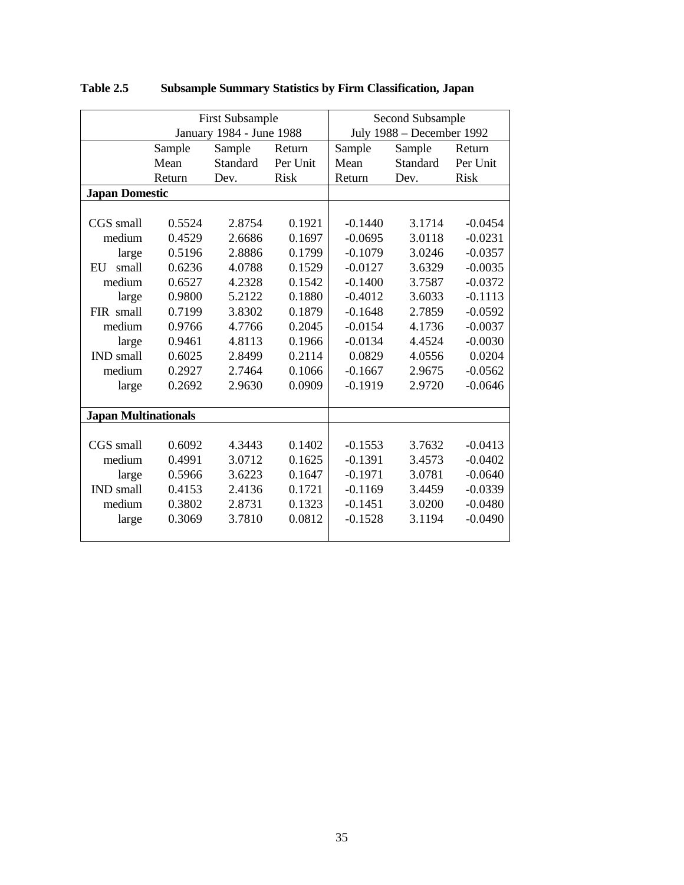**Table 2.5 Subsample Summary Statistics by Firm Classification, Japan**

| | First Subsample January 1984 - June 1988 | | | Second Subsample July 1988 – December 1992 | | |
|---|---|---|---|---|---|---|
| | Sample Mean Return | Sample Standard Dev. | Return Per Unit Risk | Sample Mean Return | Sample Standard Dev. | Return Per Unit Risk |
| **Japan Domestic** | | | | | | |
| CGS small | 0.5524 | 2.8754 | 0.1921 | -0.1440 | 3.1714 | -0.0454 |
| medium | 0.4529 | 2.6686 | 0.1697 | -0.0695 | 3.0118 | -0.0231 |
| large | 0.5196 | 2.8886 | 0.1799 | -0.1079 | 3.0246 | -0.0357 |
| EU small | 0.6236 | 4.0788 | 0.1529 | -0.0127 | 3.6329 | -0.0035 |
| medium | 0.6527 | 4.2328 | 0.1542 | -0.1400 | 3.7587 | -0.0372 |
| large | 0.9800 | 5.2122 | 0.1880 | -0.4012 | 3.6033 | -0.1113 |
| FIR small | 0.7199 | 3.8302 | 0.1879 | -0.1648 | 2.7859 | -0.0592 |
| medium | 0.9766 | 4.7766 | 0.2045 | -0.0154 | 4.1736 | -0.0037 |
| large | 0.9461 | 4.8113 | 0.1966 | -0.0134 | 4.4524 | -0.0030 |
| IND small | 0.6025 | 2.8499 | 0.2114 | 0.0829 | 4.0556 | 0.0204 |
| medium | 0.2927 | 2.7464 | 0.1066 | -0.1667 | 2.9675 | -0.0562 |
| large | 0.2692 | 2.9630 | 0.0909 | -0.1919 | 2.9720 | -0.0646 |
| **Japan Multinationals** | | | | | | |
| CGS small | 0.6092 | 4.3443 | 0.1402 | -0.1553 | 3.7632 | -0.0413 |
| medium | 0.4991 | 3.0712 | 0.1625 | -0.1391 | 3.4573 | -0.0402 |
| large | 0.5966 | 3.6223 | 0.1647 | -0.1971 | 3.0781 | -0.0640 |
| IND small | 0.4153 | 2.4136 | 0.1721 | -0.1169 | 3.4459 | -0.0339 |
| medium | 0.3802 | 2.8731 | 0.1323 | -0.1451 | 3.0200 | -0.0480 |
| large | 0.3069 | 3.7810 | 0.0812 | -0.1528 | 3.1194 | -0.0490 |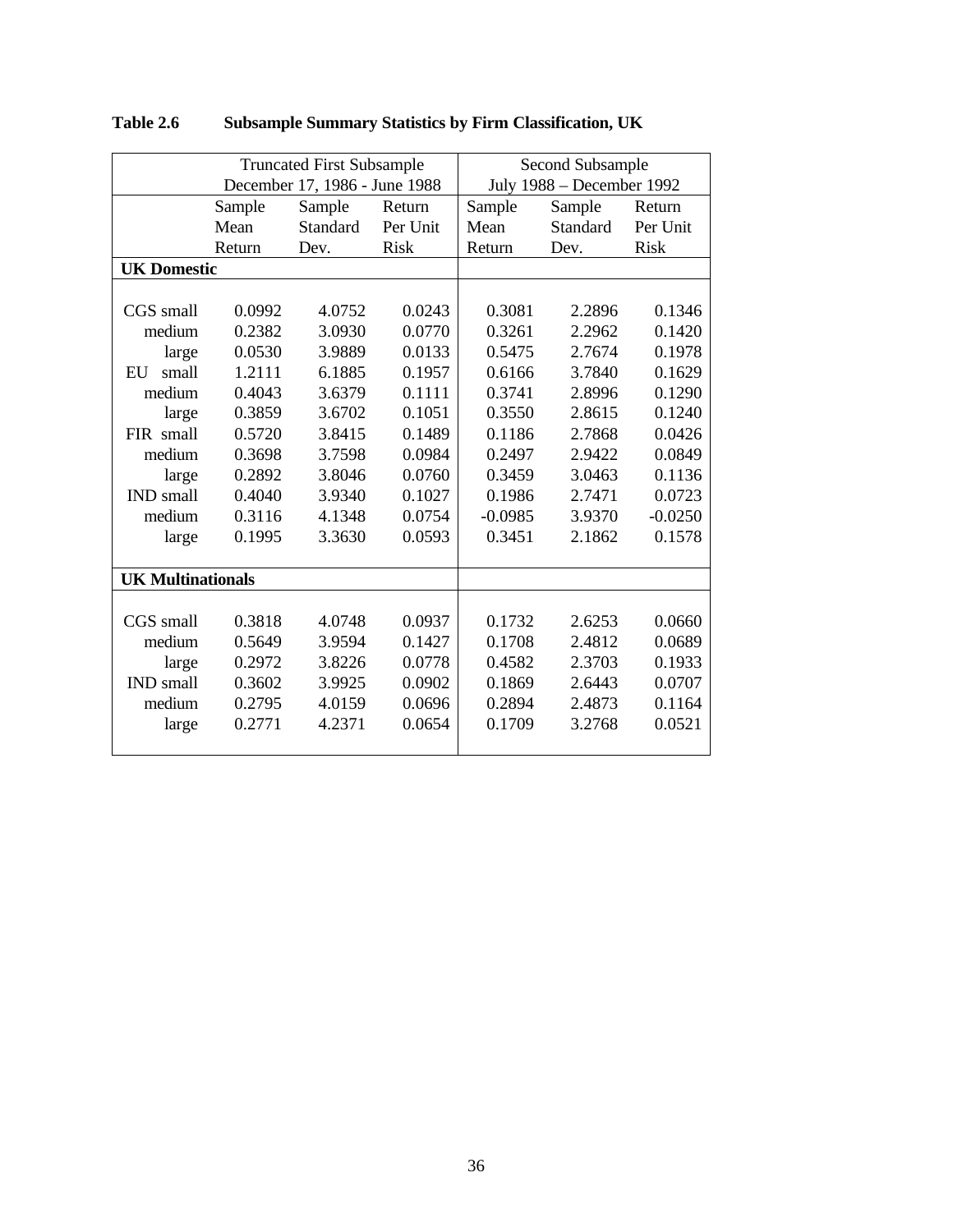**Table 2.6 Subsample Summary Statistics by Firm Classification, UK**

| | Truncated First Subsample December 17, 1986 - June 1988 | | | Second Subsample July 1988 – December 1992 | | |
|---|---|---|---|---|---|---|
| | Sample Mean Return | Sample Standard Dev. | Return Per Unit Risk | Sample Mean Return | Sample Standard Dev. | Return Per Unit Risk |
| **UK Domestic** | | | | | | |
| CGS small | 0.0992 | 4.0752 | 0.0243 | 0.3081 | 2.2896 | 0.1346 |
| medium | 0.2382 | 3.0930 | 0.0770 | 0.3261 | 2.2962 | 0.1420 |
| large | 0.0530 | 3.9889 | 0.0133 | 0.5475 | 2.7674 | 0.1978 |
| EU small | 1.2111 | 6.1885 | 0.1957 | 0.6166 | 3.7840 | 0.1629 |
| medium | 0.4043 | 3.6379 | 0.1111 | 0.3741 | 2.8996 | 0.1290 |
| large | 0.3859 | 3.6702 | 0.1051 | 0.3550 | 2.8615 | 0.1240 |
| FIR small | 0.5720 | 3.8415 | 0.1489 | 0.1186 | 2.7868 | 0.0426 |
| medium | 0.3698 | 3.7598 | 0.0984 | 0.2497 | 2.9422 | 0.0849 |
| large | 0.2892 | 3.8046 | 0.0760 | 0.3459 | 3.0463 | 0.1136 |
| IND small | 0.4040 | 3.9340 | 0.1027 | 0.1986 | 2.7471 | 0.0723 |
| medium | 0.3116 | 4.1348 | 0.0754 | -0.0985 | 3.9370 | -0.0250 |
| large | 0.1995 | 3.3630 | 0.0593 | 0.3451 | 2.1862 | 0.1578 |
| **UK Multinationals** | | | | | | |
| CGS small | 0.3818 | 4.0748 | 0.0937 | 0.1732 | 2.6253 | 0.0660 |
| medium | 0.5649 | 3.9594 | 0.1427 | 0.1708 | 2.4812 | 0.0689 |
| large | 0.2972 | 3.8226 | 0.0778 | 0.4582 | 2.3703 | 0.1933 |
| IND small | 0.3602 | 3.9925 | 0.0902 | 0.1869 | 2.6443 | 0.0707 |
| medium | 0.2795 | 4.0159 | 0.0696 | 0.2894 | 2.4873 | 0.1164 |
| large | 0.2771 | 4.2371 | 0.0654 | 0.1709 | 3.2768 | 0.0521 |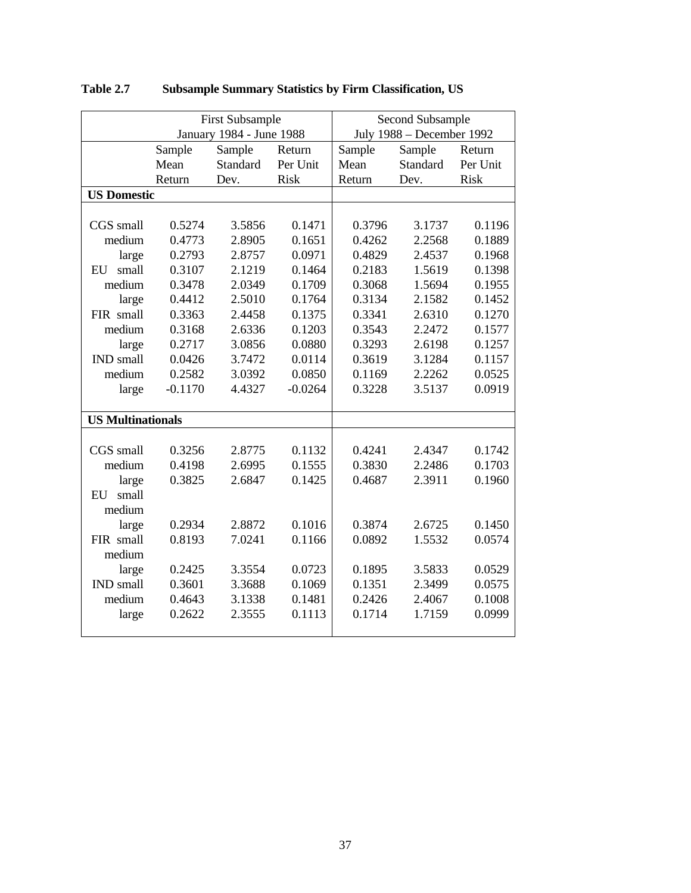**Table 2.7 Subsample Summary Statistics by Firm Classification, US**

| | First Subsample January 1984 - June 1988 | | | Second Subsample July 1988 – December 1992 | | |
|---|---|---|---|---|---|---|
| | Sample Mean Return | Sample Standard Dev. | Return Per Unit Risk | Sample Mean Return | Sample Standard Dev. | Return Per Unit Risk |
| **US Domestic** | | | | | | |
| CGS small | 0.5274 | 3.5856 | 0.1471 | 0.3796 | 3.1737 | 0.1196 |
| medium | 0.4773 | 2.8905 | 0.1651 | 0.4262 | 2.2568 | 0.1889 |
| large | 0.2793 | 2.8757 | 0.0971 | 0.4829 | 2.4537 | 0.1968 |
| EU small | 0.3107 | 2.1219 | 0.1464 | 0.2183 | 1.5619 | 0.1398 |
| medium | 0.3478 | 2.0349 | 0.1709 | 0.3068 | 1.5694 | 0.1955 |
| large | 0.4412 | 2.5010 | 0.1764 | 0.3134 | 2.1582 | 0.1452 |
| FIR small | 0.3363 | 2.4458 | 0.1375 | 0.3341 | 2.6310 | 0.1270 |
| medium | 0.3168 | 2.6336 | 0.1203 | 0.3543 | 2.2472 | 0.1577 |
| large | 0.2717 | 3.0856 | 0.0880 | 0.3293 | 2.6198 | 0.1257 |
| IND small | 0.0426 | 3.7472 | 0.0114 | 0.3619 | 3.1284 | 0.1157 |
| medium | 0.2582 | 3.0392 | 0.0850 | 0.1169 | 2.2262 | 0.0525 |
| large | -0.1170 | 4.4327 | -0.0264 | 0.3228 | 3.5137 | 0.0919 |
| **US Multinationals** | | | | | | |
| CGS small | 0.3256 | 2.8775 | 0.1132 | 0.4241 | 2.4347 | 0.1742 |
| medium | 0.4198 | 2.6995 | 0.1555 | 0.3830 | 2.2486 | 0.1703 |
| large | 0.3825 | 2.6847 | 0.1425 | 0.4687 | 2.3911 | 0.1960 |
| EU small | | | | | | |
| medium | | | | | | |
| large | 0.2934 | 2.8872 | 0.1016 | 0.3874 | 2.6725 | 0.1450 |
| FIR small | 0.8193 | 7.0241 | 0.1166 | 0.0892 | 1.5532 | 0.0574 |
| medium | | | | | | |
| large | 0.2425 | 3.3554 | 0.0723 | 0.1895 | 3.5833 | 0.0529 |
| IND small | 0.3601 | 3.3688 | 0.1069 | 0.1351 | 2.3499 | 0.0575 |
| medium | 0.4643 | 3.1338 | 0.1481 | 0.2426 | 2.4067 | 0.1008 |
| large | 0.2622 | 2.3555 | 0.1113 | 0.1714 | 1.7159 | 0.0999 |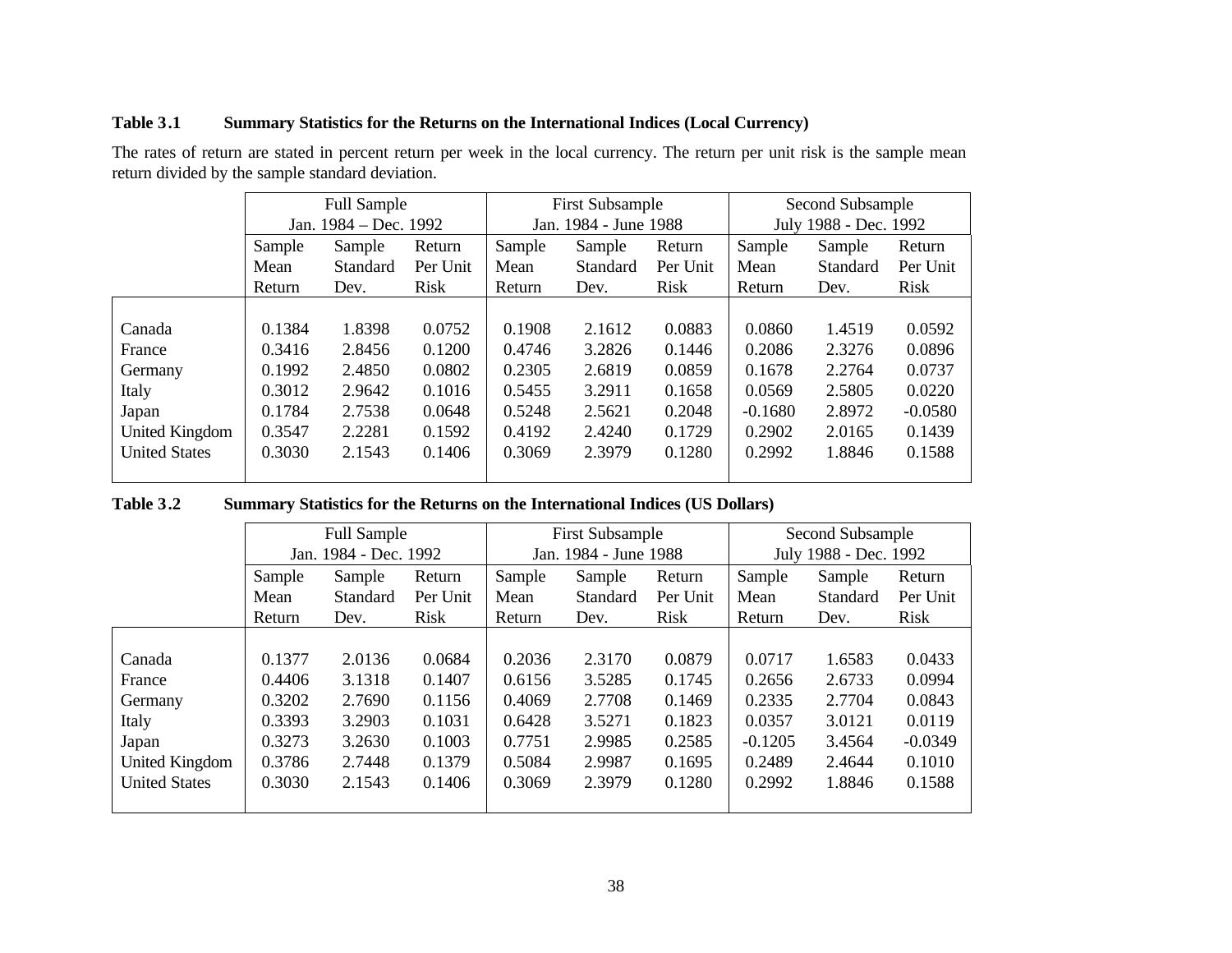**Table 3.1 Summary Statistics for the Returns on the International Indices (Local Currency)**

The rates of return are stated in percent return per week in the local currency. The return per unit risk is the sample mean return divided by the sample standard deviation.

| | Full Sample Jan. 1984 – Dec. 1992 | | | First Subsample Jan. 1984 - June 1988 | | | Second Subsample July 1988 - Dec. 1992 | | |
|---|---|---|---|---|---|---|---|---|---|
| | Sample Mean Return | Sample Standard Dev. | Return Per Unit Risk | Sample Mean Return | Sample Standard Dev. | Return Per Unit Risk | Sample Mean Return | Sample Standard Dev. | Return Per Unit Risk |
| Canada | 0.1384 | 1.8398 | 0.0752 | 0.1908 | 2.1612 | 0.0883 | 0.0860 | 1.4519 | 0.0592 |
| France | 0.3416 | 2.8456 | 0.1200 | 0.4746 | 3.2826 | 0.1446 | 0.2086 | 2.3276 | 0.0896 |
| Germany | 0.1992 | 2.4850 | 0.0802 | 0.2305 | 2.6819 | 0.0859 | 0.1678 | 2.2764 | 0.0737 |
| Italy | 0.3012 | 2.9642 | 0.1016 | 0.5455 | 3.2911 | 0.1658 | 0.0569 | 2.5805 | 0.0220 |
| Japan | 0.1784 | 2.7538 | 0.0648 | 0.5248 | 2.5621 | 0.2048 | -0.1680 | 2.8972 | -0.0580 |
| United Kingdom | 0.3547 | 2.2281 | 0.1592 | 0.4192 | 2.4240 | 0.1729 | 0.2902 | 2.0165 | 0.1439 |
| United States | 0.3030 | 2.1543 | 0.1406 | 0.3069 | 2.3979 | 0.1280 | 0.2992 | 1.8846 | 0.1588 |

**Table 3.2 Summary Statistics for the Returns on the International Indices (US Dollars)**

| | Full Sample Jan. 1984 - Dec. 1992 | | | First Subsample Jan. 1984 - June 1988 | | | Second Subsample July 1988 - Dec. 1992 | | |
|---|---|---|---|---|---|---|---|---|---|
| | Sample Mean Return | Sample Standard Dev. | Return Per Unit Risk | Sample Mean Return | Sample Standard Dev. | Return Per Unit Risk | Sample Mean Return | Sample Standard Dev. | Return Per Unit Risk |
| Canada | 0.1377 | 2.0136 | 0.0684 | 0.2036 | 2.3170 | 0.0879 | 0.0717 | 1.6583 | 0.0433 |
| France | 0.4406 | 3.1318 | 0.1407 | 0.6156 | 3.5285 | 0.1745 | 0.2656 | 2.6733 | 0.0994 |
| Germany | 0.3202 | 2.7690 | 0.1156 | 0.4069 | 2.7708 | 0.1469 | 0.2335 | 2.7704 | 0.0843 |
| Italy | 0.3393 | 3.2903 | 0.1031 | 0.6428 | 3.5271 | 0.1823 | 0.0357 | 3.0121 | 0.0119 |
| Japan | 0.3273 | 3.2630 | 0.1003 | 0.7751 | 2.9985 | 0.2585 | -0.1205 | 3.4564 | -0.0349 |
| United Kingdom | 0.3786 | 2.7448 | 0.1379 | 0.5084 | 2.9987 | 0.1695 | 0.2489 | 2.4644 | 0.1010 |
| United States | 0.3030 | 2.1543 | 0.1406 | 0.3069 | 2.3979 | 0.1280 | 0.2992 | 1.8846 | 0.1588 |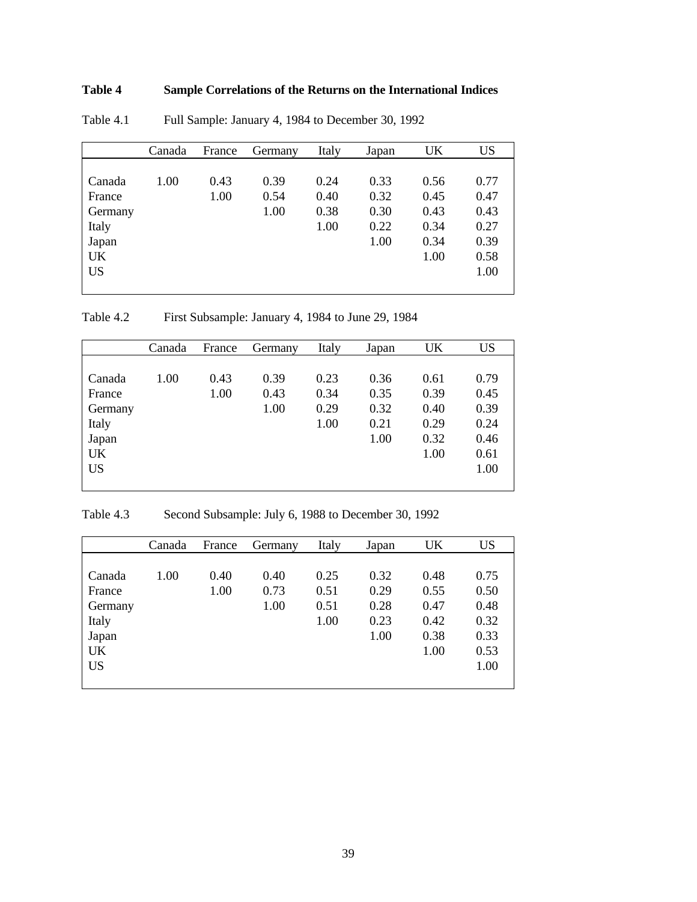**Table 4 Sample Correlations of the Returns on the International Indices**

Table 4.1 Full Sample: January 4, 1984 to December 30, 1992

| | Canada | France | Germany | Italy | Japan | UK | US |
|---|---|---|---|---|---|---|---|
| Canada | 1.00 | 0.43 | 0.39 | 0.24 | 0.33 | 0.56 | 0.77 |
| France | | 1.00 | 0.54 | 0.40 | 0.32 | 0.45 | 0.47 |
| Germany | | | 1.00 | 0.38 | 0.30 | 0.43 | 0.43 |
| Italy | | | | 1.00 | 0.22 | 0.34 | 0.27 |
| Japan | | | | | 1.00 | 0.34 | 0.39 |
| UK | | | | | | 1.00 | 0.58 |
| US | | | | | | | 1.00 |

Table 4.2 First Subsample: January 4, 1984 to June 29, 1984

| | Canada | France | Germany | Italy | Japan | UK | US |
|---|---|---|---|---|---|---|---|
| Canada | 1.00 | 0.43 | 0.39 | 0.23 | 0.36 | 0.61 | 0.79 |
| France | | 1.00 | 0.43 | 0.34 | 0.35 | 0.39 | 0.45 |
| Germany | | | 1.00 | 0.29 | 0.32 | 0.40 | 0.39 |
| Italy | | | | 1.00 | 0.21 | 0.29 | 0.24 |
| Japan | | | | | 1.00 | 0.32 | 0.46 |
| UK | | | | | | 1.00 | 0.61 |
| US | | | | | | | 1.00 |

Table 4.3 Second Subsample: July 6, 1988 to December 30, 1992

| | Canada | France | Germany | Italy | Japan | UK | US |
|---|---|---|---|---|---|---|---|
| Canada | 1.00 | 0.40 | 0.40 | 0.25 | 0.32 | 0.48 | 0.75 |
| France | | 1.00 | 0.73 | 0.51 | 0.29 | 0.55 | 0.50 |
| Germany | | | 1.00 | 0.51 | 0.28 | 0.47 | 0.48 |
| Italy | | | | 1.00 | 0.23 | 0.42 | 0.32 |
| Japan | | | | | 1.00 | 0.38 | 0.33 |
| UK | | | | | | 1.00 | 0.53 |
| US | | | | | | | 1.00 |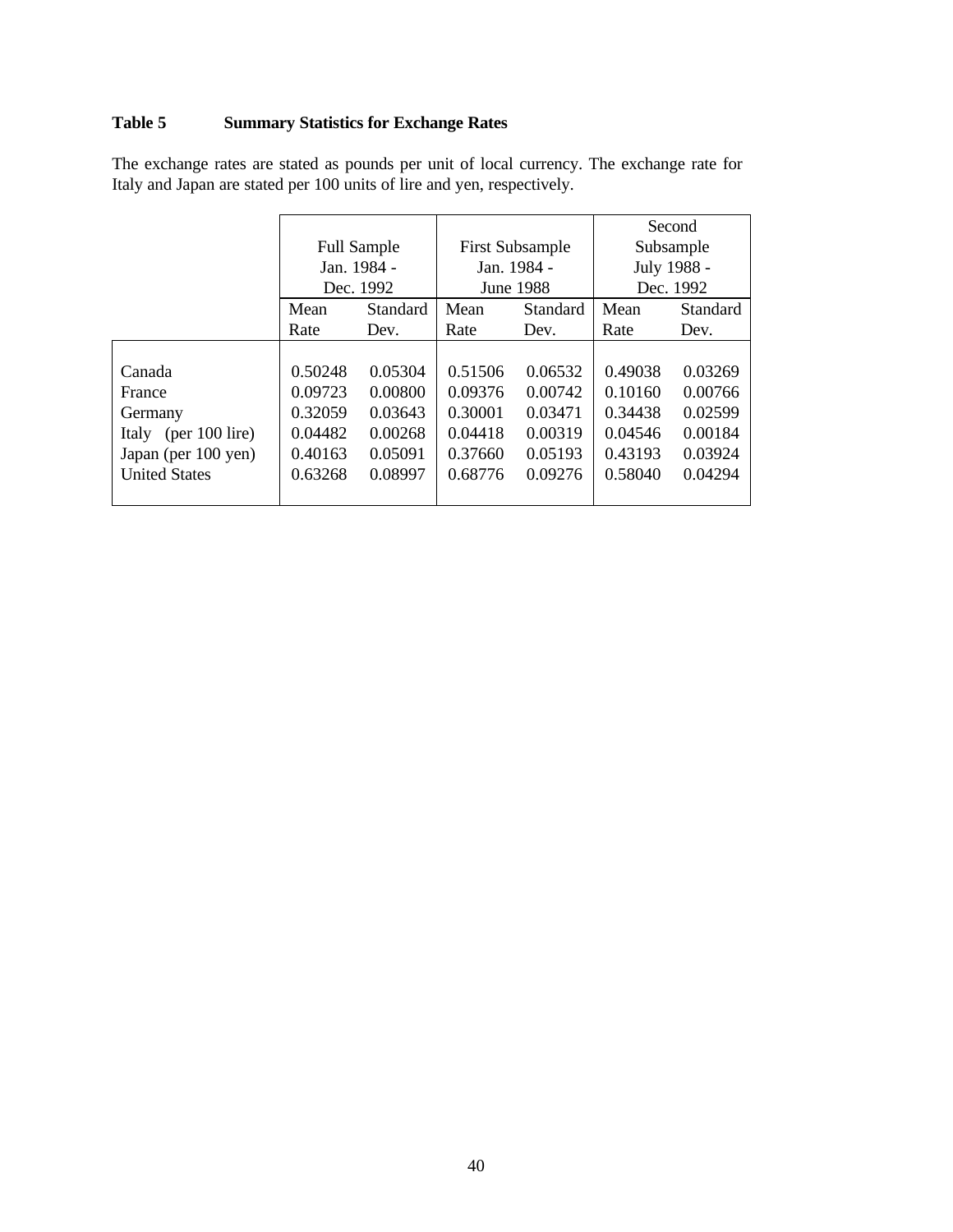**Table 5 Summary Statistics for Exchange Rates**

The exchange rates are stated as pounds per unit of local currency. The exchange rate for Italy and Japan are stated per 100 units of lire and yen, respectively.

| | Full Sample Jan. 1984 - Dec. 1992 | | First Subsample Jan. 1984 - June 1988 | | Second Subsample July 1988 - Dec. 1992 | |
|---|---|---|---|---|---|---|
| | Mean Rate | Standard Dev. | Mean Rate | Standard Dev. | Mean Rate | Standard Dev. |
| Canada | 0.50248 | 0.05304 | 0.51506 | 0.06532 | 0.49038 | 0.03269 |
| France | 0.09723 | 0.00800 | 0.09376 | 0.00742 | 0.10160 | 0.00766 |
| Germany | 0.32059 | 0.03643 | 0.30001 | 0.03471 | 0.34438 | 0.02599 |
| Italy (per 100 lire) | 0.04482 | 0.00268 | 0.04418 | 0.00319 | 0.04546 | 0.00184 |
| Japan (per 100 yen) | 0.40163 | 0.05091 | 0.37660 | 0.05193 | 0.43193 | 0.03924 |
| United States | 0.63268 | 0.08997 | 0.68776 | 0.09276 | 0.58040 | 0.04294 |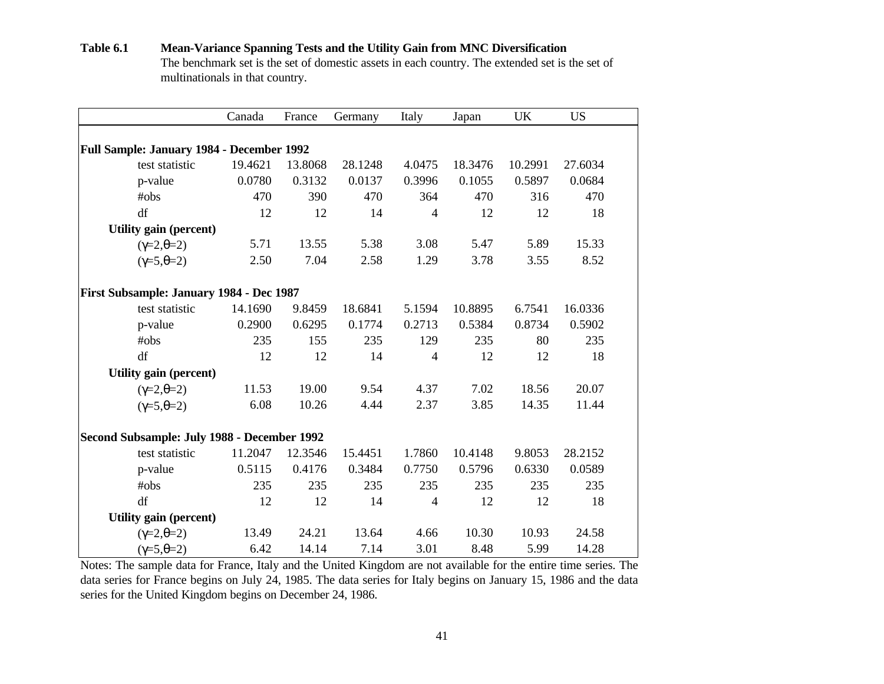**Table 6.1 Mean-Variance Spanning Tests and the Utility Gain from MNC Diversification**

The benchmark set is the set of domestic assets in each country. The extended set is the set of multinationals in that country.

| | Canada | France | Germany | Italy | Japan | UK | US |
|---|---|---|---|---|---|---|---|
| **Full Sample: January 1984 - December 1992** | | | | | | | |
| test statistic | 19.4621 | 13.8068 | 28.1248 | 4.0475 | 18.3476 | 10.2991 | 27.6034 |
| p-value | 0.0780 | 0.3132 | 0.0137 | 0.3996 | 0.1055 | 0.5897 | 0.0684 |
| #obs | 470 | 390 | 470 | 364 | 470 | 316 | 470 |
| df | 12 | 12 | 14 | 4 | 12 | 12 | 18 |
| **Utility gain (percent)** | | | | | | | |
| ($\gamma$=2,$\theta$=2) | 5.71 | 13.55 | 5.38 | 3.08 | 5.47 | 5.89 | 15.33 |
| ($\gamma$=5,$\theta$=2) | 2.50 | 7.04 | 2.58 | 1.29 | 3.78 | 3.55 | 8.52 |
| **First Subsample: January 1984 - Dec 1987** | | | | | | | |
| test statistic | 14.1690 | 9.8459 | 18.6841 | 5.1594 | 10.8895 | 6.7541 | 16.0336 |
| p-value | 0.2900 | 0.6295 | 0.1774 | 0.2713 | 0.5384 | 0.8734 | 0.5902 |
| #obs | 235 | 155 | 235 | 129 | 235 | 80 | 235 |
| df | 12 | 12 | 14 | 4 | 12 | 12 | 18 |
| **Utility gain (percent)** | | | | | | | |
| ($\gamma$=2,$\theta$=2) | 11.53 | 19.00 | 9.54 | 4.37 | 7.02 | 18.56 | 20.07 |
| ($\gamma$=5,$\theta$=2) | 6.08 | 10.26 | 4.44 | 2.37 | 3.85 | 14.35 | 11.44 |
| **Second Subsample: July 1988 - December 1992** | | | | | | | |
| test statistic | 11.2047 | 12.3546 | 15.4451 | 1.7860 | 10.4148 | 9.8053 | 28.2152 |
| p-value | 0.5115 | 0.4176 | 0.3484 | 0.7750 | 0.5796 | 0.6330 | 0.0589 |
| #obs | 235 | 235 | 235 | 235 | 235 | 235 | 235 |
| df | 12 | 12 | 14 | 4 | 12 | 12 | 18 |
| **Utility gain (percent)** | | | | | | | |
| ($\gamma$=2,$\theta$=2) | 13.49 | 24.21 | 13.64 | 4.66 | 10.30 | 10.93 | 24.58 |
| ($\gamma$=5,$\theta$=2) | 6.42 | 14.14 | 7.14 | 3.01 | 8.48 | 5.99 | 14.28 |

Notes: The sample data for France, Italy and the United Kingdom are not available for the entire time series. The data series for France begins on July 24, 1985. The data series for Italy begins on January 15, 1986 and the data series for the United Kingdom begins on December 24, 1986.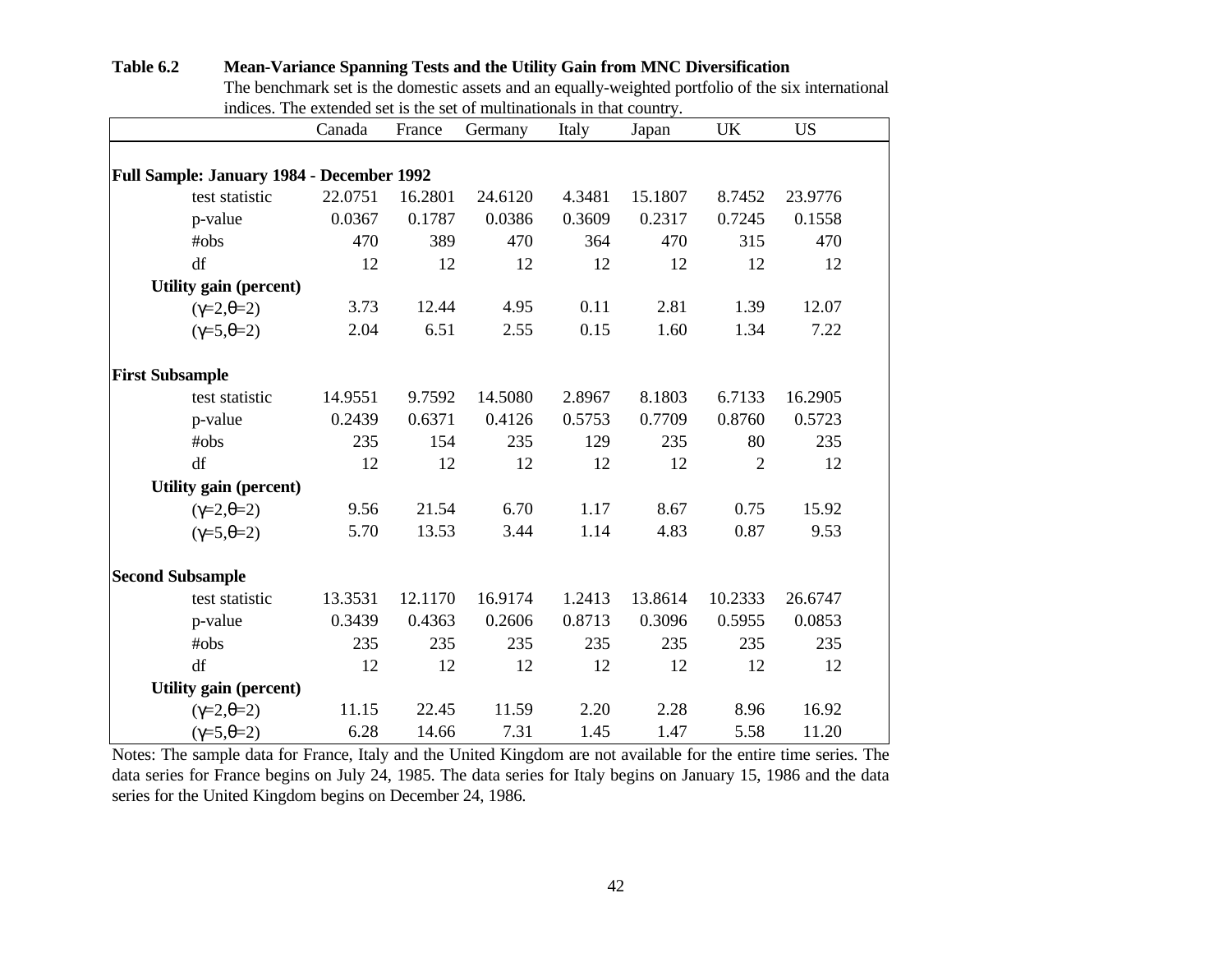**Table 6.2 Mean-Variance Spanning Tests and the Utility Gain from MNC Diversification**

The benchmark set is the domestic assets and an equally-weighted portfolio of the six international indices. The extended set is the set of multinationals in that country.

| | Canada | France | Germany | Italy | Japan | UK | US |
|---|---|---|---|---|---|---|---|
| **Full Sample: January 1984 - December 1992** | | | | | | | |
| test statistic | 22.0751 | 16.2801 | 24.6120 | 4.3481 | 15.1807 | 8.7452 | 23.9776 |
| p-value | 0.0367 | 0.1787 | 0.0386 | 0.3609 | 0.2317 | 0.7245 | 0.1558 |
| #obs | 470 | 389 | 470 | 364 | 470 | 315 | 470 |
| df | 12 | 12 | 12 | 12 | 12 | 12 | 12 |
| **Utility gain (percent)** | | | | | | | |
| ($\gamma$=2,$\theta$=2) | 3.73 | 12.44 | 4.95 | 0.11 | 2.81 | 1.39 | 12.07 |
| ($\gamma$=5,$\theta$=2) | 2.04 | 6.51 | 2.55 | 0.15 | 1.60 | 1.34 | 7.22 |
| **First Subsample** | | | | | | | |
| test statistic | 14.9551 | 9.7592 | 14.5080 | 2.8967 | 8.1803 | 6.7133 | 16.2905 |
| p-value | 0.2439 | 0.6371 | 0.4126 | 0.5753 | 0.7709 | 0.8760 | 0.5723 |
| #obs | 235 | 154 | 235 | 129 | 235 | 80 | 235 |
| df | 12 | 12 | 12 | 12 | 12 | 2 | 12 |
| **Utility gain (percent)** | | | | | | | |
| ($\gamma$=2,$\theta$=2) | 9.56 | 21.54 | 6.70 | 1.17 | 8.67 | 0.75 | 15.92 |
| ($\gamma$=5,$\theta$=2) | 5.70 | 13.53 | 3.44 | 1.14 | 4.83 | 0.87 | 9.53 |
| **Second Subsample** | | | | | | | |
| test statistic | 13.3531 | 12.1170 | 16.9174 | 1.2413 | 13.8614 | 10.2333 | 26.6747 |
| p-value | 0.3439 | 0.4363 | 0.2606 | 0.8713 | 0.3096 | 0.5955 | 0.0853 |
| #obs | 235 | 235 | 235 | 235 | 235 | 235 | 235 |
| df | 12 | 12 | 12 | 12 | 12 | 12 | 12 |
| **Utility gain (percent)** | | | | | | | |
| ($\gamma$=2,$\theta$=2) | 11.15 | 22.45 | 11.59 | 2.20 | 2.28 | 8.96 | 16.92 |
| ($\gamma$=5,$\theta$=2) | 6.28 | 14.66 | 7.31 | 1.45 | 1.47 | 5.58 | 11.20 |

Notes: The sample data for France, Italy and the United Kingdom are not available for the entire time series. The data series for France begins on July 24, 1985. The data series for Italy begins on January 15, 1986 and the data series for the United Kingdom begins on December 24, 1986.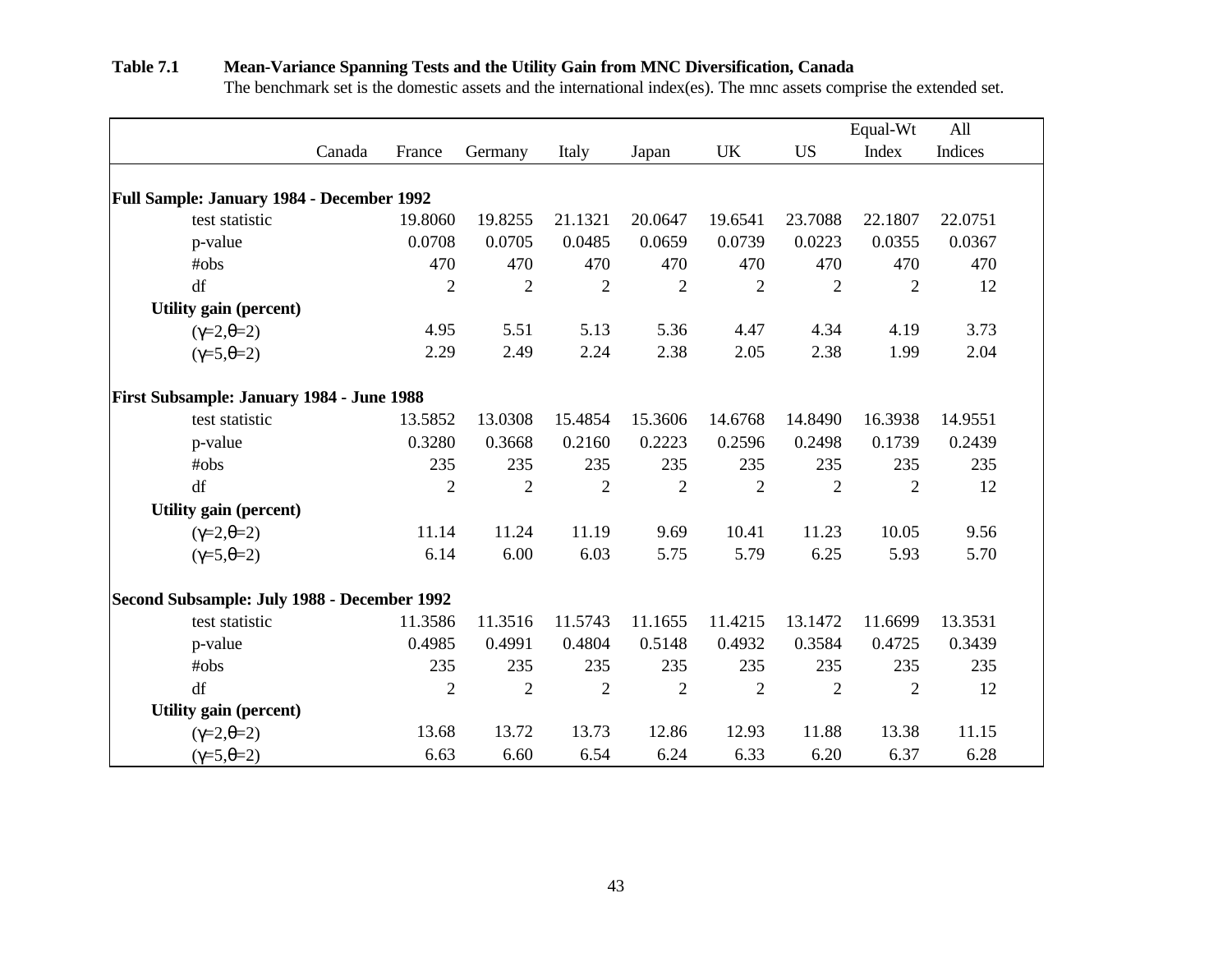**Table 7.1 Mean-Variance Spanning Tests and the Utility Gain from MNC Diversification, Canada**

The benchmark set is the domestic assets and the international index(es). The mnc assets comprise the extended set.

| | Canada | France | Germany | Italy | Japan | UK | US | Equal-Wt Index | All Indices |
|---|---|---|---|---|---|---|---|---|---|
| **Full Sample: January 1984 - December 1992** | | | | | | | | | |
| test statistic | | 19.8060 | 19.8255 | 21.1321 | 20.0647 | 19.6541 | 23.7088 | 22.1807 | 22.0751 |
| p-value | | 0.0708 | 0.0705 | 0.0485 | 0.0659 | 0.0739 | 0.0223 | 0.0355 | 0.0367 |
| #obs | | 470 | 470 | 470 | 470 | 470 | 470 | 470 | 470 |
| df | | 2 | 2 | 2 | 2 | 2 | 2 | 2 | 12 |
| **Utility gain (percent)** | | | | | | | | | |
| ($\gamma$=2,$\theta$=2) | | 4.95 | 5.51 | 5.13 | 5.36 | 4.47 | 4.34 | 4.19 | 3.73 |
| ($\gamma$=5,$\theta$=2) | | 2.29 | 2.49 | 2.24 | 2.38 | 2.05 | 2.38 | 1.99 | 2.04 |
| **First Subsample: January 1984 - June 1988** | | | | | | | | | |
| test statistic | | 13.5852 | 13.0308 | 15.4854 | 15.3606 | 14.6768 | 14.8490 | 16.3938 | 14.9551 |
| p-value | | 0.3280 | 0.3668 | 0.2160 | 0.2223 | 0.2596 | 0.2498 | 0.1739 | 0.2439 |
| #obs | | 235 | 235 | 235 | 235 | 235 | 235 | 235 | 235 |
| df | | 2 | 2 | 2 | 2 | 2 | 2 | 2 | 12 |
| **Utility gain (percent)** | | | | | | | | | |
| ($\gamma$=2,$\theta$=2) | | 11.14 | 11.24 | 11.19 | 9.69 | 10.41 | 11.23 | 10.05 | 9.56 |
| ($\gamma$=5,$\theta$=2) | | 6.14 | 6.00 | 6.03 | 5.75 | 5.79 | 6.25 | 5.93 | 5.70 |
| **Second Subsample: July 1988 - December 1992** | | | | | | | | | |
| test statistic | | 11.3586 | 11.3516 | 11.5743 | 11.1655 | 11.4215 | 13.1472 | 11.6699 | 13.3531 |
| p-value | | 0.4985 | 0.4991 | 0.4804 | 0.5148 | 0.4932 | 0.3584 | 0.4725 | 0.3439 |
| #obs | | 235 | 235 | 235 | 235 | 235 | 235 | 235 | 235 |
| df | | 2 | 2 | 2 | 2 | 2 | 2 | 2 | 12 |
| **Utility gain (percent)** | | | | | | | | | |
| ($\gamma$=2,$\theta$=2) | | 13.68 | 13.72 | 13.73 | 12.86 | 12.93 | 11.88 | 13.38 | 11.15 |
| ($\gamma$=5,$\theta$=2) | | 6.63 | 6.60 | 6.54 | 6.24 | 6.33 | 6.20 | 6.37 | 6.28 |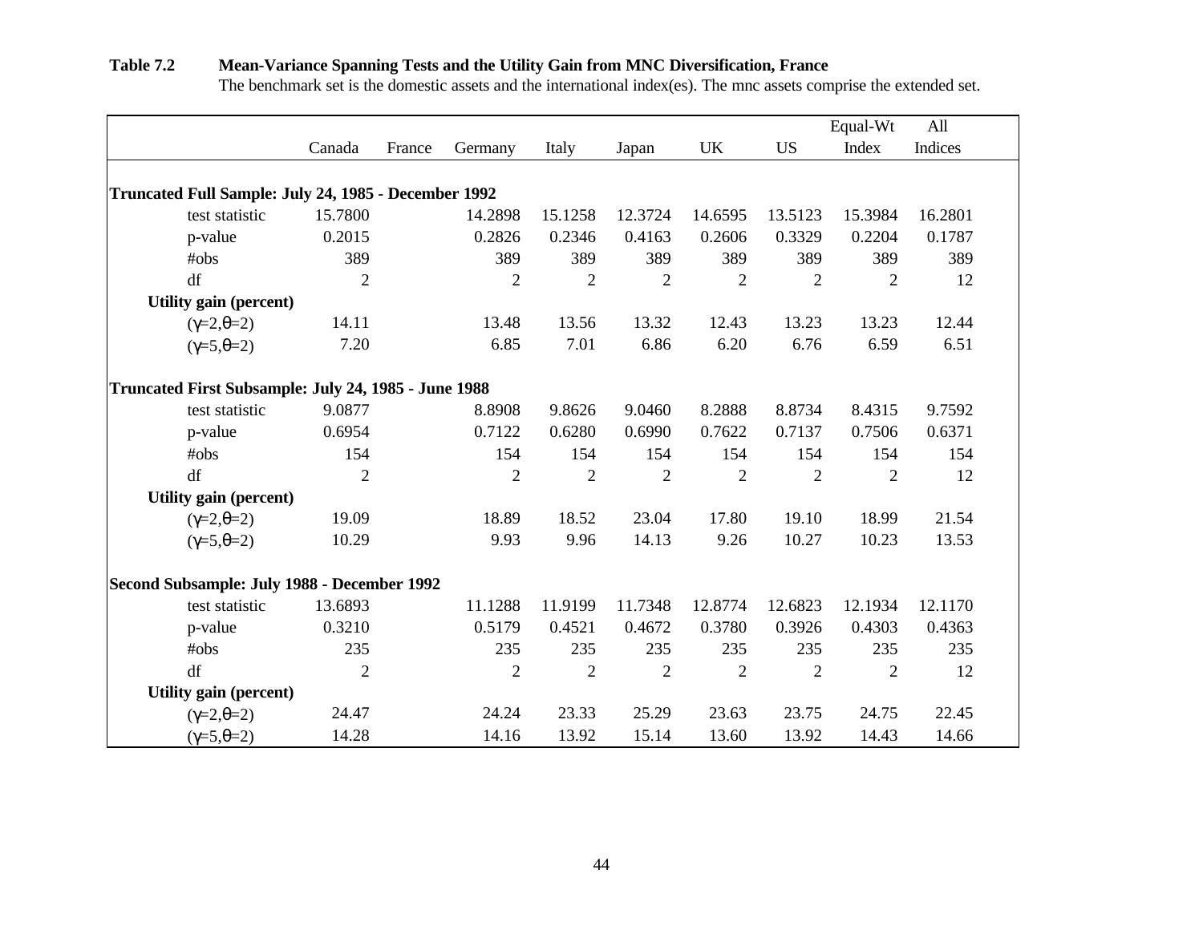**Table 7.2 Mean-Variance Spanning Tests and the Utility Gain from MNC Diversification, France**

The benchmark set is the domestic assets and the international index(es). The mnc assets comprise the extended set.

| | Canada | France | Germany | Italy | Japan | UK | US | Equal-Wt Index | All Indices |
|---|---|---|---|---|---|---|---|---|---|
| **Truncated Full Sample: July 24, 1985 - December 1992** | | | | | | | | | |
| test statistic | 15.7800 | | 14.2898 | 15.1258 | 12.3724 | 14.6595 | 13.5123 | 15.3984 | 16.2801 |
| p-value | 0.2015 | | 0.2826 | 0.2346 | 0.4163 | 0.2606 | 0.3329 | 0.2204 | 0.1787 |
| #obs | 389 | | 389 | 389 | 389 | 389 | 389 | 389 | 389 |
| df | 2 | | 2 | 2 | 2 | 2 | 2 | 2 | 12 |
| **Utility gain (percent)** | | | | | | | | | |
| ($\gamma$=2,$\theta$=2) | 14.11 | | 13.48 | 13.56 | 13.32 | 12.43 | 13.23 | 13.23 | 12.44 |
| ($\gamma$=5,$\theta$=2) | 7.20 | | 6.85 | 7.01 | 6.86 | 6.20 | 6.76 | 6.59 | 6.51 |
| **Truncated First Subsample: July 24, 1985 - June 1988** | | | | | | | | | |
| test statistic | 9.0877 | | 8.8908 | 9.8626 | 9.0460 | 8.2888 | 8.8734 | 8.4315 | 9.7592 |
| p-value | 0.6954 | | 0.7122 | 0.6280 | 0.6990 | 0.7622 | 0.7137 | 0.7506 | 0.6371 |
| #obs | 154 | | 154 | 154 | 154 | 154 | 154 | 154 | 154 |
| df | 2 | | 2 | 2 | 2 | 2 | 2 | 2 | 12 |
| **Utility gain (percent)** | | | | | | | | | |
| ($\gamma$=2,$\theta$=2) | 19.09 | | 18.89 | 18.52 | 23.04 | 17.80 | 19.10 | 18.99 | 21.54 |
| ($\gamma$=5,$\theta$=2) | 10.29 | | 9.93 | 9.96 | 14.13 | 9.26 | 10.27 | 10.23 | 13.53 |
| **Second Subsample: July 1988 - December 1992** | | | | | | | | | |
| test statistic | 13.6893 | | 11.1288 | 11.9199 | 11.7348 | 12.8774 | 12.6823 | 12.1934 | 12.1170 |
| p-value | 0.3210 | | 0.5179 | 0.4521 | 0.4672 | 0.3780 | 0.3926 | 0.4303 | 0.4363 |
| #obs | 235 | | 235 | 235 | 235 | 235 | 235 | 235 | 235 |
| df | 2 | | 2 | 2 | 2 | 2 | 2 | 2 | 12 |
| **Utility gain (percent)** | | | | | | | | | |
| ($\gamma$=2,$\theta$=2) | 24.47 | | 24.24 | 23.33 | 25.29 | 23.63 | 23.75 | 24.75 | 22.45 |
| ($\gamma$=5,$\theta$=2) | 14.28 | | 14.16 | 13.92 | 15.14 | 13.60 | 13.92 | 14.43 | 14.66 |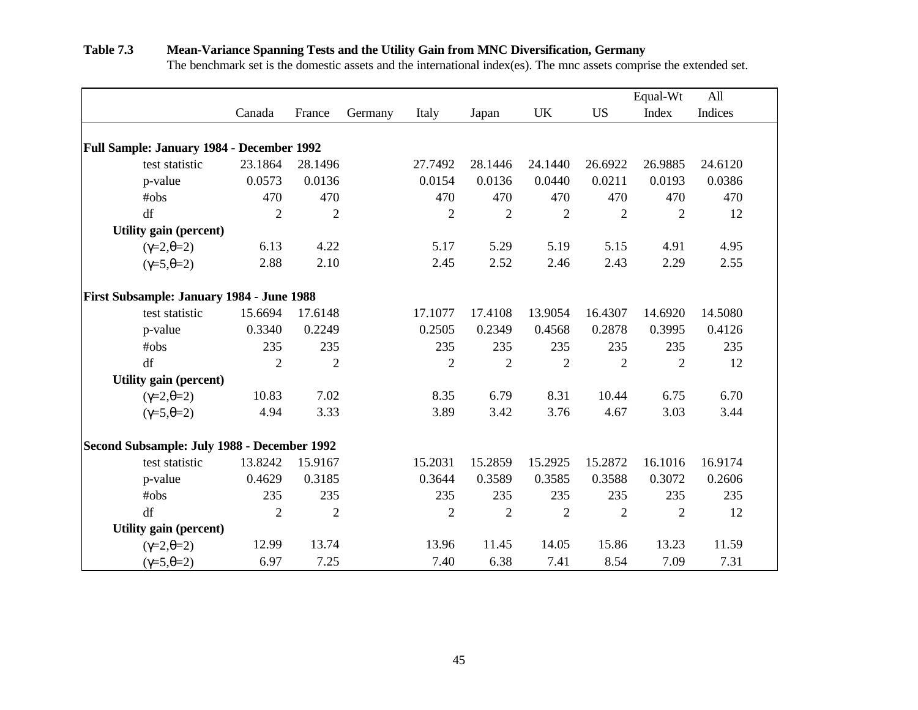**Table 7.3 Mean-Variance Spanning Tests and the Utility Gain from MNC Diversification, Germany**

The benchmark set is the domestic assets and the international index(es). The mnc assets comprise the extended set.

| | Canada | France | Germany | Italy | Japan | UK | US | Equal-Wt Index | All Indices |
|---|---|---|---|---|---|---|---|---|---|
| **Full Sample: January 1984 - December 1992** | | | | | | | | | |
| test statistic | 23.1864 | 28.1496 | | 27.7492 | 28.1446 | 24.1440 | 26.6922 | 26.9885 | 24.6120 |
| p-value | 0.0573 | 0.0136 | | 0.0154 | 0.0136 | 0.0440 | 0.0211 | 0.0193 | 0.0386 |
| #obs | 470 | 470 | | 470 | 470 | 470 | 470 | 470 | 470 |
| df | 2 | 2 | | 2 | 2 | 2 | 2 | 2 | 12 |
| **Utility gain (percent)** | | | | | | | | | |
| ($\gamma$=2,$\theta$=2) | 6.13 | 4.22 | | 5.17 | 5.29 | 5.19 | 5.15 | 4.91 | 4.95 |
| ($\gamma$=5,$\theta$=2) | 2.88 | 2.10 | | 2.45 | 2.52 | 2.46 | 2.43 | 2.29 | 2.55 |
| **First Subsample: January 1984 - June 1988** | | | | | | | | | |
| test statistic | 15.6694 | 17.6148 | | 17.1077 | 17.4108 | 13.9054 | 16.4307 | 14.6920 | 14.5080 |
| p-value | 0.3340 | 0.2249 | | 0.2505 | 0.2349 | 0.4568 | 0.2878 | 0.3995 | 0.4126 |
| #obs | 235 | 235 | | 235 | 235 | 235 | 235 | 235 | 235 |
| df | 2 | 2 | | 2 | 2 | 2 | 2 | 2 | 12 |
| **Utility gain (percent)** | | | | | | | | | |
| ($\gamma$=2,$\theta$=2) | 10.83 | 7.02 | | 8.35 | 6.79 | 8.31 | 10.44 | 6.75 | 6.70 |
| ($\gamma$=5,$\theta$=2) | 4.94 | 3.33 | | 3.89 | 3.42 | 3.76 | 4.67 | 3.03 | 3.44 |
| **Second Subsample: July 1988 - December 1992** | | | | | | | | | |
| test statistic | 13.8242 | 15.9167 | | 15.2031 | 15.2859 | 15.2925 | 15.2872 | 16.1016 | 16.9174 |
| p-value | 0.4629 | 0.3185 | | 0.3644 | 0.3589 | 0.3585 | 0.3588 | 0.3072 | 0.2606 |
| #obs | 235 | 235 | | 235 | 235 | 235 | 235 | 235 | 235 |
| df | 2 | 2 | | 2 | 2 | 2 | 2 | 2 | 12 |
| **Utility gain (percent)** | | | | | | | | | |
| ($\gamma$=2,$\theta$=2) | 12.99 | 13.74 | | 13.96 | 11.45 | 14.05 | 15.86 | 13.23 | 11.59 |
| ($\gamma$=5,$\theta$=2) | 6.97 | 7.25 | | 7.40 | 6.38 | 7.41 | 8.54 | 7.09 | 7.31 |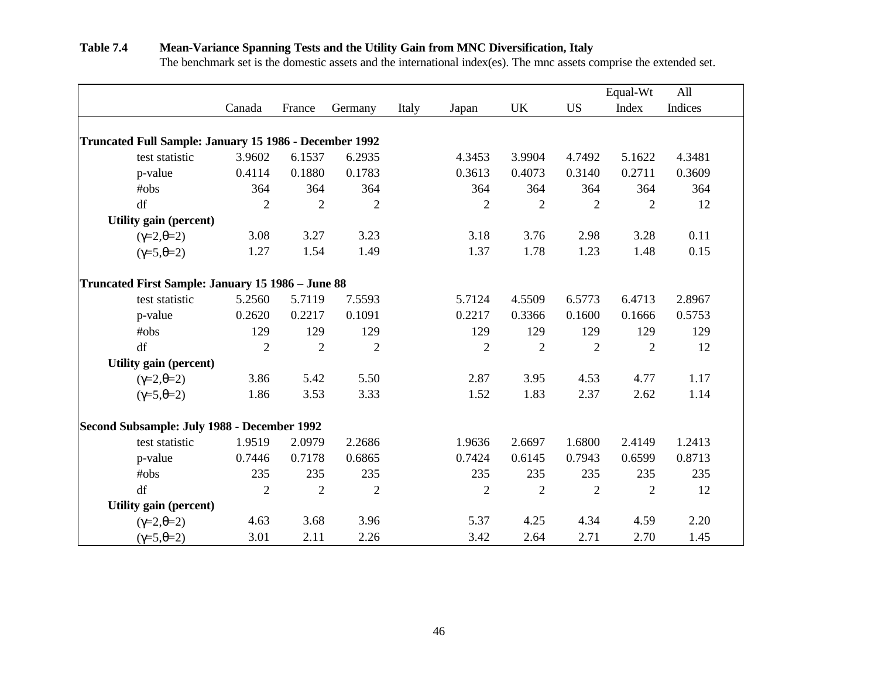**Table 7.4 Mean-Variance Spanning Tests and the Utility Gain from MNC Diversification, Italy**

The benchmark set is the domestic assets and the international index(es). The mnc assets comprise the extended set.

| | Canada | France | Germany | Italy | Japan | UK | US | Equal-Wt Index | All Indices |
|---|---|---|---|---|---|---|---|---|---|
| **Truncated Full Sample: January 15 1986 - December 1992** | | | | | | | | | |
| test statistic | 3.9602 | 6.1537 | 6.2935 | | 4.3453 | 3.9904 | 4.7492 | 5.1622 | 4.3481 |
| p-value | 0.4114 | 0.1880 | 0.1783 | | 0.3613 | 0.4073 | 0.3140 | 0.2711 | 0.3609 |
| #obs | 364 | 364 | 364 | | 364 | 364 | 364 | 364 | 364 |
| df | 2 | 2 | 2 | | 2 | 2 | 2 | 2 | 12 |
| **Utility gain (percent)** | | | | | | | | | |
| ($\gamma$=2,$\theta$=2) | 3.08 | 3.27 | 3.23 | | 3.18 | 3.76 | 2.98 | 3.28 | 0.11 |
| ($\gamma$=5,$\theta$=2) | 1.27 | 1.54 | 1.49 | | 1.37 | 1.78 | 1.23 | 1.48 | 0.15 |
| **Truncated First Sample: January 15 1986 – June 88** | | | | | | | | | |
| test statistic | 5.2560 | 5.7119 | 7.5593 | | 5.7124 | 4.5509 | 6.5773 | 6.4713 | 2.8967 |
| p-value | 0.2620 | 0.2217 | 0.1091 | | 0.2217 | 0.3366 | 0.1600 | 0.1666 | 0.5753 |
| #obs | 129 | 129 | 129 | | 129 | 129 | 129 | 129 | 129 |
| df | 2 | 2 | 2 | | 2 | 2 | 2 | 2 | 12 |
| **Utility gain (percent)** | | | | | | | | | |
| ($\gamma$=2,$\theta$=2) | 3.86 | 5.42 | 5.50 | | 2.87 | 3.95 | 4.53 | 4.77 | 1.17 |
| ($\gamma$=5,$\theta$=2) | 1.86 | 3.53 | 3.33 | | 1.52 | 1.83 | 2.37 | 2.62 | 1.14 |
| **Second Subsample: July 1988 - December 1992** | | | | | | | | | |
| test statistic | 1.9519 | 2.0979 | 2.2686 | | 1.9636 | 2.6697 | 1.6800 | 2.4149 | 1.2413 |
| p-value | 0.7446 | 0.7178 | 0.6865 | | 0.7424 | 0.6145 | 0.7943 | 0.6599 | 0.8713 |
| #obs | 235 | 235 | 235 | | 235 | 235 | 235 | 235 | 235 |
| df | 2 | 2 | 2 | | 2 | 2 | 2 | 2 | 12 |
| **Utility gain (percent)** | | | | | | | | | |
| ($\gamma$=2,$\theta$=2) | 4.63 | 3.68 | 3.96 | | 5.37 | 4.25 | 4.34 | 4.59 | 2.20 |
| ($\gamma$=5,$\theta$=2) | 3.01 | 2.11 | 2.26 | | 3.42 | 2.64 | 2.71 | 2.70 | 1.45 |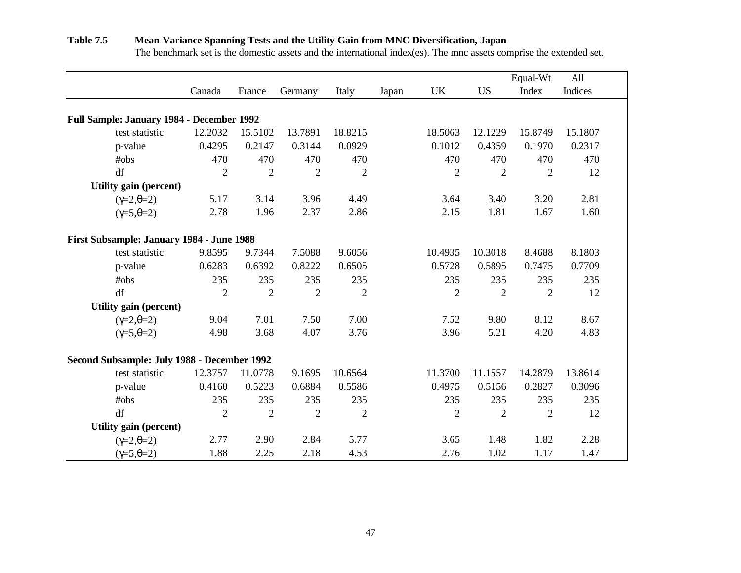**Table 7.5 Mean-Variance Spanning Tests and the Utility Gain from MNC Diversification, Japan**

The benchmark set is the domestic assets and the international index(es). The mnc assets comprise the extended set.

| | Canada | France | Germany | Italy | Japan | UK | US | Equal-Wt Index | All Indices |
|---|---|---|---|---|---|---|---|---|---|
| **Full Sample: January 1984 - December 1992** | | | | | | | | | |
| test statistic | 12.2032 | 15.5102 | 13.7891 | 18.8215 | | 18.5063 | 12.1229 | 15.8749 | 15.1807 |
| p-value | 0.4295 | 0.2147 | 0.3144 | 0.0929 | | 0.1012 | 0.4359 | 0.1970 | 0.2317 |
| #obs | 470 | 470 | 470 | 470 | | 470 | 470 | 470 | 470 |
| df | 2 | 2 | 2 | 2 | | 2 | 2 | 2 | 12 |
| **Utility gain (percent)** | | | | | | | | | |
| ($\gamma$=2,$\theta$=2) | 5.17 | 3.14 | 3.96 | 4.49 | | 3.64 | 3.40 | 3.20 | 2.81 |
| ($\gamma$=5,$\theta$=2) | 2.78 | 1.96 | 2.37 | 2.86 | | 2.15 | 1.81 | 1.67 | 1.60 |
| **First Subsample: January 1984 - June 1988** | | | | | | | | | |
| test statistic | 9.8595 | 9.7344 | 7.5088 | 9.6056 | | 10.4935 | 10.3018 | 8.4688 | 8.1803 |
| p-value | 0.6283 | 0.6392 | 0.8222 | 0.6505 | | 0.5728 | 0.5895 | 0.7475 | 0.7709 |
| #obs | 235 | 235 | 235 | 235 | | 235 | 235 | 235 | 235 |
| df | 2 | 2 | 2 | 2 | | 2 | 2 | 2 | 12 |
| **Utility gain (percent)** | | | | | | | | | |
| ($\gamma$=2,$\theta$=2) | 9.04 | 7.01 | 7.50 | 7.00 | | 7.52 | 9.80 | 8.12 | 8.67 |
| ($\gamma$=5,$\theta$=2) | 4.98 | 3.68 | 4.07 | 3.76 | | 3.96 | 5.21 | 4.20 | 4.83 |
| **Second Subsample: July 1988 - December 1992** | | | | | | | | | |
| test statistic | 12.3757 | 11.0778 | 9.1695 | 10.6564 | | 11.3700 | 11.1557 | 14.2879 | 13.8614 |
| p-value | 0.4160 | 0.5223 | 0.6884 | 0.5586 | | 0.4975 | 0.5156 | 0.2827 | 0.3096 |
| #obs | 235 | 235 | 235 | 235 | | 235 | 235 | 235 | 235 |
| df | 2 | 2 | 2 | 2 | | 2 | 2 | 2 | 12 |
| **Utility gain (percent)** | | | | | | | | | |
| ($\gamma$=2,$\theta$=2) | 2.77 | 2.90 | 2.84 | 5.77 | | 3.65 | 1.48 | 1.82 | 2.28 |
| ($\gamma$=5,$\theta$=2) | 1.88 | 2.25 | 2.18 | 4.53 | | 2.76 | 1.02 | 1.17 | 1.47 |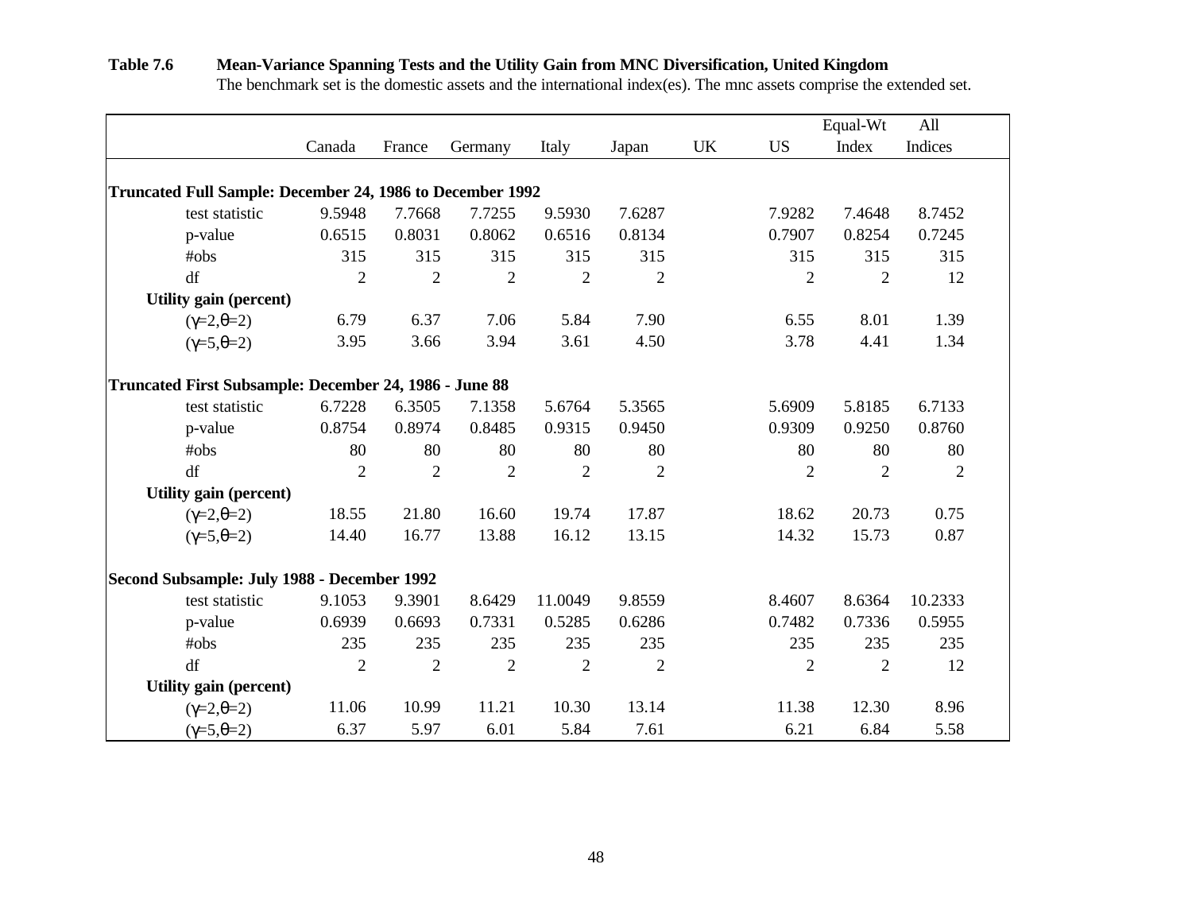**Table 7.6 Mean-Variance Spanning Tests and the Utility Gain from MNC Diversification, United Kingdom**

The benchmark set is the domestic assets and the international index(es). The mnc assets comprise the extended set.

| | Canada | France | Germany | Italy | Japan | UK | US | Equal-Wt Index | All Indices |
|---|---|---|---|---|---|---|---|---|---|
| **Truncated Full Sample: December 24, 1986 to December 1992** | | | | | | | | | |
| test statistic | 9.5948 | 7.7668 | 7.7255 | 9.5930 | 7.6287 | | 7.9282 | 7.4648 | 8.7452 |
| p-value | 0.6515 | 0.8031 | 0.8062 | 0.6516 | 0.8134 | | 0.7907 | 0.8254 | 0.7245 |
| #obs | 315 | 315 | 315 | 315 | 315 | | 315 | 315 | 315 |
| df | 2 | 2 | 2 | 2 | 2 | | 2 | 2 | 12 |
| **Utility gain (percent)** | | | | | | | | | |
| ($\gamma$=2,$\theta$=2) | 6.79 | 6.37 | 7.06 | 5.84 | 7.90 | | 6.55 | 8.01 | 1.39 |
| ($\gamma$=5,$\theta$=2) | 3.95 | 3.66 | 3.94 | 3.61 | 4.50 | | 3.78 | 4.41 | 1.34 |
| **Truncated First Subsample: December 24, 1986 - June 88** | | | | | | | | | |
| test statistic | 6.7228 | 6.3505 | 7.1358 | 5.6764 | 5.3565 | | 5.6909 | 5.8185 | 6.7133 |
| p-value | 0.8754 | 0.8974 | 0.8485 | 0.9315 | 0.9450 | | 0.9309 | 0.9250 | 0.8760 |
| #obs | 80 | 80 | 80 | 80 | 80 | | 80 | 80 | 80 |
| df | 2 | 2 | 2 | 2 | 2 | | 2 | 2 | 2 |
| **Utility gain (percent)** | | | | | | | | | |
| ($\gamma$=2,$\theta$=2) | 18.55 | 21.80 | 16.60 | 19.74 | 17.87 | | 18.62 | 20.73 | 0.75 |
| ($\gamma$=5,$\theta$=2) | 14.40 | 16.77 | 13.88 | 16.12 | 13.15 | | 14.32 | 15.73 | 0.87 |
| **Second Subsample: July 1988 - December 1992** | | | | | | | | | |
| test statistic | 9.1053 | 9.3901 | 8.6429 | 11.0049 | 9.8559 | | 8.4607 | 8.6364 | 10.2333 |
| p-value | 0.6939 | 0.6693 | 0.7331 | 0.5285 | 0.6286 | | 0.7482 | 0.7336 | 0.5955 |
| #obs | 235 | 235 | 235 | 235 | 235 | | 235 | 235 | 235 |
| df | 2 | 2 | 2 | 2 | 2 | | 2 | 2 | 12 |
| **Utility gain (percent)** | | | | | | | | | |
| ($\gamma$=2,$\theta$=2) | 11.06 | 10.99 | 11.21 | 10.30 | 13.14 | | 11.38 | 12.30 | 8.96 |
| ($\gamma$=5,$\theta$=2) | 6.37 | 5.97 | 6.01 | 5.84 | 7.61 | | 6.21 | 6.84 | 5.58 |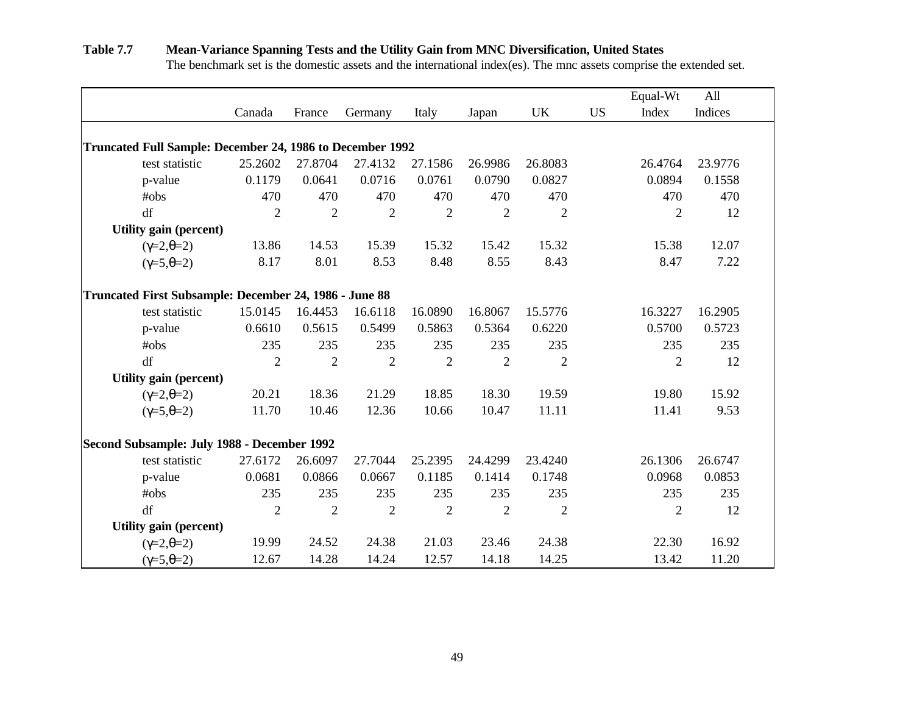**Table 7.7 Mean-Variance Spanning Tests and the Utility Gain from MNC Diversification, United States**

The benchmark set is the domestic assets and the international index(es). The mnc assets comprise the extended set.

| | Canada | France | Germany | Italy | Japan | UK | US | Equal-Wt Index | All Indices |
|---|---|---|---|---|---|---|---|---|---|
| **Truncated Full Sample: December 24, 1986 to December 1992** | | | | | | | | | |
| test statistic | 25.2602 | 27.8704 | 27.4132 | 27.1586 | 26.9986 | 26.8083 | | 26.4764 | 23.9776 |
| p-value | 0.1179 | 0.0641 | 0.0716 | 0.0761 | 0.0790 | 0.0827 | | 0.0894 | 0.1558 |
| #obs | 470 | 470 | 470 | 470 | 470 | 470 | | 470 | 470 |
| df | 2 | 2 | 2 | 2 | 2 | 2 | | 2 | 12 |
| **Utility gain (percent)** | | | | | | | | | |
| ($\gamma$=2,$\theta$=2) | 13.86 | 14.53 | 15.39 | 15.32 | 15.42 | 15.32 | | 15.38 | 12.07 |
| ($\gamma$=5,$\theta$=2) | 8.17 | 8.01 | 8.53 | 8.48 | 8.55 | 8.43 | | 8.47 | 7.22 |
| **Truncated First Subsample: December 24, 1986 - June 88** | | | | | | | | | |
| test statistic | 15.0145 | 16.4453 | 16.6118 | 16.0890 | 16.8067 | 15.5776 | | 16.3227 | 16.2905 |
| p-value | 0.6610 | 0.5615 | 0.5499 | 0.5863 | 0.5364 | 0.6220 | | 0.5700 | 0.5723 |
| #obs | 235 | 235 | 235 | 235 | 235 | 235 | | 235 | 235 |
| df | 2 | 2 | 2 | 2 | 2 | 2 | | 2 | 12 |
| **Utility gain (percent)** | | | | | | | | | |
| ($\gamma$=2,$\theta$=2) | 20.21 | 18.36 | 21.29 | 18.85 | 18.30 | 19.59 | | 19.80 | 15.92 |
| ($\gamma$=5,$\theta$=2) | 11.70 | 10.46 | 12.36 | 10.66 | 10.47 | 11.11 | | 11.41 | 9.53 |
| **Second Subsample: July 1988 - December 1992** | | | | | | | | | |
| test statistic | 27.6172 | 26.6097 | 27.7044 | 25.2395 | 24.4299 | 23.4240 | | 26.1306 | 26.6747 |
| p-value | 0.0681 | 0.0866 | 0.0667 | 0.1185 | 0.1414 | 0.1748 | | 0.0968 | 0.0853 |
| #obs | 235 | 235 | 235 | 235 | 235 | 235 | | 235 | 235 |
| df | 2 | 2 | 2 | 2 | 2 | 2 | | 2 | 12 |
| **Utility gain (percent)** | | | | | | | | | |
| ($\gamma$=2,$\theta$=2) | 19.99 | 24.52 | 24.38 | 21.03 | 23.46 | 24.38 | | 22.30 | 16.92 |
| ($\gamma$=5,$\theta$=2) | 12.67 | 14.28 | 14.24 | 12.57 | 14.18 | 14.25 | | 13.42 | 11.20 |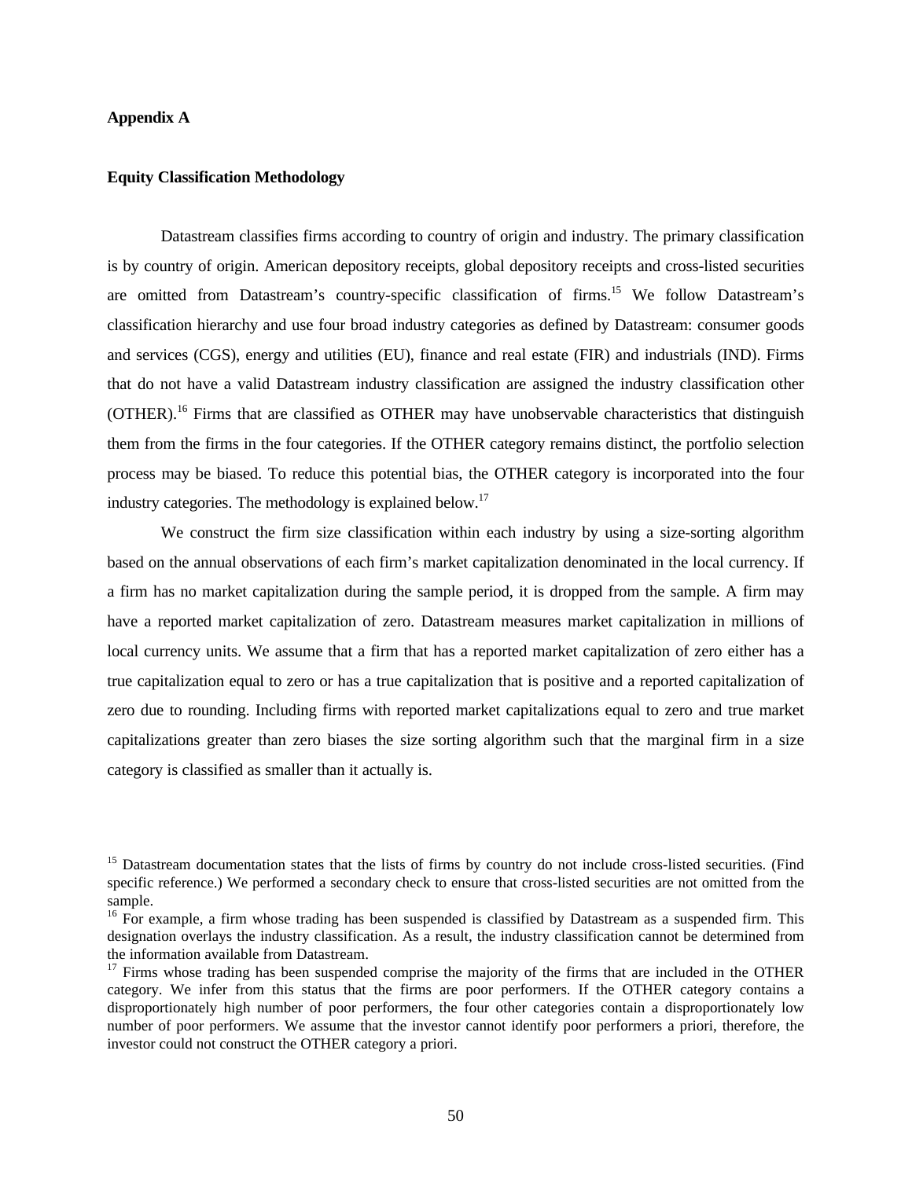## Appendix A

### Equity Classification Methodology

Datastream classifies firms according to country of origin and industry. The primary classification is by country of origin. American depository receipts, global depository receipts and cross-listed securities are omitted from Datastream's country-specific classification of firms.[15] We follow Datastream's classification hierarchy and use four broad industry categories as defined by Datastream: consumer goods and services (CGS), energy and utilities (EU), finance and real estate (FIR) and industrials (IND). Firms that do not have a valid Datastream industry classification are assigned the industry classification other (OTHER).[16] Firms that are classified as OTHER may have unobservable characteristics that distinguish them from the firms in the four categories. If the OTHER category remains distinct, the portfolio selection process may be biased. To reduce this potential bias, the OTHER category is incorporated into the four industry categories. The methodology is explained below.[17]

We construct the firm size classification within each industry by using a size-sorting algorithm based on the annual observations of each firm's market capitalization denominated in the local currency. If a firm has no market capitalization during the sample period, it is dropped from the sample. A firm may have a reported market capitalization of zero. Datastream measures market capitalization in millions of local currency units. We assume that a firm that has a reported market capitalization of zero either has a true capitalization equal to zero or has a true capitalization that is positive and a reported capitalization of zero due to rounding. Including firms with reported market capitalizations equal to zero and true market capitalizations greater than zero biases the size sorting algorithm such that the marginal firm in a size category is classified as smaller than it actually is.

---

[15] Datastream documentation states that the lists of firms by country do not include cross-listed securities. (Find specific reference.) We performed a secondary check to ensure that cross-listed securities are not omitted from the sample.

[16] For example, a firm whose trading has been suspended is classified by Datastream as a suspended firm. This designation overlays the industry classification. As a result, the industry classification cannot be determined from the information available from Datastream.

[17] Firms whose trading has been suspended comprise the majority of the firms that are included in the OTHER category. We infer from this status that the firms are poor performers. If the OTHER category contains a disproportionately high number of poor performers, the four other categories contain a disproportionately low number of poor performers. We assume that the investor cannot identify poor performers a priori, therefore, the investor could not construct the OTHER category a priori.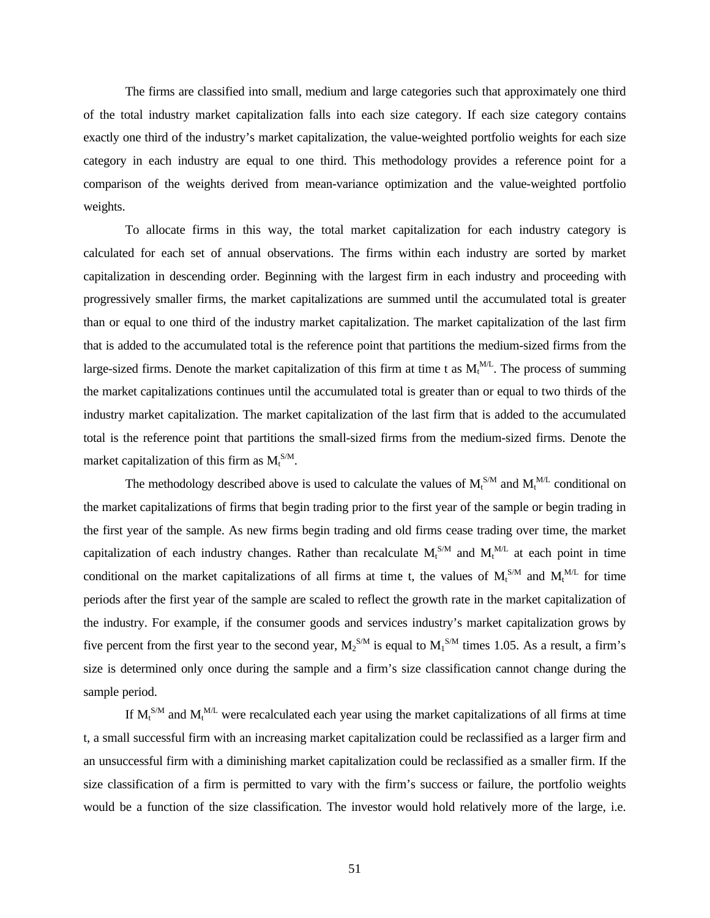The firms are classified into small, medium and large categories such that approximately one third of the total industry market capitalization falls into each size category. If each size category contains exactly one third of the industry's market capitalization, the value-weighted portfolio weights for each size category in each industry are equal to one third. This methodology provides a reference point for a comparison of the weights derived from mean-variance optimization and the value-weighted portfolio weights.

To allocate firms in this way, the total market capitalization for each industry category is calculated for each set of annual observations. The firms within each industry are sorted by market capitalization in descending order. Beginning with the largest firm in each industry and proceeding with progressively smaller firms, the market capitalizations are summed until the accumulated total is greater than or equal to one third of the industry market capitalization. The market capitalization of the last firm that is added to the accumulated total is the reference point that partitions the medium-sized firms from the large-sized firms. Denote the market capitalization of this firm at time t as $M_t^{M/L}$. The process of summing the market capitalizations continues until the accumulated total is greater than or equal to two thirds of the industry market capitalization. The market capitalization of the last firm that is added to the accumulated total is the reference point that partitions the small-sized firms from the medium-sized firms. Denote the market capitalization of this firm as $M_t^{S/M}$.

The methodology described above is used to calculate the values of $M_t^{S/M}$ and $M_t^{M/L}$ conditional on the market capitalizations of firms that begin trading prior to the first year of the sample or begin trading in the first year of the sample. As new firms begin trading and old firms cease trading over time, the market capitalization of each industry changes. Rather than recalculate $M_t^{S/M}$ and $M_t^{M/L}$ at each point in time conditional on the market capitalizations of all firms at time t, the values of $M_t^{S/M}$ and $M_t^{M/L}$ for time periods after the first year of the sample are scaled to reflect the growth rate in the market capitalization of the industry. For example, if the consumer goods and services industry's market capitalization grows by five percent from the first year to the second year, $M_2^{S/M}$ is equal to $M_1^{S/M}$ times 1.05. As a result, a firm's size is determined only once during the sample and a firm's size classification cannot change during the sample period.

If $M_t^{S/M}$ and $M_t^{M/L}$ were recalculated each year using the market capitalizations of all firms at time t, a small successful firm with an increasing market capitalization could be reclassified as a larger firm and an unsuccessful firm with a diminishing market capitalization could be reclassified as a smaller firm. If the size classification of a firm is permitted to vary with the firm's success or failure, the portfolio weights would be a function of the size classification. The investor would hold relatively more of the large, i.e.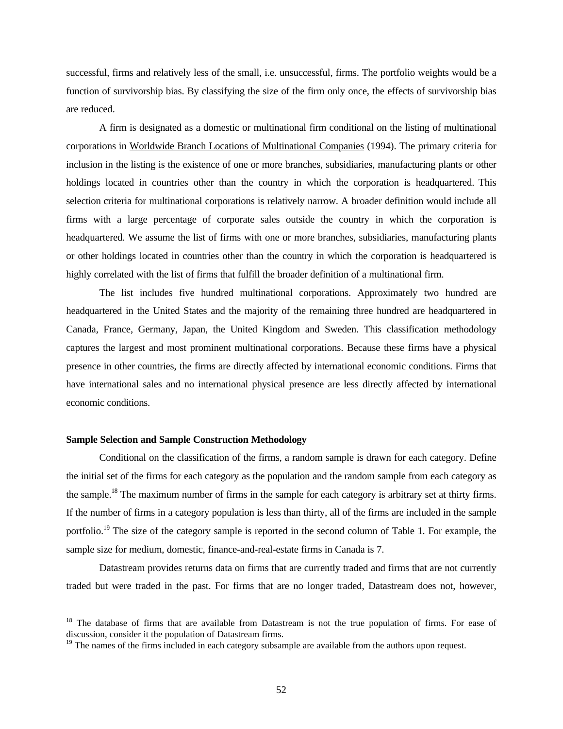successful, firms and relatively less of the small, i.e. unsuccessful, firms. The portfolio weights would be a function of survivorship bias. By classifying the size of the firm only once, the effects of survivorship bias are reduced.

A firm is designated as a domestic or multinational firm conditional on the listing of multinational corporations in Worldwide Branch Locations of Multinational Companies (1994). The primary criteria for inclusion in the listing is the existence of one or more branches, subsidiaries, manufacturing plants or other holdings located in countries other than the country in which the corporation is headquartered. This selection criteria for multinational corporations is relatively narrow. A broader definition would include all firms with a large percentage of corporate sales outside the country in which the corporation is headquartered. We assume the list of firms with one or more branches, subsidiaries, manufacturing plants or other holdings located in countries other than the country in which the corporation is headquartered is highly correlated with the list of firms that fulfill the broader definition of a multinational firm.

The list includes five hundred multinational corporations. Approximately two hundred are headquartered in the United States and the majority of the remaining three hundred are headquartered in Canada, France, Germany, Japan, the United Kingdom and Sweden. This classification methodology captures the largest and most prominent multinational corporations. Because these firms have a physical presence in other countries, the firms are directly affected by international economic conditions. Firms that have international sales and no international physical presence are less directly affected by international economic conditions.

**Sample Selection and Sample Construction Methodology**

Conditional on the classification of the firms, a random sample is drawn for each category. Define the initial set of the firms for each category as the population and the random sample from each category as the sample.[18] The maximum number of firms in the sample for each category is arbitrary set at thirty firms. If the number of firms in a category population is less than thirty, all of the firms are included in the sample portfolio.[19] The size of the category sample is reported in the second column of Table 1. For example, the sample size for medium, domestic, finance-and-real-estate firms in Canada is 7.

Datastream provides returns data on firms that are currently traded and firms that are not currently traded but were traded in the past. For firms that are no longer traded, Datastream does not, however,

[18] The database of firms that are available from Datastream is not the true population of firms. For ease of discussion, consider it the population of Datastream firms.

[19] The names of the firms included in each category subsample are available from the authors upon request.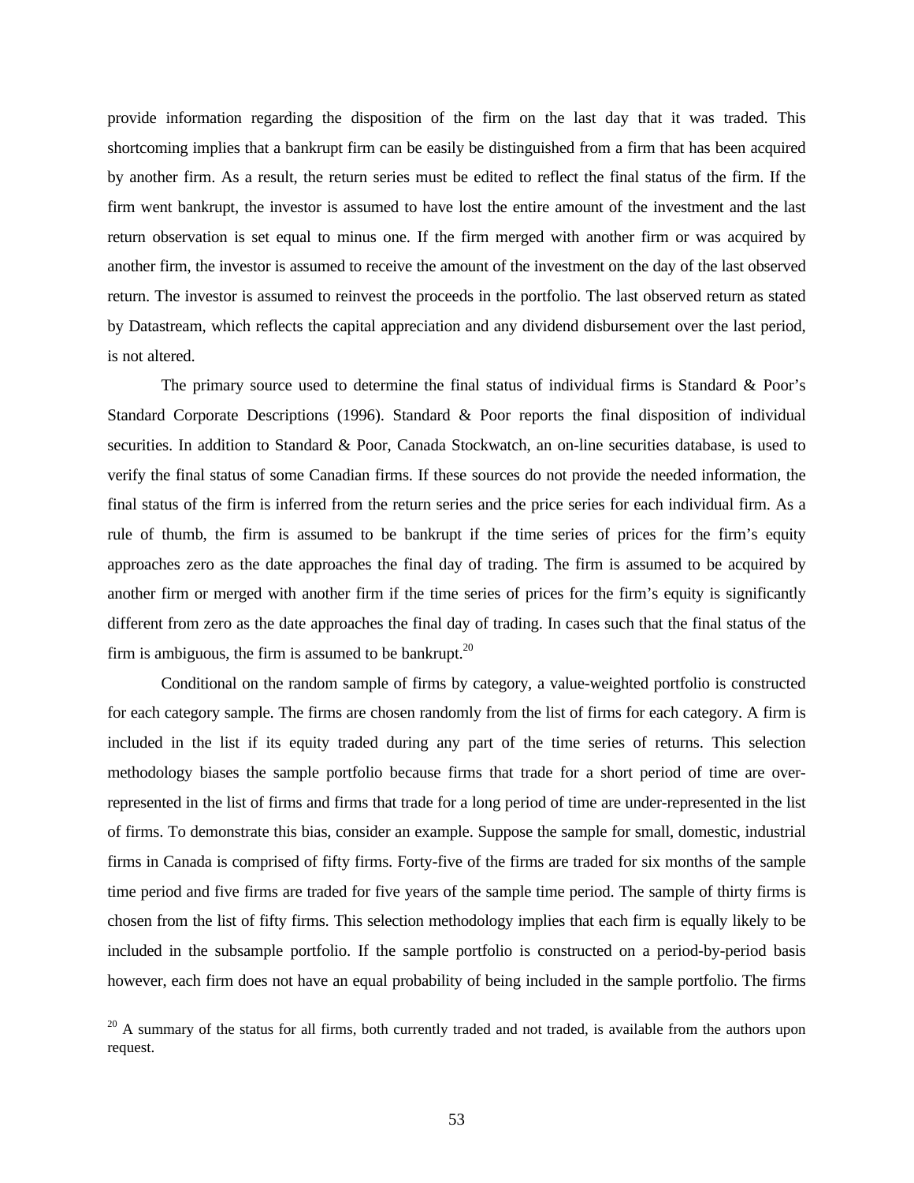provide information regarding the disposition of the firm on the last day that it was traded. This shortcoming implies that a bankrupt firm can be easily be distinguished from a firm that has been acquired by another firm. As a result, the return series must be edited to reflect the final status of the firm. If the firm went bankrupt, the investor is assumed to have lost the entire amount of the investment and the last return observation is set equal to minus one. If the firm merged with another firm or was acquired by another firm, the investor is assumed to receive the amount of the investment on the day of the last observed return. The investor is assumed to reinvest the proceeds in the portfolio. The last observed return as stated by Datastream, which reflects the capital appreciation and any dividend disbursement over the last period, is not altered.

The primary source used to determine the final status of individual firms is Standard & Poor's Standard Corporate Descriptions (1996). Standard & Poor reports the final disposition of individual securities. In addition to Standard & Poor, Canada Stockwatch, an on-line securities database, is used to verify the final status of some Canadian firms. If these sources do not provide the needed information, the final status of the firm is inferred from the return series and the price series for each individual firm. As a rule of thumb, the firm is assumed to be bankrupt if the time series of prices for the firm's equity approaches zero as the date approaches the final day of trading. The firm is assumed to be acquired by another firm or merged with another firm if the time series of prices for the firm's equity is significantly different from zero as the date approaches the final day of trading. In cases such that the final status of the firm is ambiguous, the firm is assumed to be bankrupt.[20]

Conditional on the random sample of firms by category, a value-weighted portfolio is constructed for each category sample. The firms are chosen randomly from the list of firms for each category. A firm is included in the list if its equity traded during any part of the time series of returns. This selection methodology biases the sample portfolio because firms that trade for a short period of time are over-represented in the list of firms and firms that trade for a long period of time are under-represented in the list of firms. To demonstrate this bias, consider an example. Suppose the sample for small, domestic, industrial firms in Canada is comprised of fifty firms. Forty-five of the firms are traded for six months of the sample time period and five firms are traded for five years of the sample time period. The sample of thirty firms is chosen from the list of fifty firms. This selection methodology implies that each firm is equally likely to be included in the subsample portfolio. If the sample portfolio is constructed on a period-by-period basis however, each firm does not have an equal probability of being included in the sample portfolio. The firms

[20] A summary of the status for all firms, both currently traded and not traded, is available from the authors upon request.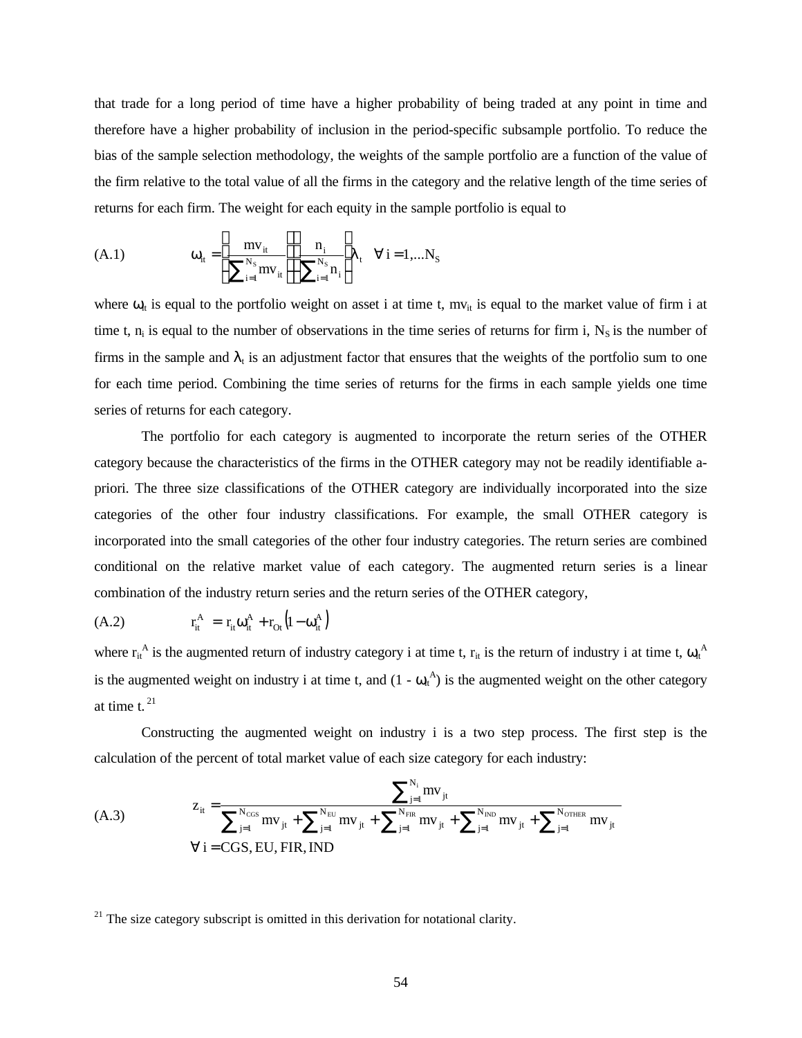that trade for a long period of time have a higher probability of being traded at any point in time and therefore have a higher probability of inclusion in the period-specific subsample portfolio. To reduce the bias of the sample selection methodology, the weights of the sample portfolio are a function of the value of the firm relative to the total value of all the firms in the category and the relative length of the time series of returns for each firm. The weight for each equity in the sample portfolio is equal to

$$\text{(A.1)} \qquad \omega_{it} = \left( \frac{mv_{it}}{\sum_{i=1}^{N_S} mv_{it}} \right) \left( \frac{n_i}{\sum_{i=1}^{N_S} n_i} \right) \lambda_t \quad \forall\, i = 1, \ldots N_S$$

where $\omega_{it}$ is equal to the portfolio weight on asset i at time t, $mv_{it}$ is equal to the market value of firm i at time t, $n_i$ is equal to the number of observations in the time series of returns for firm i, $N_S$ is the number of firms in the sample and $\lambda_t$ is an adjustment factor that ensures that the weights of the portfolio sum to one for each time period. Combining the time series of returns for the firms in each sample yields one time series of returns for each category.

The portfolio for each category is augmented to incorporate the return series of the OTHER category because the characteristics of the firms in the OTHER category may not be readily identifiable a-priori. The three size classifications of the OTHER category are individually incorporated into the size categories of the other four industry classifications. For example, the small OTHER category is incorporated into the small categories of the other four industry categories. The return series are combined conditional on the relative market value of each category. The augmented return series is a linear combination of the industry return series and the return series of the OTHER category,

$$\text{(A.2)} \qquad r_{it}^{A} = r_{it}\,\omega_{it}^{A} + r_{Ot}\left(1 - \omega_{it}^{A}\right)$$

where $r_{it}^{A}$ is the augmented return of industry category i at time t, $r_{it}$ is the return of industry i at time t, $\omega_{it}^{A}$ is the augmented weight on industry i at time t, and $(1 - \omega_{it}^{A})$ is the augmented weight on the other category at time t.[21]

Constructing the augmented weight on industry i is a two step process. The first step is the calculation of the percent of total market value of each size category for each industry:

$$\text{(A.3)} \qquad z_{it} = \frac{\sum_{j=1}^{N_i} mv_{jt}}{\sum_{j=1}^{N_{CGS}} mv_{jt} + \sum_{j=1}^{N_{EU}} mv_{jt} + \sum_{j=1}^{N_{FIR}} mv_{jt} + \sum_{j=1}^{N_{IND}} mv_{jt} + \sum_{j=1}^{N_{OTHER}} mv_{jt}}$$
$$\forall\, i = CGS, EU, FIR, IND$$

[21] The size category subscript is omitted in this derivation for notational clarity.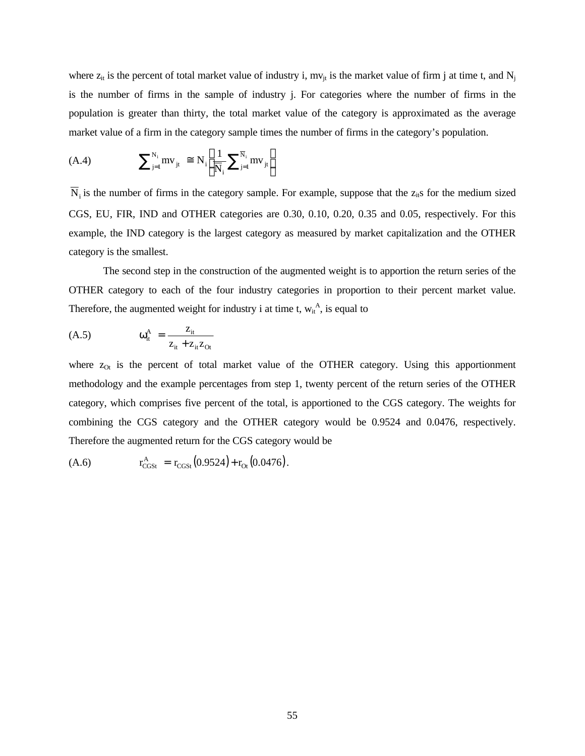where $z_{it}$ is the percent of total market value of industry i, $mv_{jt}$ is the market value of firm j at time t, and $N_j$ is the number of firms in the sample of industry j. For categories where the number of firms in the population is greater than thirty, the total market value of the category is approximated as the average market value of a firm in the category sample times the number of firms in the category's population.

$$\text{(A.4)} \qquad \sum_{j=1}^{N_i} mv_{jt} \cong N_i \left( \frac{1}{\overline{N}_i} \sum_{j=1}^{\overline{N}_i} mv_{jt} \right)$$

$\overline{N}_i$ is the number of firms in the category sample. For example, suppose that the $z_{it}$s for the medium sized CGS, EU, FIR, IND and OTHER categories are 0.30, 0.10, 0.20, 0.35 and 0.05, respectively. For this example, the IND category is the largest category as measured by market capitalization and the OTHER category is the smallest.

The second step in the construction of the augmented weight is to apportion the return series of the OTHER category to each of the four industry categories in proportion to their percent market value. Therefore, the augmented weight for industry i at time t, $w_{it}^A$, is equal to

$$\text{(A.5)} \qquad \omega_{it}^A = \frac{z_{it}}{z_{it} + z_{it} z_{Ot}}$$

where $z_{Ot}$ is the percent of total market value of the OTHER category. Using this apportionment methodology and the example percentages from step 1, twenty percent of the return series of the OTHER category, which comprises five percent of the total, is apportioned to the CGS category. The weights for combining the CGS category and the OTHER category would be 0.9524 and 0.0476, respectively. Therefore the augmented return for the CGS category would be

$$\text{(A.6)} \qquad r_{CGSt}^A = r_{CGSt}(0.9524) + r_{Ot}(0.0476).$$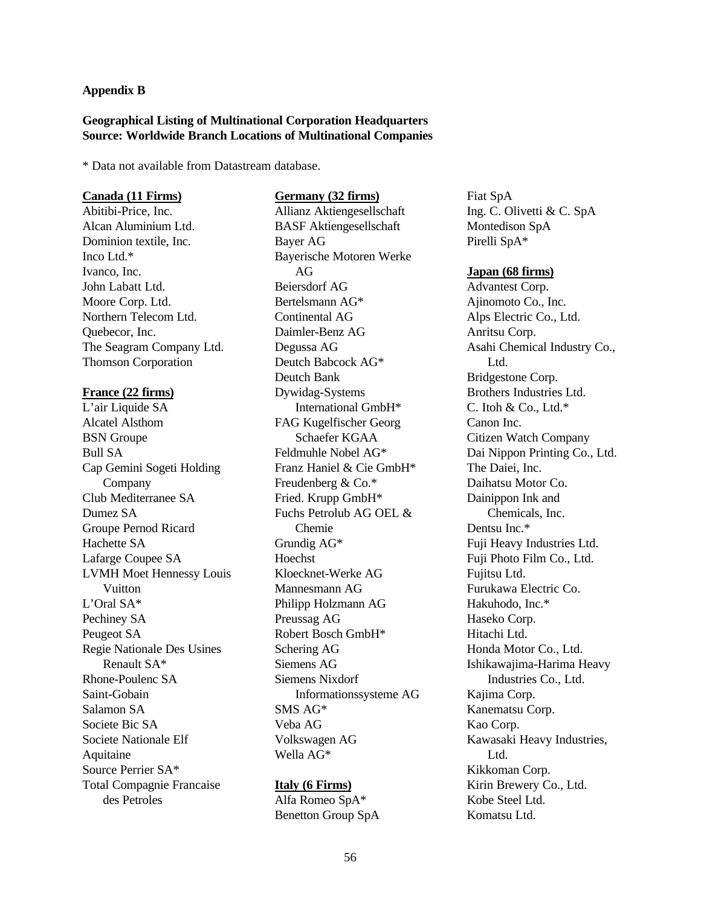**Appendix B**

**Geographical Listing of Multinational Corporation Headquarters**
**Source: Worldwide Branch Locations of Multinational Companies**

* Data not available from Datastream database.

**Canada (11 Firms)**

Abitibi-Price, Inc.
Alcan Aluminium Ltd.
Dominion textile, Inc.
Inco Ltd.*
Ivanco, Inc.
John Labatt Ltd.
Moore Corp. Ltd.
Northern Telecom Ltd.
Quebecor, Inc.
The Seagram Company Ltd.
Thomson Corporation

**France (22 firms)**

L'air Liquide SA
Alcatel Alsthom
BSN Groupe
Bull SA
Cap Gemini Sogeti Holding Company
Club Mediterranee SA
Dumez SA
Groupe Pernod Ricard
Hachette SA
Lafarge Coupee SA
LVMH Moet Hennessy Louis Vuitton
L'Oral SA*
Pechiney SA
Peugeot SA
Regie Nationale Des Usines Renault SA*
Rhone-Poulenc SA
Saint-Gobain
Salamon SA
Societe Bic SA
Societe Nationale Elf Aquitaine
Source Perrier SA*
Total Compagnie Francaise des Petroles

**Germany (32 firms)**

Allianz Aktiengesellschaft
BASF Aktiengesellschaft
Bayer AG
Bayerische Motoren Werke AG
Beiersdorf AG
Bertelsmann AG*
Continental AG
Daimler-Benz AG
Degussa AG
Deutch Babcock AG*
Deutch Bank
Dywidag-Systems International GmbH*
FAG Kugelfischer Georg Schaefer KGAA
Feldmuhle Nobel AG*
Franz Haniel & Cie GmbH*
Freudenberg & Co.*
Fried. Krupp GmbH*
Fuchs Petrolub AG OEL & Chemie
Grundig AG*
Hoechst
Kloecknet-Werke AG
Mannesmann AG
Philipp Holzmann AG
Preussag AG
Robert Bosch GmbH*
Schering AG
Siemens AG
Siemens Nixdorf Informationssysteme AG
SMS AG*
Veba AG
Volkswagen AG
Wella AG*

**Italy (6 Firms)**

Alfa Romeo SpA*
Benetton Group SpA
Fiat SpA
Ing. C. Olivetti & C. SpA
Montedison SpA
Pirelli SpA*

**Japan (68 firms)**

Advantest Corp.
Ajinomoto Co., Inc.
Alps Electric Co., Ltd.
Anritsu Corp.
Asahi Chemical Industry Co., Ltd.
Bridgestone Corp.
Brothers Industries Ltd.
C. Itoh & Co., Ltd.*
Canon Inc.
Citizen Watch Company
Dai Nippon Printing Co., Ltd.
The Daiei, Inc.
Daihatsu Motor Co.
Dainippon Ink and Chemicals, Inc.
Dentsu Inc.*
Fuji Heavy Industries Ltd.
Fuji Photo Film Co., Ltd.
Fujitsu Ltd.
Furukawa Electric Co.
Hakuhodo, Inc.*
Haseko Corp.
Hitachi Ltd.
Honda Motor Co., Ltd.
Ishikawajima-Harima Heavy Industries Co., Ltd.
Kajima Corp.
Kanematsu Corp.
Kao Corp.
Kawasaki Heavy Industries, Ltd.
Kikkoman Corp.
Kirin Brewery Co., Ltd.
Kobe Steel Ltd.
Komatsu Ltd.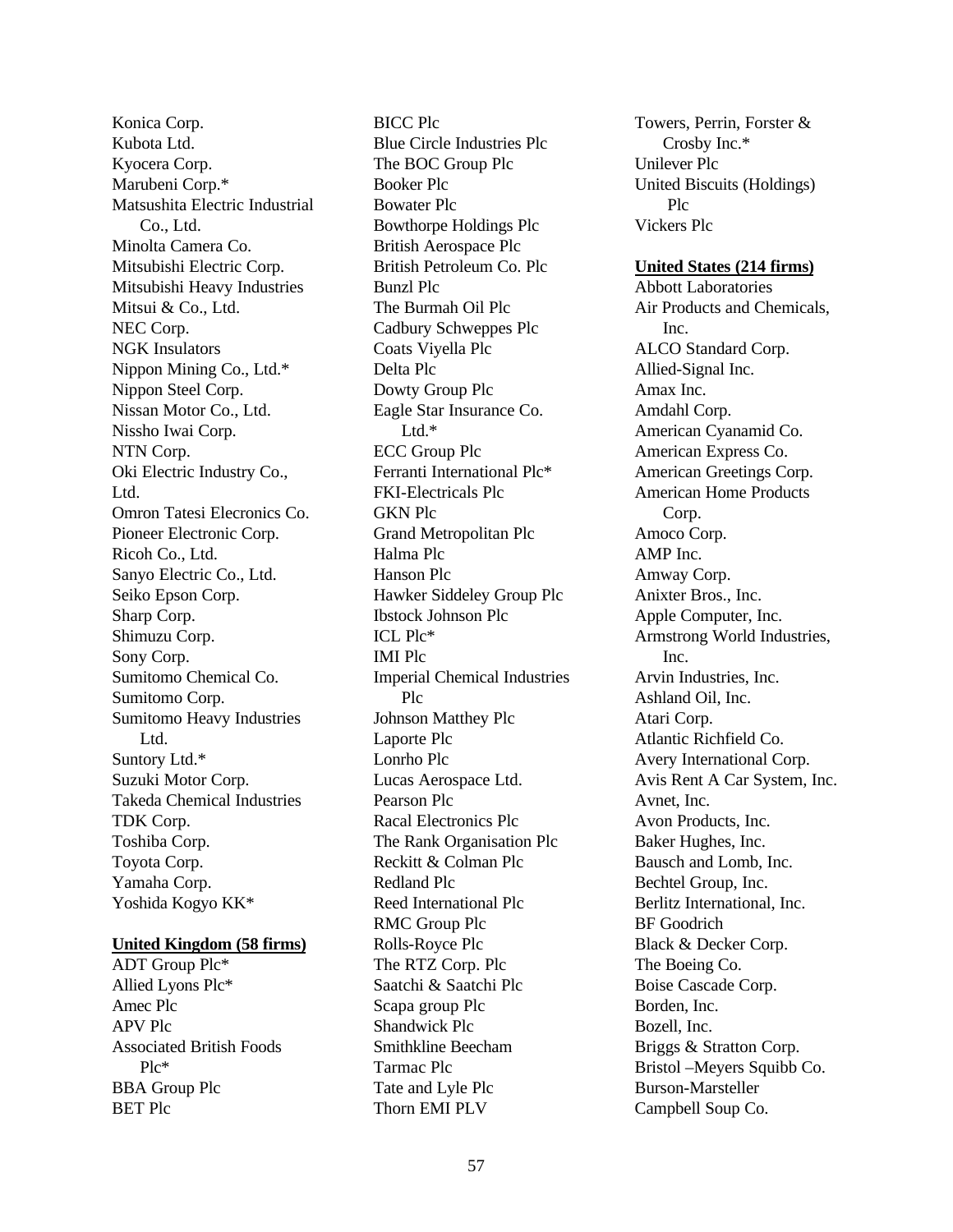Konica Corp.
Kubota Ltd.
Kyocera Corp.
Marubeni Corp.*
Matsushita Electric Industrial Co., Ltd.
Minolta Camera Co.
Mitsubishi Electric Corp.
Mitsubishi Heavy Industries
Mitsui & Co., Ltd.
NEC Corp.
NGK Insulators
Nippon Mining Co., Ltd.*
Nippon Steel Corp.
Nissan Motor Co., Ltd.
Nissho Iwai Corp.
NTN Corp.
Oki Electric Industry Co., Ltd.
Omron Tatesi Elecronics Co.
Pioneer Electronic Corp.
Ricoh Co., Ltd.
Sanyo Electric Co., Ltd.
Seiko Epson Corp.
Sharp Corp.
Shimuzu Corp.
Sony Corp.
Sumitomo Chemical Co.
Sumitomo Corp.
Sumitomo Heavy Industries Ltd.
Suntory Ltd.*
Suzuki Motor Corp.
Takeda Chemical Industries
TDK Corp.
Toshiba Corp.
Toyota Corp.
Yamaha Corp.
Yoshida Kogyo KK*

**United Kingdom (58 firms)**

ADT Group Plc*
Allied Lyons Plc*
Amec Plc
APV Plc
Associated British Foods Plc*
BBA Group Plc
BET Plc
BICC Plc
Blue Circle Industries Plc
The BOC Group Plc
Booker Plc
Bowater Plc
Bowthorpe Holdings Plc
British Aerospace Plc
British Petroleum Co. Plc
Bunzl Plc
The Burmah Oil Plc
Cadbury Schweppes Plc
Coats Viyella Plc
Delta Plc
Dowty Group Plc
Eagle Star Insurance Co. Ltd.*
ECC Group Plc
Ferranti International Plc*
FKI-Electricals Plc
GKN Plc
Grand Metropolitan Plc
Halma Plc
Hanson Plc
Hawker Siddeley Group Plc
Ibstock Johnson Plc
ICL Plc*
IMI Plc
Imperial Chemical Industries Plc
Johnson Matthey Plc
Laporte Plc
Lonrho Plc
Lucas Aerospace Ltd.
Pearson Plc
Racal Electronics Plc
The Rank Organisation Plc
Reckitt & Colman Plc
Redland Plc
Reed International Plc
RMC Group Plc
Rolls-Royce Plc
The RTZ Corp. Plc
Saatchi & Saatchi Plc
Scapa group Plc
Shandwick Plc
Smithkline Beecham
Tarmac Plc
Tate and Lyle Plc
Thorn EMI PLV
Towers, Perrin, Forster & Crosby Inc.*
Unilever Plc
United Biscuits (Holdings) Plc
Vickers Plc

**United States (214 firms)**

Abbott Laboratories
Air Products and Chemicals, Inc.
ALCO Standard Corp.
Allied-Signal Inc.
Amax Inc.
Amdahl Corp.
American Cyanamid Co.
American Express Co.
American Greetings Corp.
American Home Products Corp.
Amoco Corp.
AMP Inc.
Amway Corp.
Anixter Bros., Inc.
Apple Computer, Inc.
Armstrong World Industries, Inc.
Arvin Industries, Inc.
Ashland Oil, Inc.
Atari Corp.
Atlantic Richfield Co.
Avery International Corp.
Avis Rent A Car System, Inc.
Avnet, Inc.
Avon Products, Inc.
Baker Hughes, Inc.
Bausch and Lomb, Inc.
Bechtel Group, Inc.
Berlitz International, Inc.
BF Goodrich
Black & Decker Corp.
The Boeing Co.
Boise Cascade Corp.
Borden, Inc.
Bozell, Inc.
Briggs & Stratton Corp.
Bristol –Meyers Squibb Co.
Burson-Marsteller
Campbell Soup Co.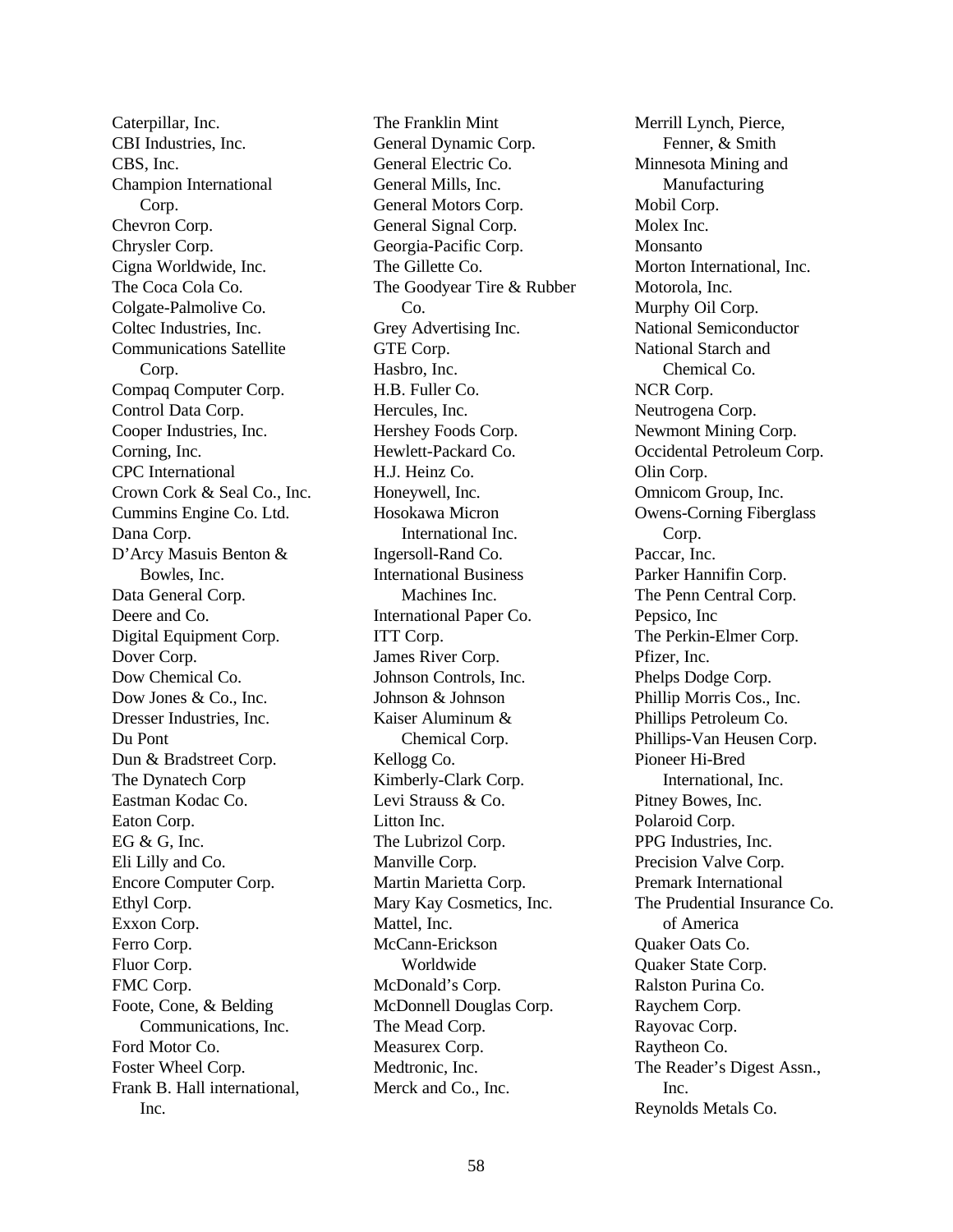Caterpillar, Inc.
CBI Industries, Inc.
CBS, Inc.
Champion International Corp.
Chevron Corp.
Chrysler Corp.
Cigna Worldwide, Inc.
The Coca Cola Co.
Colgate-Palmolive Co.
Coltec Industries, Inc.
Communications Satellite Corp.
Compaq Computer Corp.
Control Data Corp.
Cooper Industries, Inc.
Corning, Inc.
CPC International
Crown Cork & Seal Co., Inc.
Cummins Engine Co. Ltd.
Dana Corp.
D'Arcy Masuis Benton & Bowles, Inc.
Data General Corp.
Deere and Co.
Digital Equipment Corp.
Dover Corp.
Dow Chemical Co.
Dow Jones & Co., Inc.
Dresser Industries, Inc.
Du Pont
Dun & Bradstreet Corp.
The Dynatech Corp
Eastman Kodac Co.
Eaton Corp.
EG & G, Inc.
Eli Lilly and Co.
Encore Computer Corp.
Ethyl Corp.
Exxon Corp.
Ferro Corp.
Fluor Corp.
FMC Corp.
Foote, Cone, & Belding Communications, Inc.
Ford Motor Co.
Foster Wheel Corp.
Frank B. Hall international, Inc.
The Franklin Mint
General Dynamic Corp.
General Electric Co.
General Mills, Inc.
General Motors Corp.
General Signal Corp.
Georgia-Pacific Corp.
The Gillette Co.
The Goodyear Tire & Rubber Co.
Grey Advertising Inc.
GTE Corp.
Hasbro, Inc.
H.B. Fuller Co.
Hercules, Inc.
Hershey Foods Corp.
Hewlett-Packard Co.
H.J. Heinz Co.
Honeywell, Inc.
Hosokawa Micron International Inc.
Ingersoll-Rand Co.
International Business Machines Inc.
International Paper Co.
ITT Corp.
James River Corp.
Johnson Controls, Inc.
Johnson & Johnson
Kaiser Aluminum & Chemical Corp.
Kellogg Co.
Kimberly-Clark Corp.
Levi Strauss & Co.
Litton Inc.
The Lubrizol Corp.
Manville Corp.
Martin Marietta Corp.
Mary Kay Cosmetics, Inc.
Mattel, Inc.
McCann-Erickson Worldwide
McDonald's Corp.
McDonnell Douglas Corp.
The Mead Corp.
Measurex Corp.
Medtronic, Inc.
Merck and Co., Inc.
Merrill Lynch, Pierce, Fenner, & Smith
Minnesota Mining and Manufacturing
Mobil Corp.
Molex Inc.
Monsanto
Morton International, Inc.
Motorola, Inc.
Murphy Oil Corp.
National Semiconductor
National Starch and Chemical Co.
NCR Corp.
Neutrogena Corp.
Newmont Mining Corp.
Occidental Petroleum Corp.
Olin Corp.
Omnicom Group, Inc.
Owens-Corning Fiberglass Corp.
Paccar, Inc.
Parker Hannifin Corp.
The Penn Central Corp.
Pepsico, Inc
The Perkin-Elmer Corp.
Pfizer, Inc.
Phelps Dodge Corp.
Phillip Morris Cos., Inc.
Phillips Petroleum Co.
Phillips-Van Heusen Corp.
Pioneer Hi-Bred International, Inc.
Pitney Bowes, Inc.
Polaroid Corp.
PPG Industries, Inc.
Precision Valve Corp.
Premark International
The Prudential Insurance Co. of America
Quaker Oats Co.
Quaker State Corp.
Ralston Purina Co.
Raychem Corp.
Rayovac Corp.
Raytheon Co.
The Reader's Digest Assn., Inc.
Reynolds Metals Co.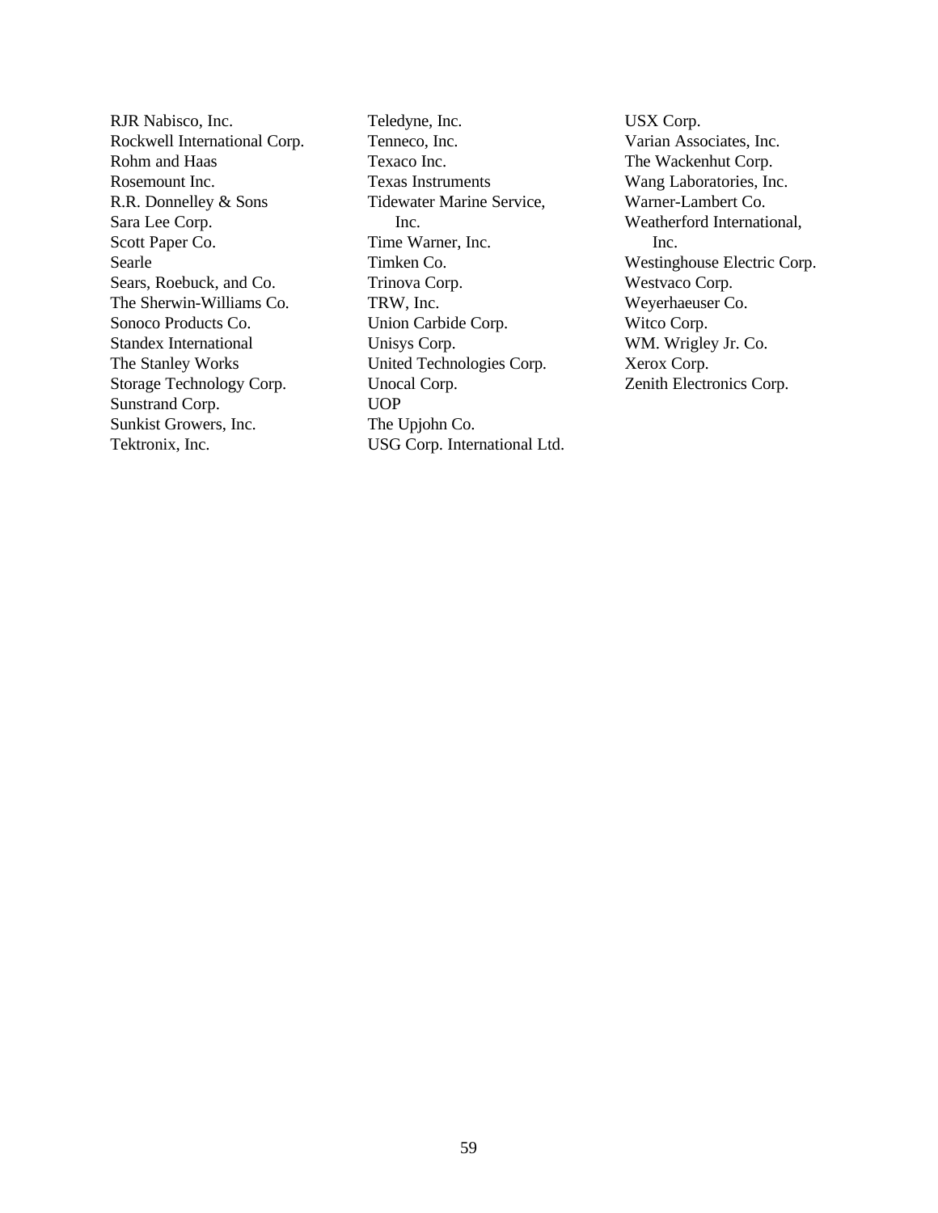RJR Nabisco, Inc.
Rockwell International Corp.
Rohm and Haas
Rosemount Inc.
R.R. Donnelley & Sons
Sara Lee Corp.
Scott Paper Co.
Searle
Sears, Roebuck, and Co.
The Sherwin-Williams Co.
Sonoco Products Co.
Standex International
The Stanley Works
Storage Technology Corp.
Sunstrand Corp.
Sunkist Growers, Inc.
Tektronix, Inc.
Teledyne, Inc.
Tenneco, Inc.
Texaco Inc.
Texas Instruments
Tidewater Marine Service, Inc.
Time Warner, Inc.
Timken Co.
Trinova Corp.
TRW, Inc.
Union Carbide Corp.
Unisys Corp.
United Technologies Corp.
Unocal Corp.
UOP
The Upjohn Co.
USG Corp. International Ltd.
USX Corp.
Varian Associates, Inc.
The Wackenhut Corp.
Wang Laboratories, Inc.
Warner-Lambert Co.
Weatherford International, Inc.
Westinghouse Electric Corp.
Westvaco Corp.
Weyerhaeuser Co.
Witco Corp.
WM. Wrigley Jr. Co.
Xerox Corp.
Zenith Electronics Corp.